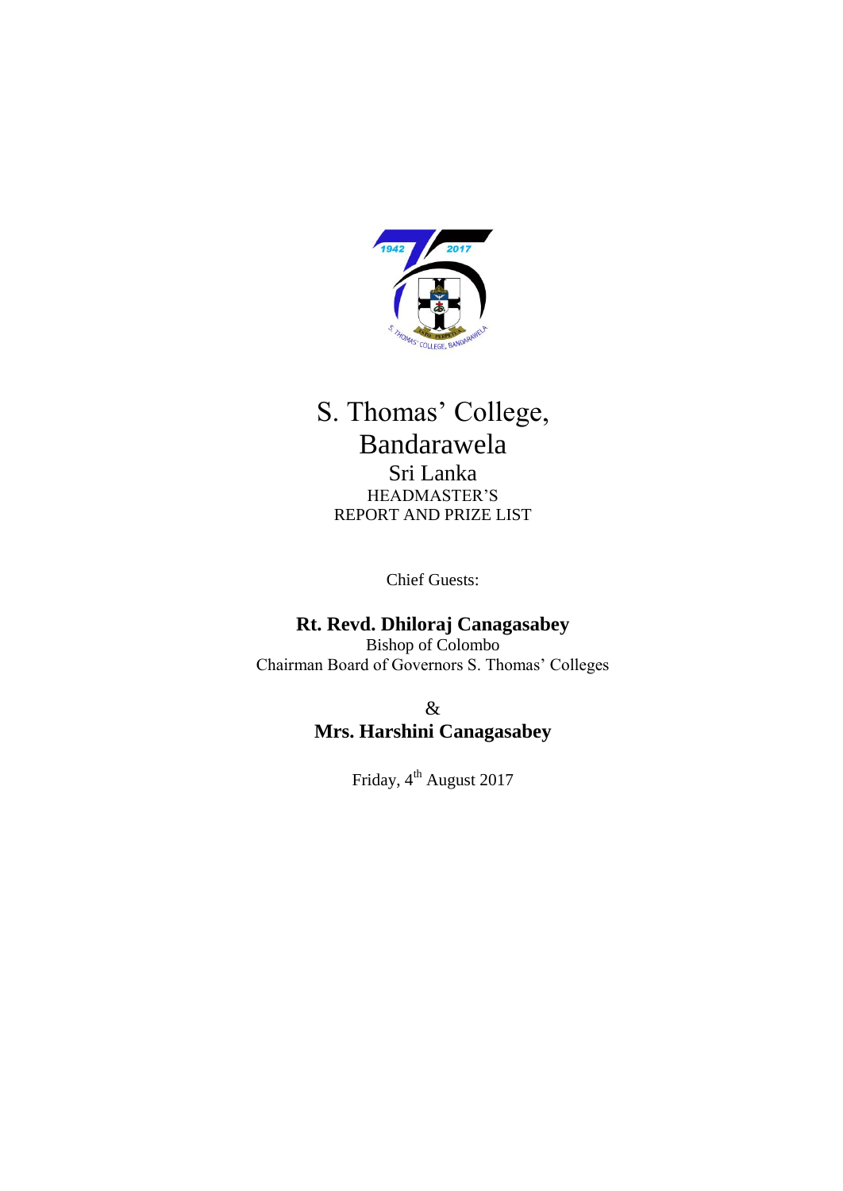# S. Thomas' College, Bandarawela

## Sri Lanka

HEADMASTER'S

REPORT AND PRIZE LIST

Chief Guests:

**Rt. Revd. Dhiloraj Canagasabey**

Bishop of Colombo

Chairman Board of Governors S. Thomas' Colleges

&

**Mrs. Harshini Canagasabey**

Friday, 4th August 2017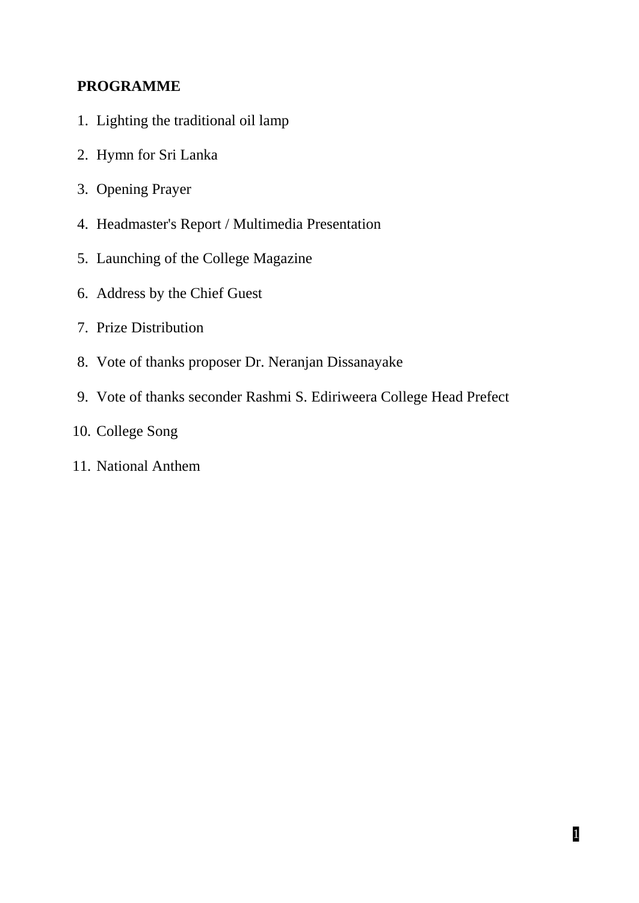**PROGRAMME**

1. Lighting the traditional oil lamp
2. Hymn for Sri Lanka
3. Opening Prayer
4. Headmaster's Report / Multimedia Presentation
5. Launching of the College Magazine
6. Address by the Chief Guest
7. Prize Distribution
8. Vote of thanks proposer Dr. Neranjan Dissanayake
9. Vote of thanks seconder Rashmi S. Ediriweera College Head Prefect
10. College Song
11. National Anthem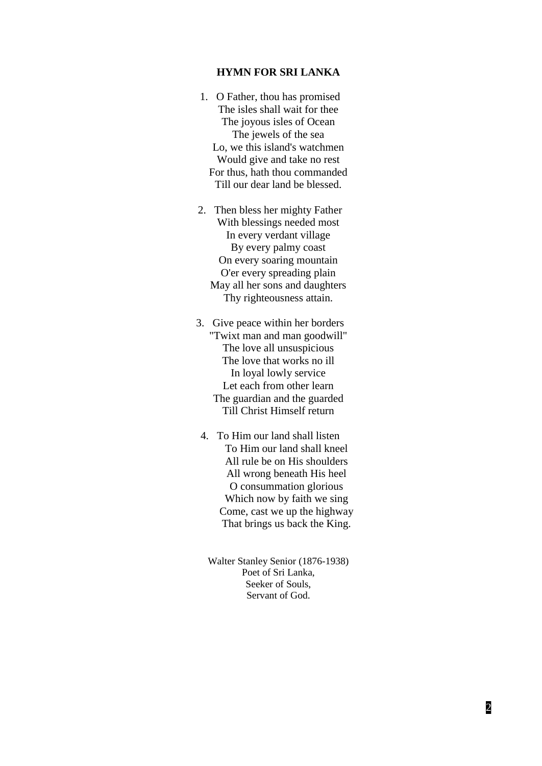**HYMN FOR SRI LANKA**

1. O Father, thou has promised
   The isles shall wait for thee
   The joyous isles of Ocean
   The jewels of the sea
   Lo, we this island's watchmen
   Would give and take no rest
   For thus, hath thou commanded
   Till our dear land be blessed.

2. Then bless her mighty Father
   With blessings needed most
   In every verdant village
   By every palmy coast
   On every soaring mountain
   O'er every spreading plain
   May all her sons and daughters
   Thy righteousness attain.

3. Give peace within her borders
   "Twixt man and man goodwill"
   The love all unsuspicious
   The love that works no ill
   In loyal lowly service
   Let each from other learn
   The guardian and the guarded
   Till Christ Himself return

4. To Him our land shall listen
   To Him our land shall kneel
   All rule be on His shoulders
   All wrong beneath His heel
   O consummation glorious
   Which now by faith we sing
   Come, cast we up the highway
   That brings us back the King.

Walter Stanley Senior (1876-1938)
Poet of Sri Lanka,
Seeker of Souls,
Servant of God.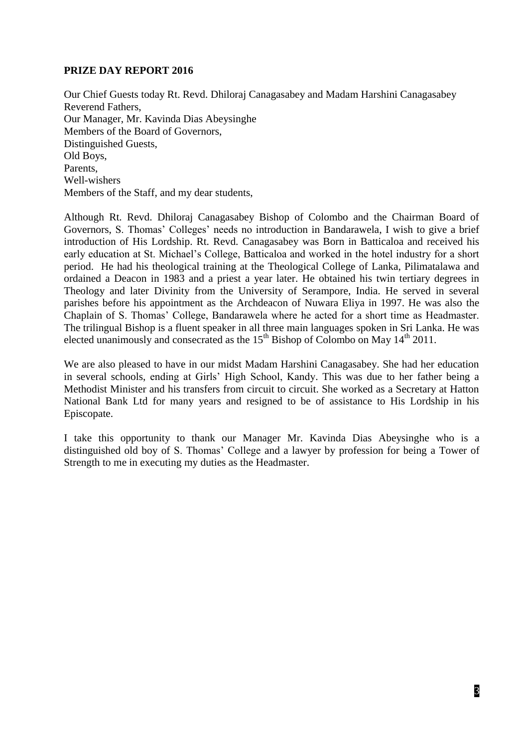**PRIZE DAY REPORT 2016**

Our Chief Guests today Rt. Revd. Dhiloraj Canagasabey and Madam Harshini Canagasabey
Reverend Fathers,
Our Manager, Mr. Kavinda Dias Abeysinghe
Members of the Board of Governors,
Distinguished Guests,
Old Boys,
Parents,
Well-wishers
Members of the Staff, and my dear students,

Although Rt. Revd. Dhiloraj Canagasabey Bishop of Colombo and the Chairman Board of Governors, S. Thomas' Colleges' needs no introduction in Bandarawela, I wish to give a brief introduction of His Lordship. Rt. Revd. Canagasabey was Born in Batticaloa and received his early education at St. Michael's College, Batticaloa and worked in the hotel industry for a short period. He had his theological training at the Theological College of Lanka, Pilimatalawa and ordained a Deacon in 1983 and a priest a year later. He obtained his twin tertiary degrees in Theology and later Divinity from the University of Serampore, India. He served in several parishes before his appointment as the Archdeacon of Nuwara Eliya in 1997. He was also the Chaplain of S. Thomas' College, Bandarawela where he acted for a short time as Headmaster. The trilingual Bishop is a fluent speaker in all three main languages spoken in Sri Lanka. He was elected unanimously and consecrated as the 15th Bishop of Colombo on May 14th 2011.

We are also pleased to have in our midst Madam Harshini Canagasabey. She had her education in several schools, ending at Girls' High School, Kandy. This was due to her father being a Methodist Minister and his transfers from circuit to circuit. She worked as a Secretary at Hatton National Bank Ltd for many years and resigned to be of assistance to His Lordship in his Episcopate.

I take this opportunity to thank our Manager Mr. Kavinda Dias Abeysinghe who is a distinguished old boy of S. Thomas' College and a lawyer by profession for being a Tower of Strength to me in executing my duties as the Headmaster.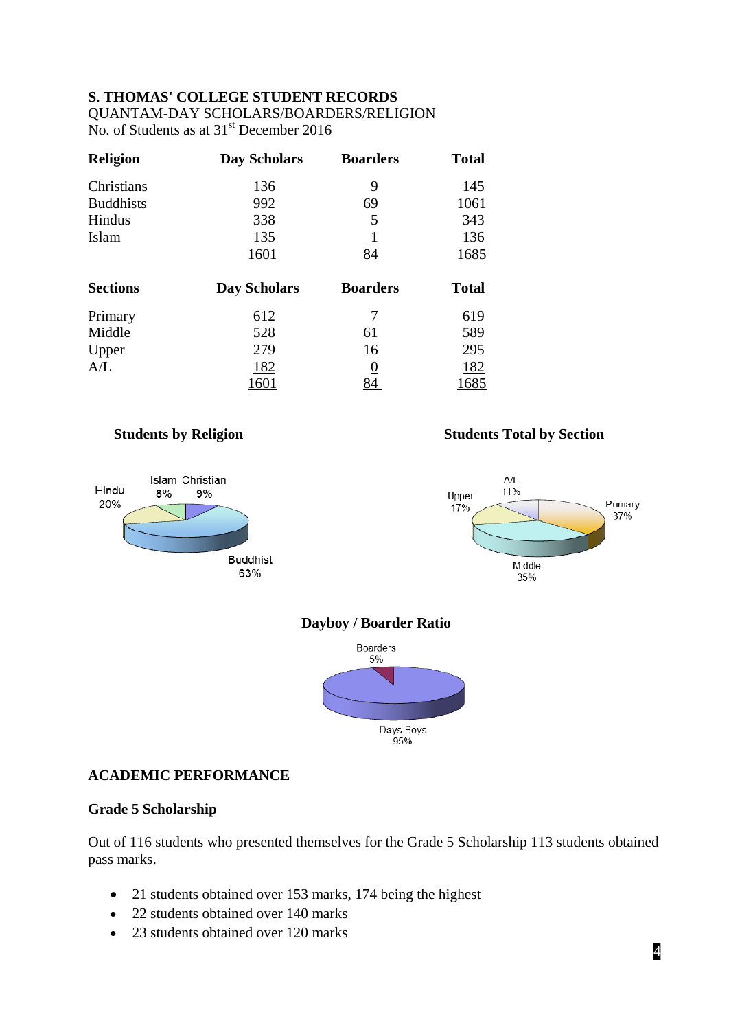**S. THOMAS' COLLEGE STUDENT RECORDS**
QUANTAM-DAY SCHOLARS/BOARDERS/RELIGION
No. of Students as at 31st December 2016

| Religion | Day Scholars | Boarders | Total |
|---|---|---|---|
| Christians | 136 | 9 | 145 |
| Buddhists | 992 | 69 | 1061 |
| Hindus | 338 | 5 | 343 |
| Islam | 135 | 1 | 136 |
| | 1601 | 84 | 1685 |

| Sections | Day Scholars | Boarders | Total |
|---|---|---|---|
| Primary | 612 | 7 | 619 |
| Middle | 528 | 61 | 589 |
| Upper | 279 | 16 | 295 |
| A/L | 182 | 0 | 182 |
| | 1601 | 84 | 1685 |

**Students by Religion**

Hindu 20%, Islam 8%, Christian 9%, Buddhist 63%

**Students Total by Section**

A/L 11%, Upper 17%, Primary 37%, Middle 35%

**Dayboy / Boarder Ratio**

Boarders 5%, Days Boys 95%

## ACADEMIC PERFORMANCE

### Grade 5 Scholarship

Out of 116 students who presented themselves for the Grade 5 Scholarship 113 students obtained pass marks.

- 21 students obtained over 153 marks, 174 being the highest
- 22 students obtained over 140 marks
- 23 students obtained over 120 marks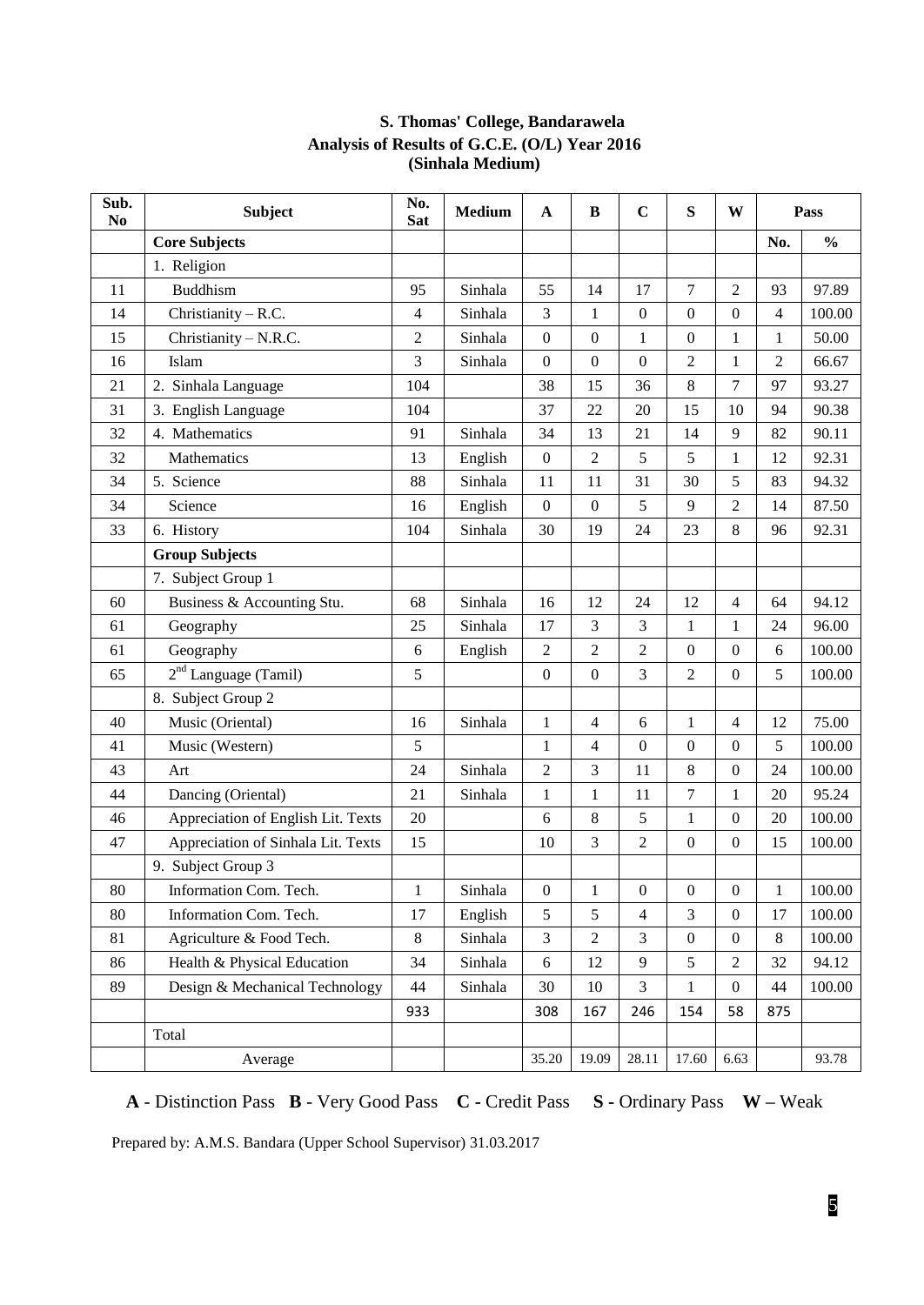**S. Thomas' College, Bandarawela**
**Analysis of Results of G.C.E. (O/L) Year 2016**
**(Sinhala Medium)**

| Sub. No | Subject | No. Sat | Medium | A | B | C | S | W | Pass | |
|---|---|---|---|---|---|---|---|---|---|---|
| | **Core Subjects** | | | | | | | | No. | % |
| | 1. Religion | | | | | | | | | |
| 11 | Buddhism | 95 | Sinhala | 55 | 14 | 17 | 7 | 2 | 93 | 97.89 |
| 14 | Christianity – R.C. | 4 | Sinhala | 3 | 1 | 0 | 0 | 0 | 4 | 100.00 |
| 15 | Christianity – N.R.C. | 2 | Sinhala | 0 | 0 | 1 | 0 | 1 | 1 | 50.00 |
| 16 | Islam | 3 | Sinhala | 0 | 0 | 0 | 2 | 1 | 2 | 66.67 |
| 21 | 2. Sinhala Language | 104 | | 38 | 15 | 36 | 8 | 7 | 97 | 93.27 |
| 31 | 3. English Language | 104 | | 37 | 22 | 20 | 15 | 10 | 94 | 90.38 |
| 32 | 4. Mathematics | 91 | Sinhala | 34 | 13 | 21 | 14 | 9 | 82 | 90.11 |
| 32 | Mathematics | 13 | English | 0 | 2 | 5 | 5 | 1 | 12 | 92.31 |
| 34 | 5. Science | 88 | Sinhala | 11 | 11 | 31 | 30 | 5 | 83 | 94.32 |
| 34 | Science | 16 | English | 0 | 0 | 5 | 9 | 2 | 14 | 87.50 |
| 33 | 6. History | 104 | Sinhala | 30 | 19 | 24 | 23 | 8 | 96 | 92.31 |
| | **Group Subjects** | | | | | | | | | |
| | 7. Subject Group 1 | | | | | | | | | |
| 60 | Business & Accounting Stu. | 68 | Sinhala | 16 | 12 | 24 | 12 | 4 | 64 | 94.12 |
| 61 | Geography | 25 | Sinhala | 17 | 3 | 3 | 1 | 1 | 24 | 96.00 |
| 61 | Geography | 6 | English | 2 | 2 | 2 | 0 | 0 | 6 | 100.00 |
| 65 | 2nd Language (Tamil) | 5 | | 0 | 0 | 3 | 2 | 0 | 5 | 100.00 |
| | 8. Subject Group 2 | | | | | | | | | |
| 40 | Music (Oriental) | 16 | Sinhala | 1 | 4 | 6 | 1 | 4 | 12 | 75.00 |
| 41 | Music (Western) | 5 | | 1 | 4 | 0 | 0 | 0 | 5 | 100.00 |
| 43 | Art | 24 | Sinhala | 2 | 3 | 11 | 8 | 0 | 24 | 100.00 |
| 44 | Dancing (Oriental) | 21 | Sinhala | 1 | 1 | 11 | 7 | 1 | 20 | 95.24 |
| 46 | Appreciation of English Lit. Texts | 20 | | 6 | 8 | 5 | 1 | 0 | 20 | 100.00 |
| 47 | Appreciation of Sinhala Lit. Texts | 15 | | 10 | 3 | 2 | 0 | 0 | 15 | 100.00 |
| | 9. Subject Group 3 | | | | | | | | | |
| 80 | Information Com. Tech. | 1 | Sinhala | 0 | 1 | 0 | 0 | 0 | 1 | 100.00 |
| 80 | Information Com. Tech. | 17 | English | 5 | 5 | 4 | 3 | 0 | 17 | 100.00 |
| 81 | Agriculture & Food Tech. | 8 | Sinhala | 3 | 2 | 3 | 0 | 0 | 8 | 100.00 |
| 86 | Health & Physical Education | 34 | Sinhala | 6 | 12 | 9 | 5 | 2 | 32 | 94.12 |
| 89 | Design & Mechanical Technology | 44 | Sinhala | 30 | 10 | 3 | 1 | 0 | 44 | 100.00 |
| | | 933 | | 308 | 167 | 246 | 154 | 58 | 875 | |
| | Total | | | | | | | | | |
| | Average | | | 35.20 | 19.09 | 28.11 | 17.60 | 6.63 | | 93.78 |

**A** - Distinction Pass **B** - Very Good Pass **C** - Credit Pass **S** - Ordinary Pass **W** – Weak

Prepared by: A.M.S. Bandara (Upper School Supervisor) 31.03.2017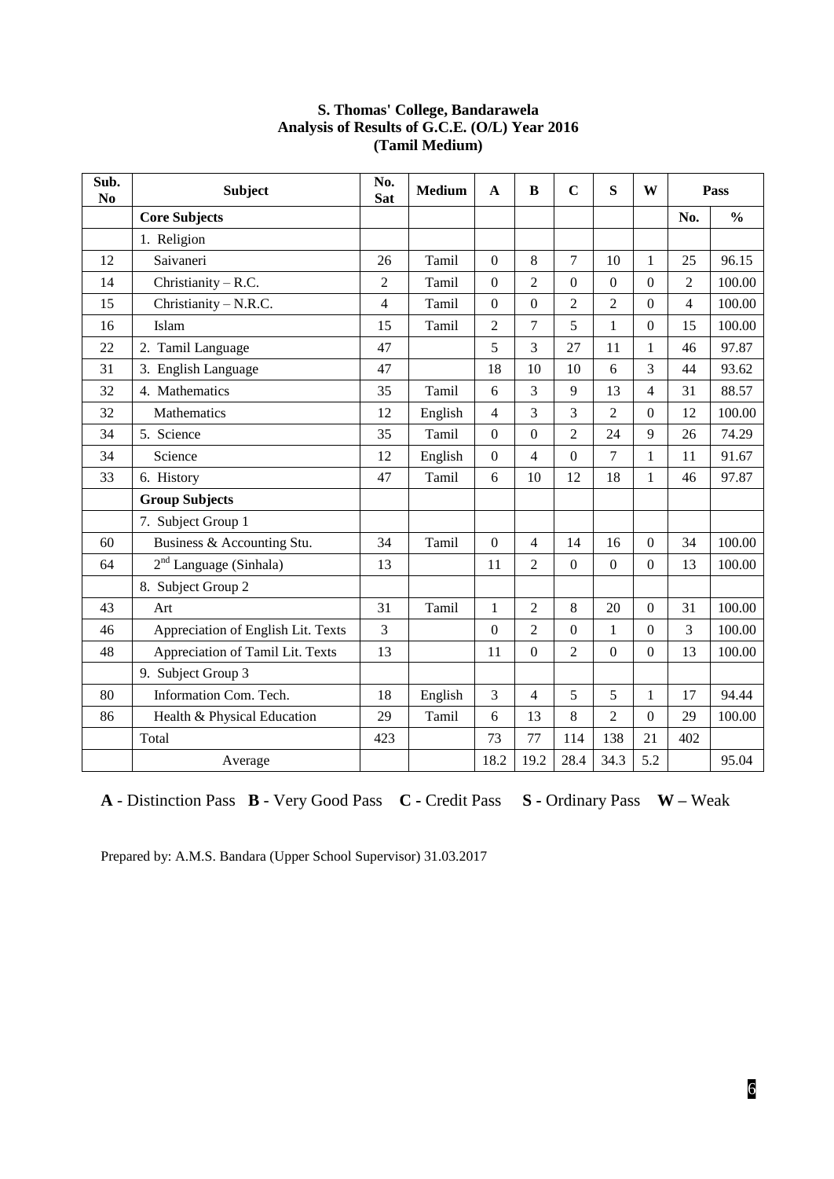**S. Thomas' College, Bandarawela**
**Analysis of Results of G.C.E. (O/L) Year 2016**
**(Tamil Medium)**

| Sub. No | Subject | No. Sat | Medium | A | B | C | S | W | Pass | |
|---|---|---|---|---|---|---|---|---|---|---|
| | **Core Subjects** | | | | | | | | **No.** | **%** |
| | 1. Religion | | | | | | | | | |
| 12 | Saivaneri | 26 | Tamil | 0 | 8 | 7 | 10 | 1 | 25 | 96.15 |
| 14 | Christianity – R.C. | 2 | Tamil | 0 | 2 | 0 | 0 | 0 | 2 | 100.00 |
| 15 | Christianity – N.R.C. | 4 | Tamil | 0 | 0 | 2 | 2 | 0 | 4 | 100.00 |
| 16 | Islam | 15 | Tamil | 2 | 7 | 5 | 1 | 0 | 15 | 100.00 |
| 22 | 2. Tamil Language | 47 | | 5 | 3 | 27 | 11 | 1 | 46 | 97.87 |
| 31 | 3. English Language | 47 | | 18 | 10 | 10 | 6 | 3 | 44 | 93.62 |
| 32 | 4. Mathematics | 35 | Tamil | 6 | 3 | 9 | 13 | 4 | 31 | 88.57 |
| 32 | Mathematics | 12 | English | 4 | 3 | 3 | 2 | 0 | 12 | 100.00 |
| 34 | 5. Science | 35 | Tamil | 0 | 0 | 2 | 24 | 9 | 26 | 74.29 |
| 34 | Science | 12 | English | 0 | 4 | 0 | 7 | 1 | 11 | 91.67 |
| 33 | 6. History | 47 | Tamil | 6 | 10 | 12 | 18 | 1 | 46 | 97.87 |
| | **Group Subjects** | | | | | | | | | |
| | 7. Subject Group 1 | | | | | | | | | |
| 60 | Business & Accounting Stu. | 34 | Tamil | 0 | 4 | 14 | 16 | 0 | 34 | 100.00 |
| 64 | 2nd Language (Sinhala) | 13 | | 11 | 2 | 0 | 0 | 0 | 13 | 100.00 |
| | 8. Subject Group 2 | | | | | | | | | |
| 43 | Art | 31 | Tamil | 1 | 2 | 8 | 20 | 0 | 31 | 100.00 |
| 46 | Appreciation of English Lit. Texts | 3 | | 0 | 2 | 0 | 1 | 0 | 3 | 100.00 |
| 48 | Appreciation of Tamil Lit. Texts | 13 | | 11 | 0 | 2 | 0 | 0 | 13 | 100.00 |
| | 9. Subject Group 3 | | | | | | | | | |
| 80 | Information Com. Tech. | 18 | English | 3 | 4 | 5 | 5 | 1 | 17 | 94.44 |
| 86 | Health & Physical Education | 29 | Tamil | 6 | 13 | 8 | 2 | 0 | 29 | 100.00 |
| | Total | 423 | | 73 | 77 | 114 | 138 | 21 | 402 | |
| | Average | | | 18.2 | 19.2 | 28.4 | 34.3 | 5.2 | | 95.04 |

**A** - Distinction Pass **B** - Very Good Pass **C** - Credit Pass **S** - Ordinary Pass **W** – Weak

Prepared by: A.M.S. Bandara (Upper School Supervisor) 31.03.2017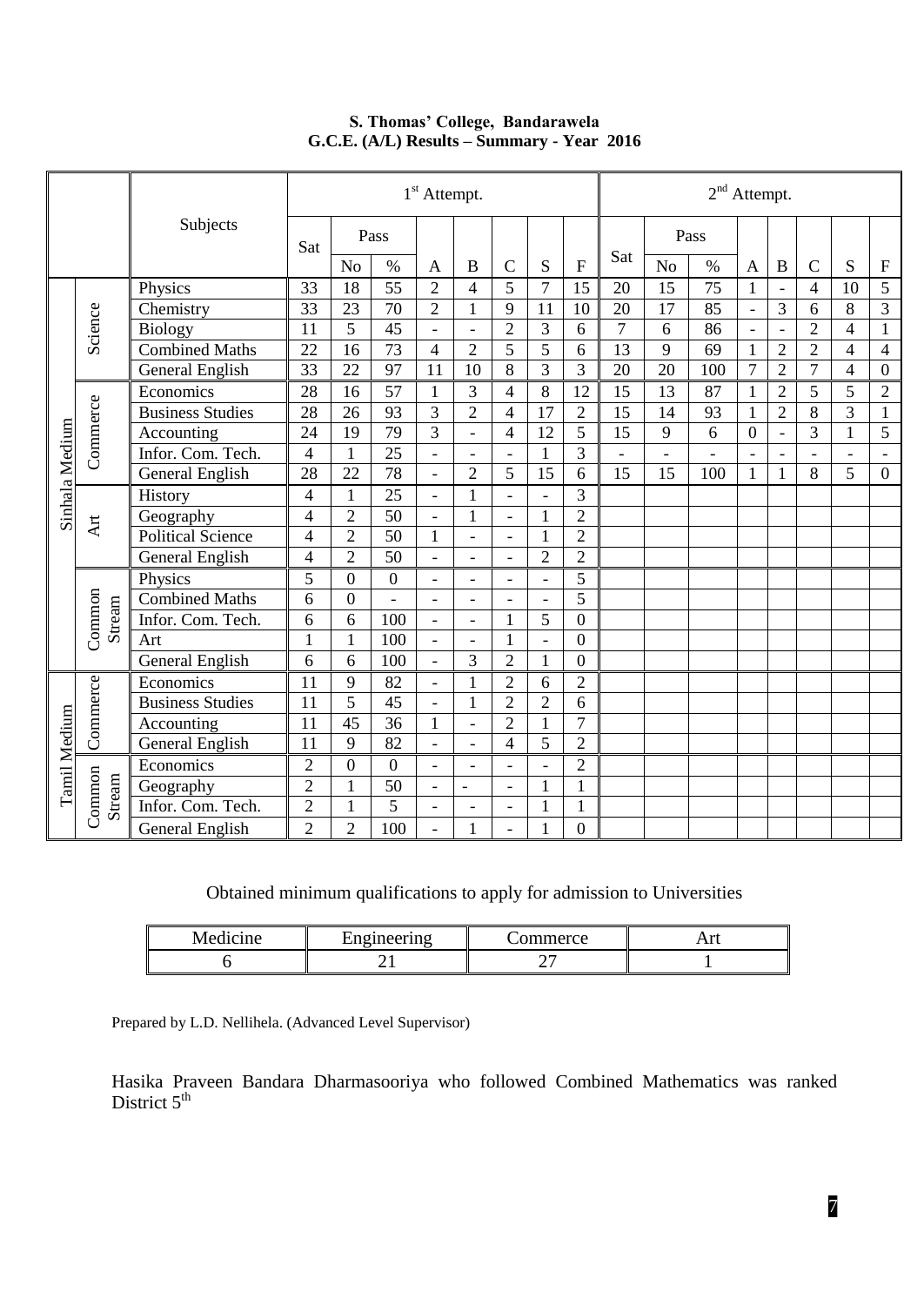**S. Thomas' College, Bandarawela**
**G.C.E. (A/L) Results – Summary - Year 2016**

| | | Subjects | 1st Attempt. | | | | | | | | 2nd Attempt. | | | | | | | |
|---|---|---|---|---|---|---|---|---|---|---|---|---|---|---|---|---|---|---|
| | | | Sat | Pass | | A | B | C | S | F | Sat | Pass | | A | B | C | S | F |
| | | | | No | % | | | | | | | No | % | | | | | |
| Sinhala Medium | Science | Physics | 33 | 18 | 55 | 2 | 4 | 5 | 7 | 15 | 20 | 15 | 75 | 1 | - | 4 | 10 | 5 |
| | | Chemistry | 33 | 23 | 70 | 2 | 1 | 9 | 11 | 10 | 20 | 17 | 85 | - | 3 | 6 | 8 | 3 |
| | | Biology | 11 | 5 | 45 | - | - | 2 | 3 | 6 | 7 | 6 | 86 | - | - | 2 | 4 | 1 |
| | | Combined Maths | 22 | 16 | 73 | 4 | 2 | 5 | 5 | 6 | 13 | 9 | 69 | 1 | 2 | 2 | 4 | 4 |
| | | General English | 33 | 22 | 97 | 11 | 10 | 8 | 3 | 3 | 20 | 20 | 100 | 7 | 2 | 7 | 4 | 0 |
| | Commerce | Economics | 28 | 16 | 57 | 1 | 3 | 4 | 8 | 12 | 15 | 13 | 87 | 1 | 2 | 5 | 5 | 2 |
| | | Business Studies | 28 | 26 | 93 | 3 | 2 | 4 | 17 | 2 | 15 | 14 | 93 | 1 | 2 | 8 | 3 | 1 |
| | | Accounting | 24 | 19 | 79 | 3 | - | 4 | 12 | 5 | 15 | 9 | 6 | 0 | - | 3 | 1 | 5 |
| | | Infor. Com. Tech. | 4 | 1 | 25 | - | - | - | 1 | 3 | - | - | - | - | - | - | - | - |
| | | General English | 28 | 22 | 78 | - | 2 | 5 | 15 | 6 | 15 | 15 | 100 | 1 | 1 | 8 | 5 | 0 |
| | Art | History | 4 | 1 | 25 | - | 1 | - | - | 3 | | | | | | | | |
| | | Geography | 4 | 2 | 50 | - | 1 | - | 1 | 2 | | | | | | | | |
| | | Political Science | 4 | 2 | 50 | 1 | - | - | 1 | 2 | | | | | | | | |
| | | General English | 4 | 2 | 50 | - | - | - | 2 | 2 | | | | | | | | |
| | Common Stream | Physics | 5 | 0 | 0 | - | - | - | - | 5 | | | | | | | | |
| | | Combined Maths | 6 | 0 | - | - | - | - | - | 5 | | | | | | | | |
| | | Infor. Com. Tech. | 6 | 6 | 100 | - | - | 1 | 5 | 0 | | | | | | | | |
| | | Art | 1 | 1 | 100 | - | - | 1 | - | 0 | | | | | | | | |
| | | General English | 6 | 6 | 100 | - | 3 | 2 | 1 | 0 | | | | | | | | |
| Tamil Medium | Commerce | Economics | 11 | 9 | 82 | - | 1 | 2 | 6 | 2 | | | | | | | | |
| | | Business Studies | 11 | 5 | 45 | - | 1 | 2 | 2 | 6 | | | | | | | | |
| | | Accounting | 11 | 45 | 36 | 1 | - | 2 | 1 | 7 | | | | | | | | |
| | | General English | 11 | 9 | 82 | - | - | 4 | 5 | 2 | | | | | | | | |
| | Common Stream | Economics | 2 | 0 | 0 | - | - | - | - | 2 | | | | | | | | |
| | | Geography | 2 | 1 | 50 | - | - | - | 1 | 1 | | | | | | | | |
| | | Infor. Com. Tech. | 2 | 1 | 5 | - | - | - | 1 | 1 | | | | | | | | |
| | | General English | 2 | 2 | 100 | - | 1 | - | 1 | 0 | | | | | | | | |

Obtained minimum qualifications to apply for admission to Universities

| Medicine | Engineering | Commerce | Art |
|---|---|---|---|
| 6 | 21 | 27 | 1 |

Prepared by L.D. Nellihela. (Advanced Level Supervisor)

Hasika Praveen Bandara Dharmasooriya who followed Combined Mathematics was ranked District 5th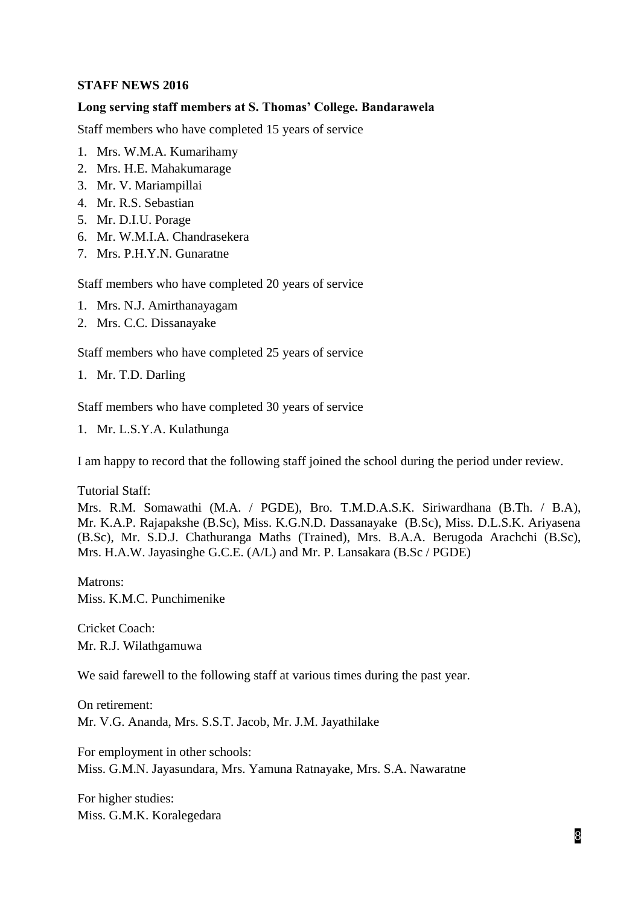**STAFF NEWS 2016**

**Long serving staff members at S. Thomas' College. Bandarawela**

Staff members who have completed 15 years of service

1. Mrs. W.M.A. Kumarihamy
2. Mrs. H.E. Mahakumarage
3. Mr. V. Mariampillai
4. Mr. R.S. Sebastian
5. Mr. D.I.U. Porage
6. Mr. W.M.I.A. Chandrasekera
7. Mrs. P.H.Y.N. Gunaratne

Staff members who have completed 20 years of service

1. Mrs. N.J. Amirthanayagam
2. Mrs. C.C. Dissanayake

Staff members who have completed 25 years of service

1. Mr. T.D. Darling

Staff members who have completed 30 years of service

1. Mr. L.S.Y.A. Kulathunga

I am happy to record that the following staff joined the school during the period under review.

Tutorial Staff:
Mrs. R.M. Somawathi (M.A. / PGDE), Bro. T.M.D.A.S.K. Siriwardhana (B.Th. / B.A), Mr. K.A.P. Rajapakshe (B.Sc), Miss. K.G.N.D. Dassanayake (B.Sc), Miss. D.L.S.K. Ariyasena (B.Sc), Mr. S.D.J. Chathuranga Maths (Trained), Mrs. B.A.A. Berugoda Arachchi (B.Sc), Mrs. H.A.W. Jayasinghe G.C.E. (A/L) and Mr. P. Lansakara (B.Sc / PGDE)

Matrons:
Miss. K.M.C. Punchimenike

Cricket Coach:
Mr. R.J. Wilathgamuwa

We said farewell to the following staff at various times during the past year.

On retirement:
Mr. V.G. Ananda, Mrs. S.S.T. Jacob, Mr. J.M. Jayathilake

For employment in other schools:
Miss. G.M.N. Jayasundara, Mrs. Yamuna Ratnayake, Mrs. S.A. Nawaratne

For higher studies:
Miss. G.M.K. Koralegedara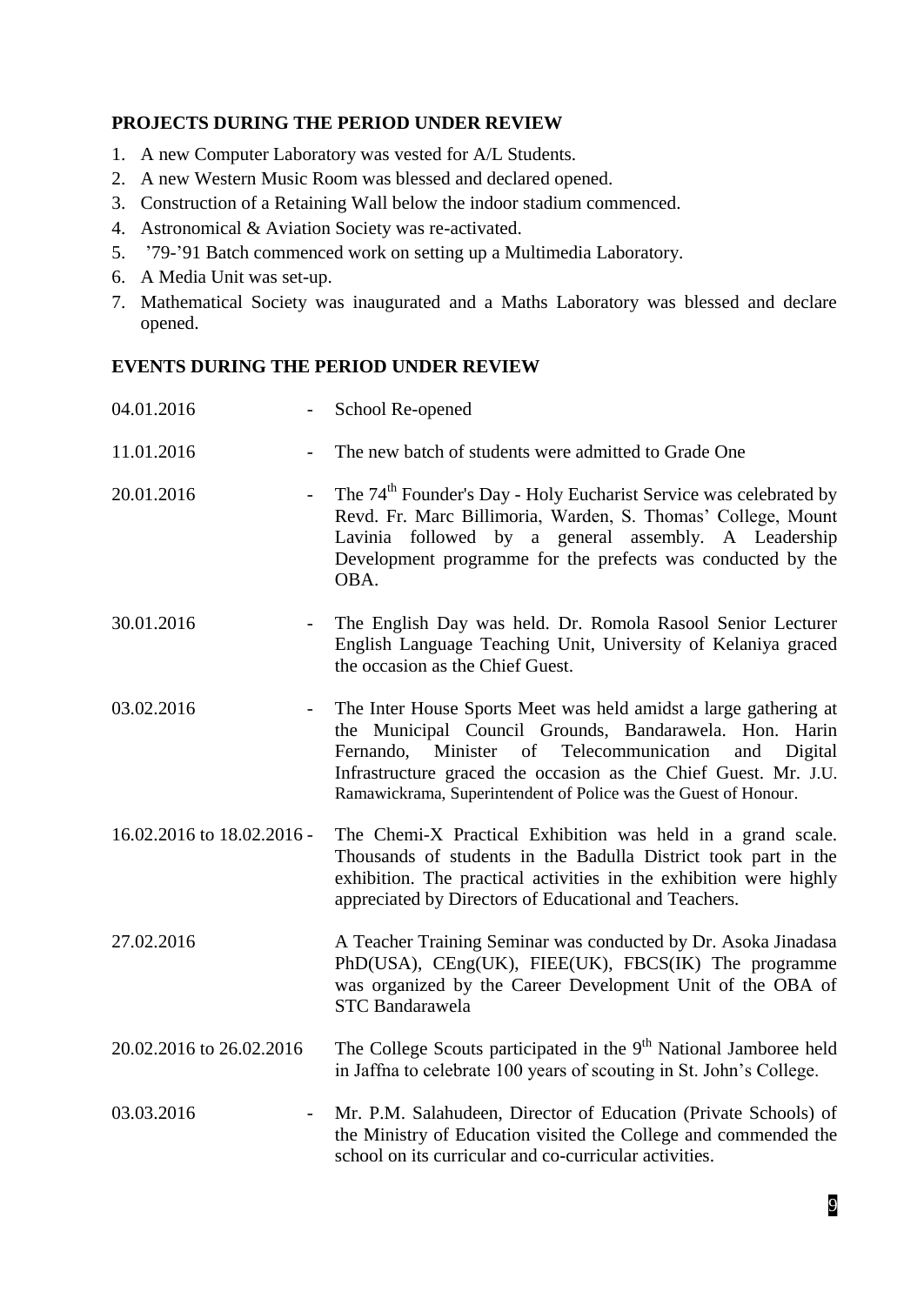## PROJECTS DURING THE PERIOD UNDER REVIEW

1. A new Computer Laboratory was vested for A/L Students.
2. A new Western Music Room was blessed and declared opened.
3. Construction of a Retaining Wall below the indoor stadium commenced.
4. Astronomical & Aviation Society was re-activated.
5. ’79-’91 Batch commenced work on setting up a Multimedia Laboratory.
6. A Media Unit was set-up.
7. Mathematical Society was inaugurated and a Maths Laboratory was blessed and declare opened.

## EVENTS DURING THE PERIOD UNDER REVIEW

| | | |
|---|---|---|
| 04.01.2016 | - | School Re-opened |
| 11.01.2016 | - | The new batch of students were admitted to Grade One |
| 20.01.2016 | - | The 74th Founder's Day - Holy Eucharist Service was celebrated by Revd. Fr. Marc Billimoria, Warden, S. Thomas' College, Mount Lavinia followed by a general assembly. A Leadership Development programme for the prefects was conducted by the OBA. |
| 30.01.2016 | - | The English Day was held. Dr. Romola Rasool Senior Lecturer English Language Teaching Unit, University of Kelaniya graced the occasion as the Chief Guest. |
| 03.02.2016 | - | The Inter House Sports Meet was held amidst a large gathering at the Municipal Council Grounds, Bandarawela. Hon. Harin Fernando, Minister of Telecommunication and Digital Infrastructure graced the occasion as the Chief Guest. Mr. J.U. Ramawickrama, Superintendent of Police was the Guest of Honour. |
| 16.02.2016 to 18.02.2016 | - | The Chemi-X Practical Exhibition was held in a grand scale. Thousands of students in the Badulla District took part in the exhibition. The practical activities in the exhibition were highly appreciated by Directors of Educational and Teachers. |
| 27.02.2016 | | A Teacher Training Seminar was conducted by Dr. Asoka Jinadasa PhD(USA), CEng(UK), FIEE(UK), FBCS(IK) The programme was organized by the Career Development Unit of the OBA of STC Bandarawela |
| 20.02.2016 to 26.02.2016 | | The College Scouts participated in the 9th National Jamboree held in Jaffna to celebrate 100 years of scouting in St. John's College. |
| 03.03.2016 | - | Mr. P.M. Salahudeen, Director of Education (Private Schools) of the Ministry of Education visited the College and commended the school on its curricular and co-curricular activities. |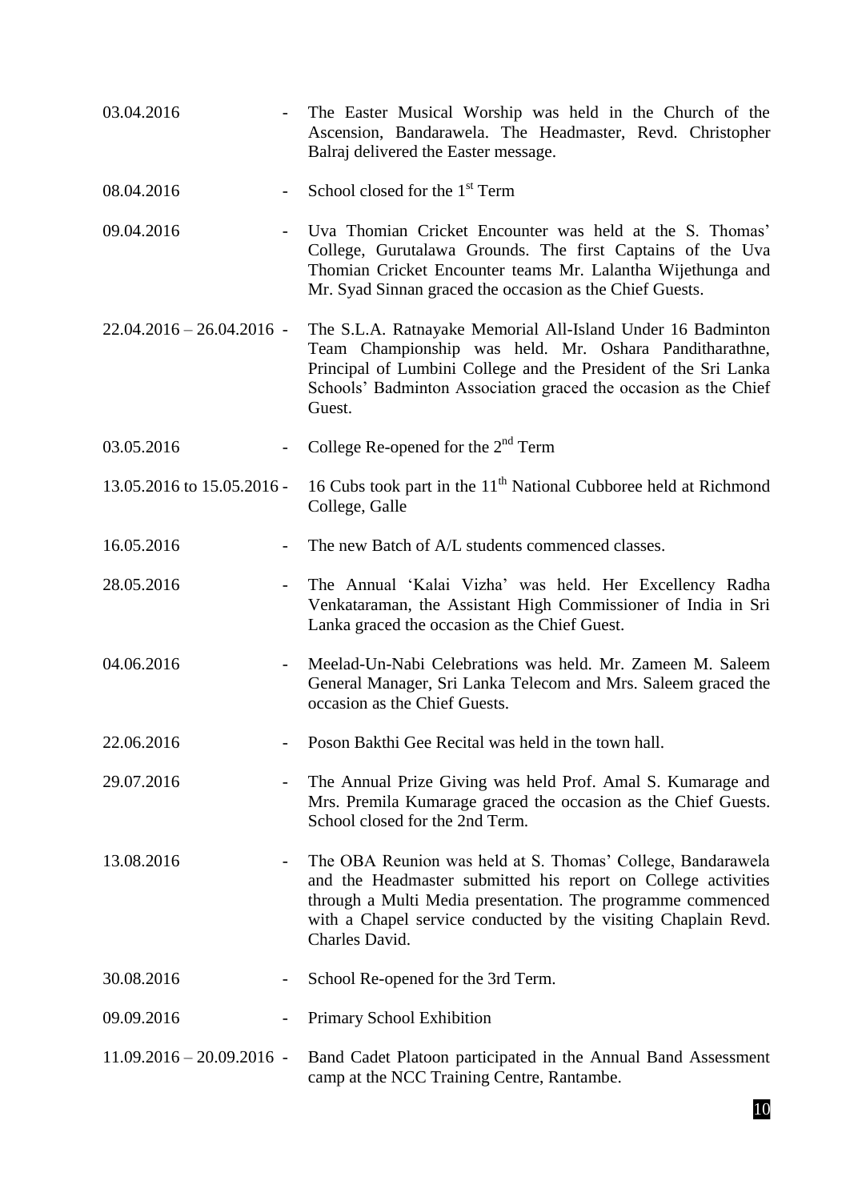| | |
|---|---|
| 03.04.2016 - | The Easter Musical Worship was held in the Church of the Ascension, Bandarawela. The Headmaster, Revd. Christopher Balraj delivered the Easter message. |
| 08.04.2016 - | School closed for the 1st Term |
| 09.04.2016 - | Uva Thomian Cricket Encounter was held at the S. Thomas' College, Gurutalawa Grounds. The first Captains of the Uva Thomian Cricket Encounter teams Mr. Lalantha Wijethunga and Mr. Syad Sinnan graced the occasion as the Chief Guests. |
| 22.04.2016 – 26.04.2016 - | The S.L.A. Ratnayake Memorial All-Island Under 16 Badminton Team Championship was held. Mr. Oshara Panditharathne, Principal of Lumbini College and the President of the Sri Lanka Schools' Badminton Association graced the occasion as the Chief Guest. |
| 03.05.2016 - | College Re-opened for the 2nd Term |
| 13.05.2016 to 15.05.2016 - | 16 Cubs took part in the 11th National Cubboree held at Richmond College, Galle |
| 16.05.2016 - | The new Batch of A/L students commenced classes. |
| 28.05.2016 - | The Annual 'Kalai Vizha' was held. Her Excellency Radha Venkataraman, the Assistant High Commissioner of India in Sri Lanka graced the occasion as the Chief Guest. |
| 04.06.2016 - | Meelad-Un-Nabi Celebrations was held. Mr. Zameen M. Saleem General Manager, Sri Lanka Telecom and Mrs. Saleem graced the occasion as the Chief Guests. |
| 22.06.2016 - | Poson Bakthi Gee Recital was held in the town hall. |
| 29.07.2016 - | The Annual Prize Giving was held Prof. Amal S. Kumarage and Mrs. Premila Kumarage graced the occasion as the Chief Guests. School closed for the 2nd Term. |
| 13.08.2016 - | The OBA Reunion was held at S. Thomas' College, Bandarawela and the Headmaster submitted his report on College activities through a Multi Media presentation. The programme commenced with a Chapel service conducted by the visiting Chaplain Revd. Charles David. |
| 30.08.2016 - | School Re-opened for the 3rd Term. |
| 09.09.2016 - | Primary School Exhibition |
| 11.09.2016 – 20.09.2016 - | Band Cadet Platoon participated in the Annual Band Assessment camp at the NCC Training Centre, Rantambe. |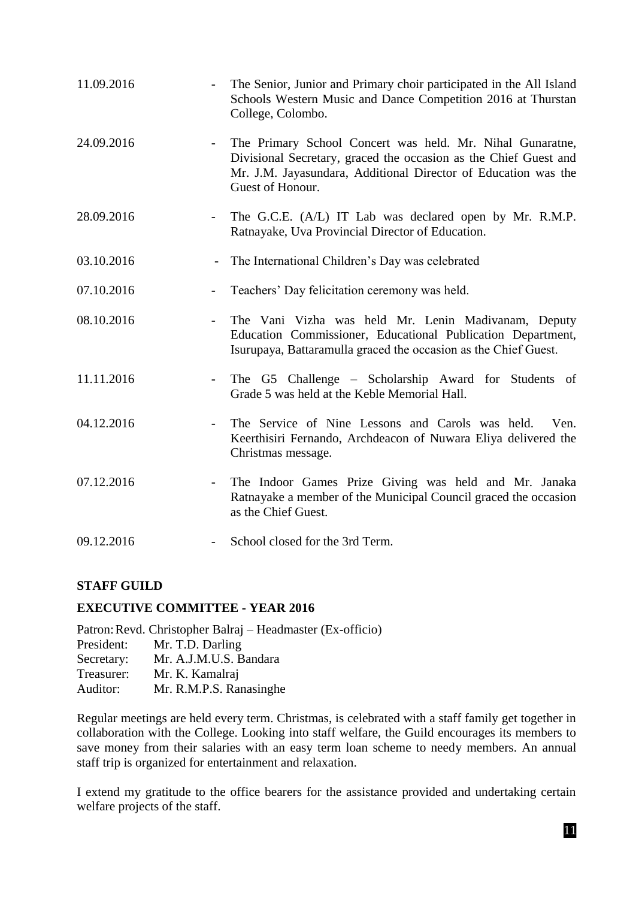11.09.2016 - The Senior, Junior and Primary choir participated in the All Island Schools Western Music and Dance Competition 2016 at Thurstan College, Colombo.

24.09.2016 - The Primary School Concert was held. Mr. Nihal Gunaratne, Divisional Secretary, graced the occasion as the Chief Guest and Mr. J.M. Jayasundara, Additional Director of Education was the Guest of Honour.

28.09.2016 - The G.C.E. (A/L) IT Lab was declared open by Mr. R.M.P. Ratnayake, Uva Provincial Director of Education.

03.10.2016 - The International Children's Day was celebrated

07.10.2016 - Teachers' Day felicitation ceremony was held.

08.10.2016 - The Vani Vizha was held Mr. Lenin Madivanam, Deputy Education Commissioner, Educational Publication Department, Isurupaya, Battaramulla graced the occasion as the Chief Guest.

11.11.2016 - The G5 Challenge – Scholarship Award for Students of Grade 5 was held at the Keble Memorial Hall.

04.12.2016 - The Service of Nine Lessons and Carols was held. Ven. Keerthisiri Fernando, Archdeacon of Nuwara Eliya delivered the Christmas message.

07.12.2016 - The Indoor Games Prize Giving was held and Mr. Janaka Ratnayake a member of the Municipal Council graced the occasion as the Chief Guest.

09.12.2016 - School closed for the 3rd Term.

**STAFF GUILD**

**EXECUTIVE COMMITTEE - YEAR 2016**

Patron: Revd. Christopher Balraj – Headmaster (Ex-officio)
President: Mr. T.D. Darling
Secretary: Mr. A.J.M.U.S. Bandara
Treasurer: Mr. K. Kamalraj
Auditor: Mr. R.M.P.S. Ranasinghe

Regular meetings are held every term. Christmas, is celebrated with a staff family get together in collaboration with the College. Looking into staff welfare, the Guild encourages its members to save money from their salaries with an easy term loan scheme to needy members. An annual staff trip is organized for entertainment and relaxation.

I extend my gratitude to the office bearers for the assistance provided and undertaking certain welfare projects of the staff.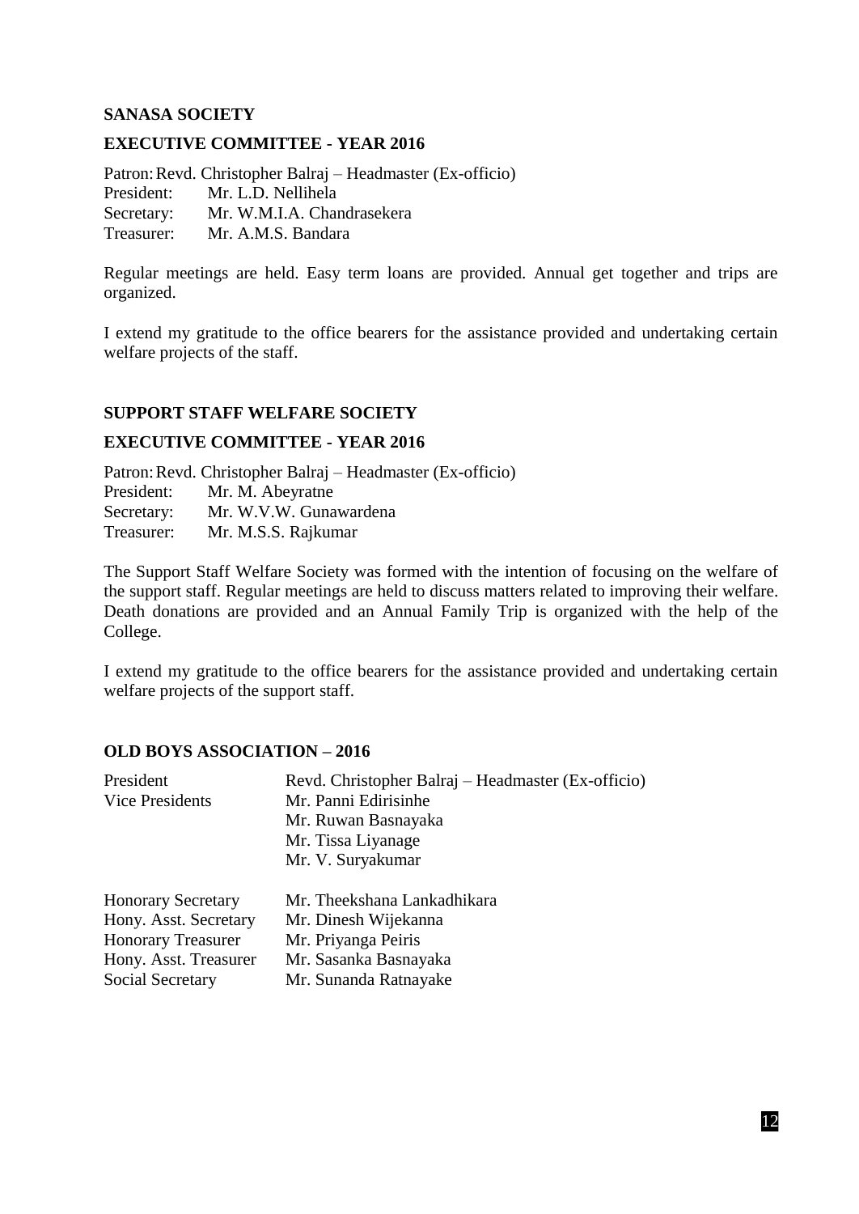**SANASA SOCIETY**

**EXECUTIVE COMMITTEE - YEAR 2016**

Patron: Revd. Christopher Balraj – Headmaster (Ex-officio)
President: Mr. L.D. Nellihela
Secretary: Mr. W.M.I.A. Chandrasekera
Treasurer: Mr. A.M.S. Bandara

Regular meetings are held. Easy term loans are provided. Annual get together and trips are organized.

I extend my gratitude to the office bearers for the assistance provided and undertaking certain welfare projects of the staff.

**SUPPORT STAFF WELFARE SOCIETY**

**EXECUTIVE COMMITTEE - YEAR 2016**

Patron: Revd. Christopher Balraj – Headmaster (Ex-officio)
President: Mr. M. Abeyratne
Secretary: Mr. W.V.W. Gunawardena
Treasurer: Mr. M.S.S. Rajkumar

The Support Staff Welfare Society was formed with the intention of focusing on the welfare of the support staff. Regular meetings are held to discuss matters related to improving their welfare. Death donations are provided and an Annual Family Trip is organized with the help of the College.

I extend my gratitude to the office bearers for the assistance provided and undertaking certain welfare projects of the support staff.

**OLD BOYS ASSOCIATION – 2016**

| | |
|---|---|
| President | Revd. Christopher Balraj – Headmaster (Ex-officio) |
| Vice Presidents | Mr. Panni Edirisinhe |
| | Mr. Ruwan Basnayaka |
| | Mr. Tissa Liyanage |
| | Mr. V. Suryakumar |
| Honorary Secretary | Mr. Theekshana Lankadhikara |
| Hony. Asst. Secretary | Mr. Dinesh Wijekanna |
| Honorary Treasurer | Mr. Priyanga Peiris |
| Hony. Asst. Treasurer | Mr. Sasanka Basnayaka |
| Social Secretary | Mr. Sunanda Ratnayake |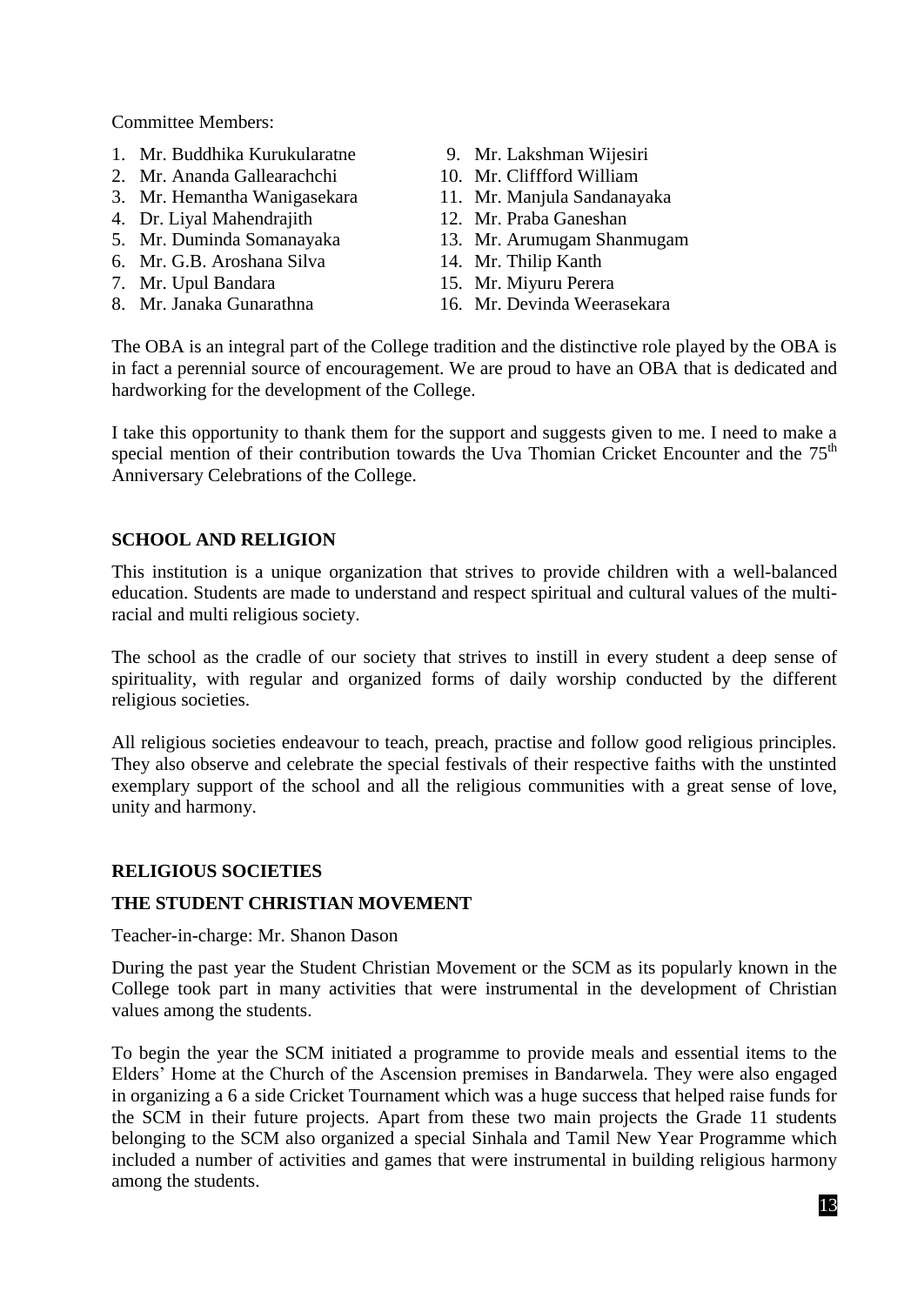Committee Members:

1. Mr. Buddhika Kurukularatne
2. Mr. Ananda Gallearachchi
3. Mr. Hemantha Wanigasekara
4. Dr. Liyal Mahendrajith
5. Mr. Duminda Somanayaka
6. Mr. G.B. Aroshana Silva
7. Mr. Upul Bandara
8. Mr. Janaka Gunarathna
9. Mr. Lakshman Wijesiri
10. Mr. Cliffford William
11. Mr. Manjula Sandanayaka
12. Mr. Praba Ganeshan
13. Mr. Arumugam Shanmugam
14. Mr. Thilip Kanth
15. Mr. Miyuru Perera
16. Mr. Devinda Weerasekara

The OBA is an integral part of the College tradition and the distinctive role played by the OBA is in fact a perennial source of encouragement. We are proud to have an OBA that is dedicated and hardworking for the development of the College.

I take this opportunity to thank them for the support and suggests given to me. I need to make a special mention of their contribution towards the Uva Thomian Cricket Encounter and the 75th Anniversary Celebrations of the College.

## SCHOOL AND RELIGION

This institution is a unique organization that strives to provide children with a well-balanced education. Students are made to understand and respect spiritual and cultural values of the multi-racial and multi religious society.

The school as the cradle of our society that strives to instill in every student a deep sense of spirituality, with regular and organized forms of daily worship conducted by the different religious societies.

All religious societies endeavour to teach, preach, practise and follow good religious principles. They also observe and celebrate the special festivals of their respective faiths with the unstinted exemplary support of the school and all the religious communities with a great sense of love, unity and harmony.

## RELIGIOUS SOCIETIES

### THE STUDENT CHRISTIAN MOVEMENT

Teacher-in-charge: Mr. Shanon Dason

During the past year the Student Christian Movement or the SCM as its popularly known in the College took part in many activities that were instrumental in the development of Christian values among the students.

To begin the year the SCM initiated a programme to provide meals and essential items to the Elders' Home at the Church of the Ascension premises in Bandarwela. They were also engaged in organizing a 6 a side Cricket Tournament which was a huge success that helped raise funds for the SCM in their future projects. Apart from these two main projects the Grade 11 students belonging to the SCM also organized a special Sinhala and Tamil New Year Programme which included a number of activities and games that were instrumental in building religious harmony among the students.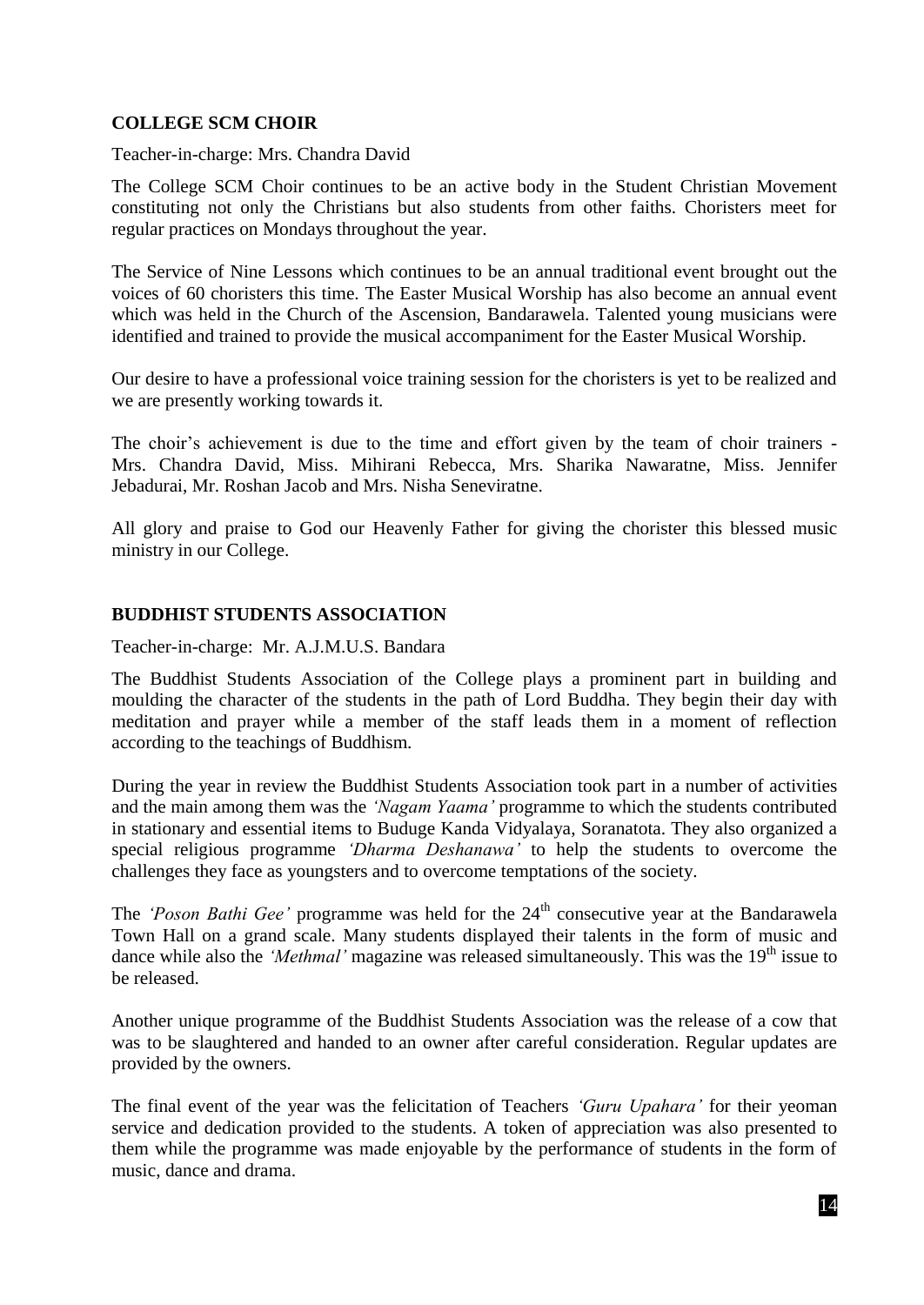## COLLEGE SCM CHOIR

Teacher-in-charge: Mrs. Chandra David

The College SCM Choir continues to be an active body in the Student Christian Movement constituting not only the Christians but also students from other faiths. Choristers meet for regular practices on Mondays throughout the year.

The Service of Nine Lessons which continues to be an annual traditional event brought out the voices of 60 choristers this time. The Easter Musical Worship has also become an annual event which was held in the Church of the Ascension, Bandarawela. Talented young musicians were identified and trained to provide the musical accompaniment for the Easter Musical Worship.

Our desire to have a professional voice training session for the choristers is yet to be realized and we are presently working towards it.

The choir's achievement is due to the time and effort given by the team of choir trainers - Mrs. Chandra David, Miss. Mihirani Rebecca, Mrs. Sharika Nawaratne, Miss. Jennifer Jebadurai, Mr. Roshan Jacob and Mrs. Nisha Seneviratne.

All glory and praise to God our Heavenly Father for giving the chorister this blessed music ministry in our College.

## BUDDHIST STUDENTS ASSOCIATION

Teacher-in-charge: Mr. A.J.M.U.S. Bandara

The Buddhist Students Association of the College plays a prominent part in building and moulding the character of the students in the path of Lord Buddha. They begin their day with meditation and prayer while a member of the staff leads them in a moment of reflection according to the teachings of Buddhism.

During the year in review the Buddhist Students Association took part in a number of activities and the main among them was the *'Nagam Yaama'* programme to which the students contributed in stationary and essential items to Buduge Kanda Vidyalaya, Soranatota. They also organized a special religious programme *'Dharma Deshanawa'* to help the students to overcome the challenges they face as youngsters and to overcome temptations of the society.

The *'Poson Bathi Gee'* programme was held for the 24th consecutive year at the Bandarawela Town Hall on a grand scale. Many students displayed their talents in the form of music and dance while also the *'Methmal'* magazine was released simultaneously. This was the 19th issue to be released.

Another unique programme of the Buddhist Students Association was the release of a cow that was to be slaughtered and handed to an owner after careful consideration. Regular updates are provided by the owners.

The final event of the year was the felicitation of Teachers *'Guru Upahara'* for their yeoman service and dedication provided to the students. A token of appreciation was also presented to them while the programme was made enjoyable by the performance of students in the form of music, dance and drama.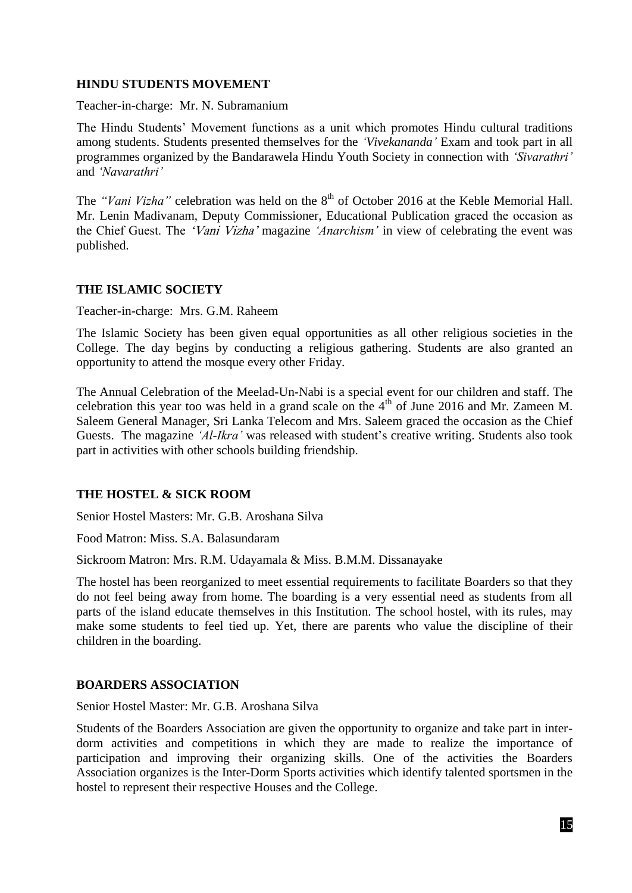## HINDU STUDENTS MOVEMENT

Teacher-in-charge: Mr. N. Subramanium

The Hindu Students' Movement functions as a unit which promotes Hindu cultural traditions among students. Students presented themselves for the *'Vivekananda'* Exam and took part in all programmes organized by the Bandarawela Hindu Youth Society in connection with *'Sivarathri'* and *'Navarathri'*

The *"Vani Vizha"* celebration was held on the 8th of October 2016 at the Keble Memorial Hall. Mr. Lenin Madivanam, Deputy Commissioner, Educational Publication graced the occasion as the Chief Guest. The *'Vani Vizha'* magazine *'Anarchism'* in view of celebrating the event was published.

## THE ISLAMIC SOCIETY

Teacher-in-charge: Mrs. G.M. Raheem

The Islamic Society has been given equal opportunities as all other religious societies in the College. The day begins by conducting a religious gathering. Students are also granted an opportunity to attend the mosque every other Friday.

The Annual Celebration of the Meelad-Un-Nabi is a special event for our children and staff. The celebration this year too was held in a grand scale on the 4th of June 2016 and Mr. Zameen M. Saleem General Manager, Sri Lanka Telecom and Mrs. Saleem graced the occasion as the Chief Guests. The magazine *'Al-Ikra'* was released with student's creative writing. Students also took part in activities with other schools building friendship.

## THE HOSTEL & SICK ROOM

Senior Hostel Masters: Mr. G.B. Aroshana Silva

Food Matron: Miss. S.A. Balasundaram

Sickroom Matron: Mrs. R.M. Udayamala & Miss. B.M.M. Dissanayake

The hostel has been reorganized to meet essential requirements to facilitate Boarders so that they do not feel being away from home. The boarding is a very essential need as students from all parts of the island educate themselves in this Institution. The school hostel, with its rules, may make some students to feel tied up. Yet, there are parents who value the discipline of their children in the boarding.

## BOARDERS ASSOCIATION

Senior Hostel Master: Mr. G.B. Aroshana Silva

Students of the Boarders Association are given the opportunity to organize and take part in inter-dorm activities and competitions in which they are made to realize the importance of participation and improving their organizing skills. One of the activities the Boarders Association organizes is the Inter-Dorm Sports activities which identify talented sportsmen in the hostel to represent their respective Houses and the College.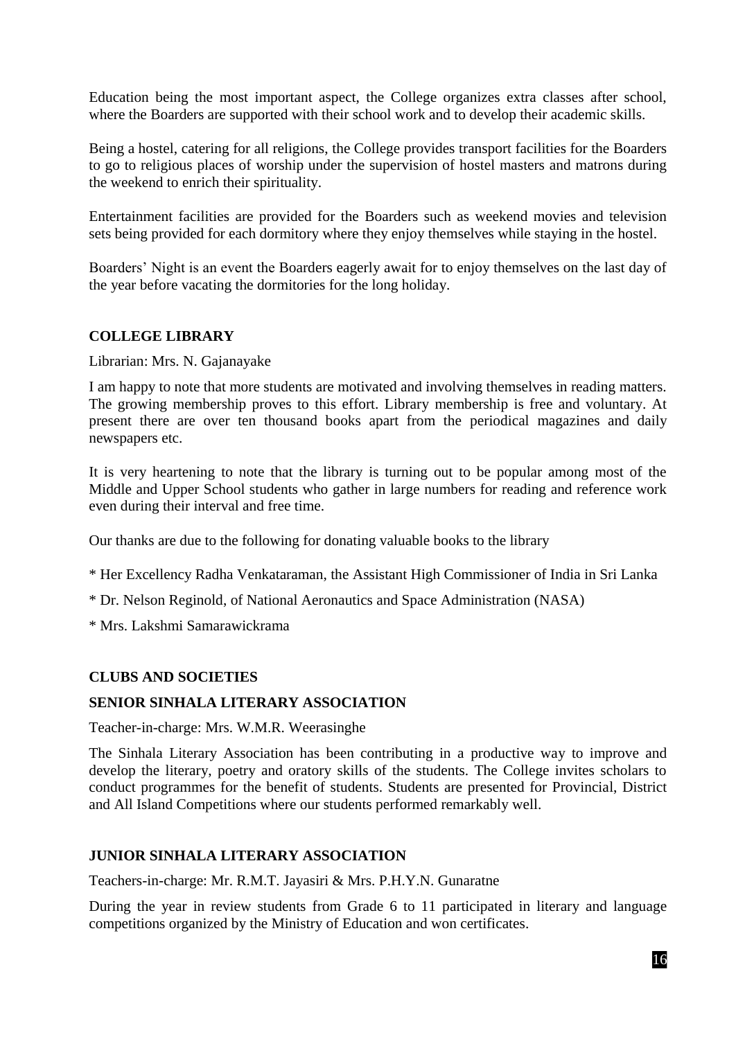Education being the most important aspect, the College organizes extra classes after school, where the Boarders are supported with their school work and to develop their academic skills.

Being a hostel, catering for all religions, the College provides transport facilities for the Boarders to go to religious places of worship under the supervision of hostel masters and matrons during the weekend to enrich their spirituality.

Entertainment facilities are provided for the Boarders such as weekend movies and television sets being provided for each dormitory where they enjoy themselves while staying in the hostel.

Boarders' Night is an event the Boarders eagerly await for to enjoy themselves on the last day of the year before vacating the dormitories for the long holiday.

## COLLEGE LIBRARY

Librarian: Mrs. N. Gajanayake

I am happy to note that more students are motivated and involving themselves in reading matters. The growing membership proves to this effort. Library membership is free and voluntary. At present there are over ten thousand books apart from the periodical magazines and daily newspapers etc.

It is very heartening to note that the library is turning out to be popular among most of the Middle and Upper School students who gather in large numbers for reading and reference work even during their interval and free time.

Our thanks are due to the following for donating valuable books to the library

* Her Excellency Radha Venkataraman, the Assistant High Commissioner of India in Sri Lanka
* Dr. Nelson Reginold, of National Aeronautics and Space Administration (NASA)
* Mrs. Lakshmi Samarawickrama

## CLUBS AND SOCIETIES

### SENIOR SINHALA LITERARY ASSOCIATION

Teacher-in-charge: Mrs. W.M.R. Weerasinghe

The Sinhala Literary Association has been contributing in a productive way to improve and develop the literary, poetry and oratory skills of the students. The College invites scholars to conduct programmes for the benefit of students. Students are presented for Provincial, District and All Island Competitions where our students performed remarkably well.

### JUNIOR SINHALA LITERARY ASSOCIATION

Teachers-in-charge: Mr. R.M.T. Jayasiri & Mrs. P.H.Y.N. Gunaratne

During the year in review students from Grade 6 to 11 participated in literary and language competitions organized by the Ministry of Education and won certificates.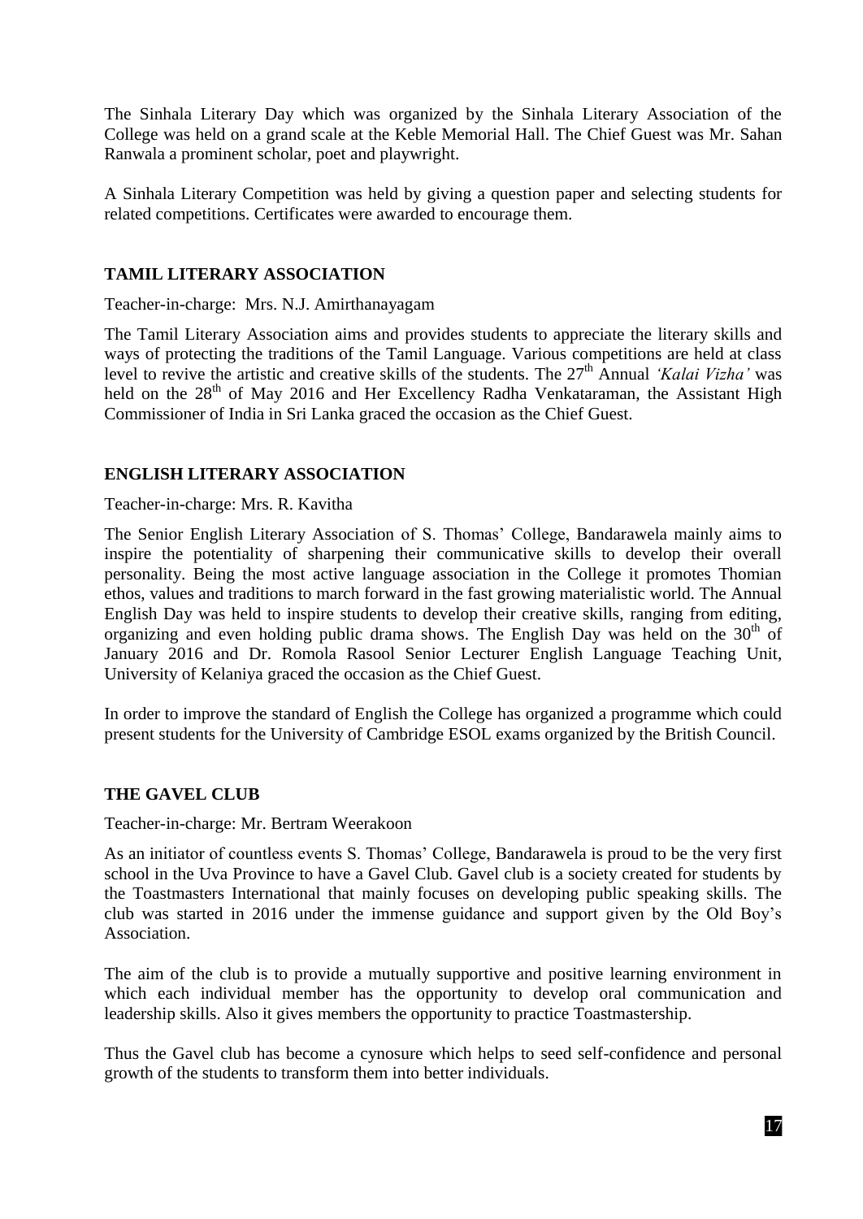The Sinhala Literary Day which was organized by the Sinhala Literary Association of the College was held on a grand scale at the Keble Memorial Hall. The Chief Guest was Mr. Sahan Ranwala a prominent scholar, poet and playwright.

A Sinhala Literary Competition was held by giving a question paper and selecting students for related competitions. Certificates were awarded to encourage them.

## TAMIL LITERARY ASSOCIATION

Teacher-in-charge: Mrs. N.J. Amirthanayagam

The Tamil Literary Association aims and provides students to appreciate the literary skills and ways of protecting the traditions of the Tamil Language. Various competitions are held at class level to revive the artistic and creative skills of the students. The 27th Annual *'Kalai Vizha'* was held on the 28th of May 2016 and Her Excellency Radha Venkataraman, the Assistant High Commissioner of India in Sri Lanka graced the occasion as the Chief Guest.

## ENGLISH LITERARY ASSOCIATION

Teacher-in-charge: Mrs. R. Kavitha

The Senior English Literary Association of S. Thomas' College, Bandarawela mainly aims to inspire the potentiality of sharpening their communicative skills to develop their overall personality. Being the most active language association in the College it promotes Thomian ethos, values and traditions to march forward in the fast growing materialistic world. The Annual English Day was held to inspire students to develop their creative skills, ranging from editing, organizing and even holding public drama shows. The English Day was held on the 30th of January 2016 and Dr. Romola Rasool Senior Lecturer English Language Teaching Unit, University of Kelaniya graced the occasion as the Chief Guest.

In order to improve the standard of English the College has organized a programme which could present students for the University of Cambridge ESOL exams organized by the British Council.

## THE GAVEL CLUB

Teacher-in-charge: Mr. Bertram Weerakoon

As an initiator of countless events S. Thomas' College, Bandarawela is proud to be the very first school in the Uva Province to have a Gavel Club. Gavel club is a society created for students by the Toastmasters International that mainly focuses on developing public speaking skills. The club was started in 2016 under the immense guidance and support given by the Old Boy's Association.

The aim of the club is to provide a mutually supportive and positive learning environment in which each individual member has the opportunity to develop oral communication and leadership skills. Also it gives members the opportunity to practice Toastmastership.

Thus the Gavel club has become a cynosure which helps to seed self-confidence and personal growth of the students to transform them into better individuals.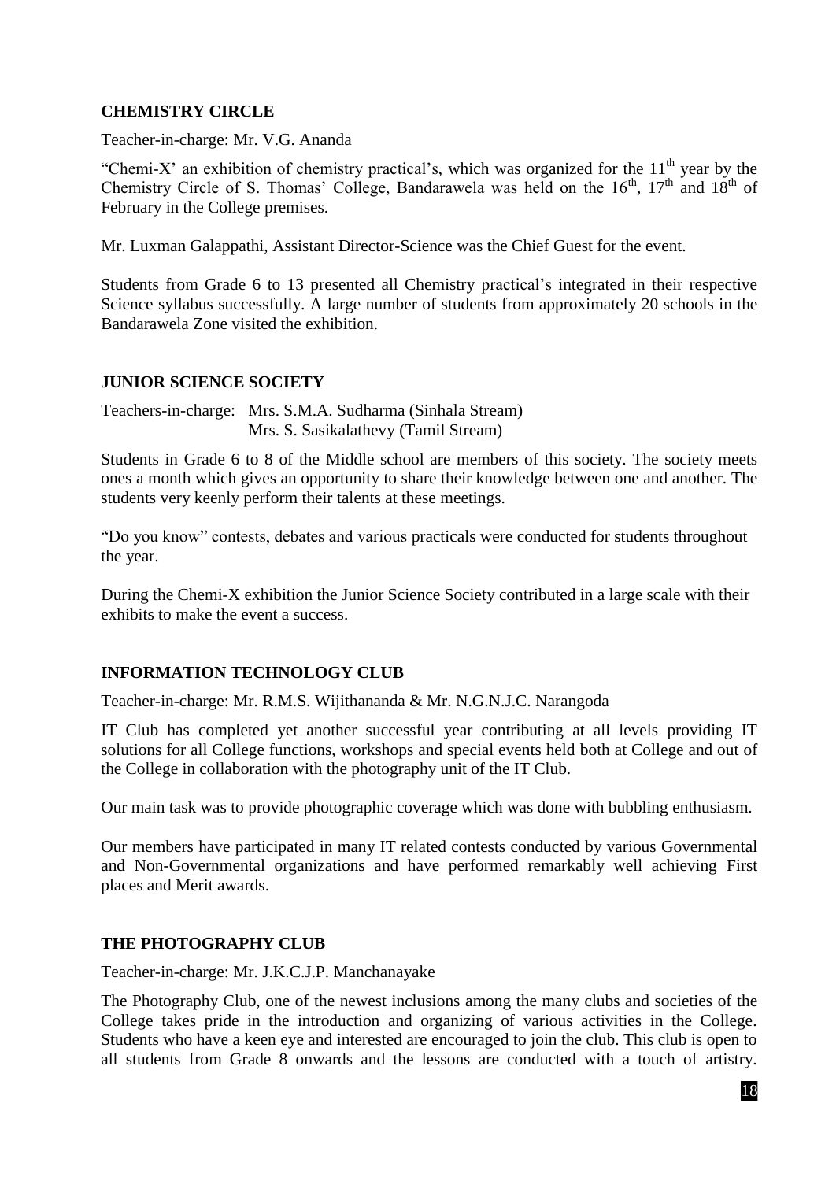## CHEMISTRY CIRCLE

Teacher-in-charge: Mr. V.G. Ananda

"Chemi-X' an exhibition of chemistry practical's, which was organized for the 11th year by the Chemistry Circle of S. Thomas' College, Bandarawela was held on the 16th, 17th and 18th of February in the College premises.

Mr. Luxman Galappathi, Assistant Director-Science was the Chief Guest for the event.

Students from Grade 6 to 13 presented all Chemistry practical's integrated in their respective Science syllabus successfully. A large number of students from approximately 20 schools in the Bandarawela Zone visited the exhibition.

## JUNIOR SCIENCE SOCIETY

Teachers-in-charge: Mrs. S.M.A. Sudharma (Sinhala Stream)
Mrs. S. Sasikalathevy (Tamil Stream)

Students in Grade 6 to 8 of the Middle school are members of this society. The society meets ones a month which gives an opportunity to share their knowledge between one and another. The students very keenly perform their talents at these meetings.

"Do you know" contests, debates and various practicals were conducted for students throughout the year.

During the Chemi-X exhibition the Junior Science Society contributed in a large scale with their exhibits to make the event a success.

## INFORMATION TECHNOLOGY CLUB

Teacher-in-charge: Mr. R.M.S. Wijithananda & Mr. N.G.N.J.C. Narangoda

IT Club has completed yet another successful year contributing at all levels providing IT solutions for all College functions, workshops and special events held both at College and out of the College in collaboration with the photography unit of the IT Club.

Our main task was to provide photographic coverage which was done with bubbling enthusiasm.

Our members have participated in many IT related contests conducted by various Governmental and Non-Governmental organizations and have performed remarkably well achieving First places and Merit awards.

## THE PHOTOGRAPHY CLUB

Teacher-in-charge: Mr. J.K.C.J.P. Manchanayake

The Photography Club, one of the newest inclusions among the many clubs and societies of the College takes pride in the introduction and organizing of various activities in the College. Students who have a keen eye and interested are encouraged to join the club. This club is open to all students from Grade 8 onwards and the lessons are conducted with a touch of artistry.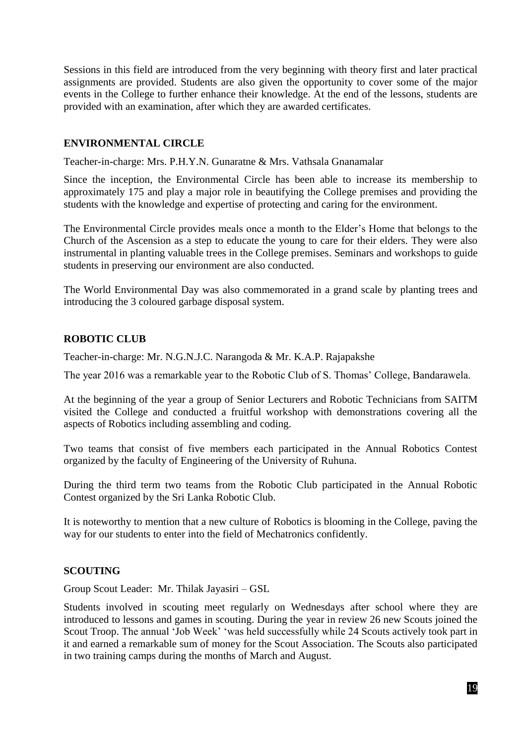Sessions in this field are introduced from the very beginning with theory first and later practical assignments are provided. Students are also given the opportunity to cover some of the major events in the College to further enhance their knowledge. At the end of the lessons, students are provided with an examination, after which they are awarded certificates.

## ENVIRONMENTAL CIRCLE

Teacher-in-charge: Mrs. P.H.Y.N. Gunaratne & Mrs. Vathsala Gnanamalar

Since the inception, the Environmental Circle has been able to increase its membership to approximately 175 and play a major role in beautifying the College premises and providing the students with the knowledge and expertise of protecting and caring for the environment.

The Environmental Circle provides meals once a month to the Elder's Home that belongs to the Church of the Ascension as a step to educate the young to care for their elders. They were also instrumental in planting valuable trees in the College premises. Seminars and workshops to guide students in preserving our environment are also conducted.

The World Environmental Day was also commemorated in a grand scale by planting trees and introducing the 3 coloured garbage disposal system.

## ROBOTIC CLUB

Teacher-in-charge: Mr. N.G.N.J.C. Narangoda & Mr. K.A.P. Rajapakshe

The year 2016 was a remarkable year to the Robotic Club of S. Thomas' College, Bandarawela.

At the beginning of the year a group of Senior Lecturers and Robotic Technicians from SAITM visited the College and conducted a fruitful workshop with demonstrations covering all the aspects of Robotics including assembling and coding.

Two teams that consist of five members each participated in the Annual Robotics Contest organized by the faculty of Engineering of the University of Ruhuna.

During the third term two teams from the Robotic Club participated in the Annual Robotic Contest organized by the Sri Lanka Robotic Club.

It is noteworthy to mention that a new culture of Robotics is blooming in the College, paving the way for our students to enter into the field of Mechatronics confidently.

## SCOUTING

Group Scout Leader: Mr. Thilak Jayasiri – GSL

Students involved in scouting meet regularly on Wednesdays after school where they are introduced to lessons and games in scouting. During the year in review 26 new Scouts joined the Scout Troop. The annual 'Job Week' 'was held successfully while 24 Scouts actively took part in it and earned a remarkable sum of money for the Scout Association. The Scouts also participated in two training camps during the months of March and August.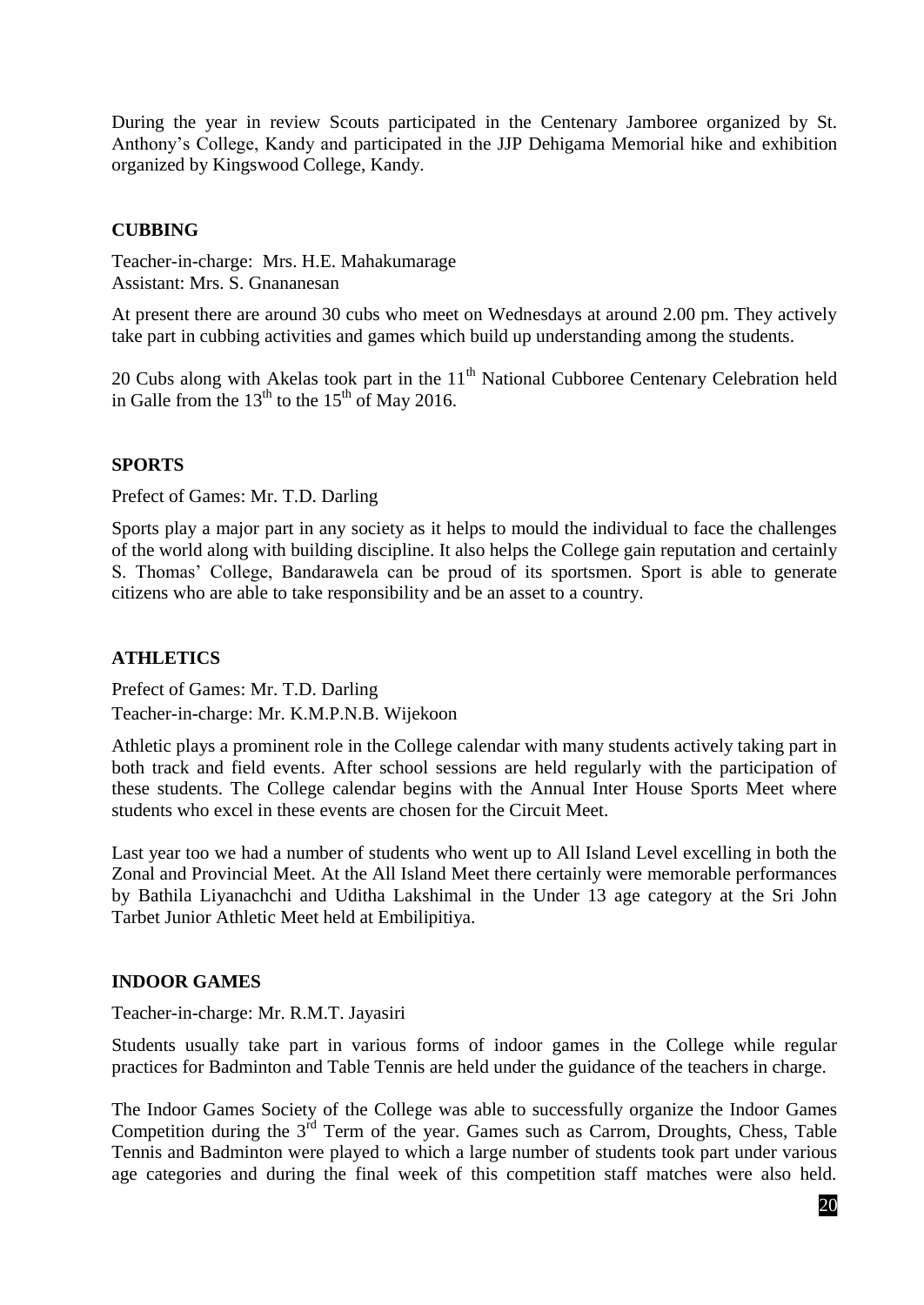During the year in review Scouts participated in the Centenary Jamboree organized by St. Anthony's College, Kandy and participated in the JJP Dehigama Memorial hike and exhibition organized by Kingswood College, Kandy.

## CUBBING

Teacher-in-charge: Mrs. H.E. Mahakumarage
Assistant: Mrs. S. Gnananesan

At present there are around 30 cubs who meet on Wednesdays at around 2.00 pm. They actively take part in cubbing activities and games which build up understanding among the students.

20 Cubs along with Akelas took part in the 11th National Cubboree Centenary Celebration held in Galle from the 13th to the 15th of May 2016.

## SPORTS

Prefect of Games: Mr. T.D. Darling

Sports play a major part in any society as it helps to mould the individual to face the challenges of the world along with building discipline. It also helps the College gain reputation and certainly S. Thomas' College, Bandarawela can be proud of its sportsmen. Sport is able to generate citizens who are able to take responsibility and be an asset to a country.

## ATHLETICS

Prefect of Games: Mr. T.D. Darling
Teacher-in-charge: Mr. K.M.P.N.B. Wijekoon

Athletic plays a prominent role in the College calendar with many students actively taking part in both track and field events. After school sessions are held regularly with the participation of these students. The College calendar begins with the Annual Inter House Sports Meet where students who excel in these events are chosen for the Circuit Meet.

Last year too we had a number of students who went up to All Island Level excelling in both the Zonal and Provincial Meet. At the All Island Meet there certainly were memorable performances by Bathila Liyanachchi and Uditha Lakshimal in the Under 13 age category at the Sri John Tarbet Junior Athletic Meet held at Embilipitiya.

## INDOOR GAMES

Teacher-in-charge: Mr. R.M.T. Jayasiri

Students usually take part in various forms of indoor games in the College while regular practices for Badminton and Table Tennis are held under the guidance of the teachers in charge.

The Indoor Games Society of the College was able to successfully organize the Indoor Games Competition during the 3rd Term of the year. Games such as Carrom, Droughts, Chess, Table Tennis and Badminton were played to which a large number of students took part under various age categories and during the final week of this competition staff matches were also held.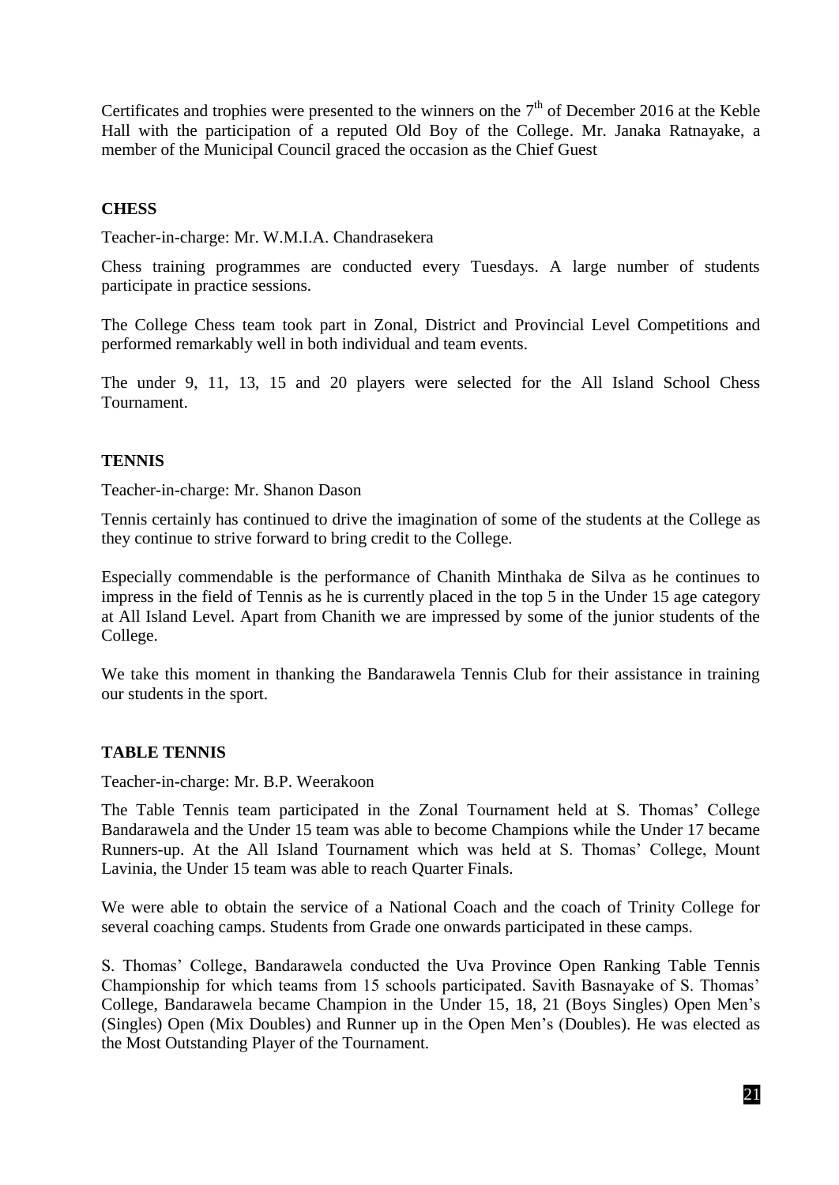Certificates and trophies were presented to the winners on the 7th of December 2016 at the Keble Hall with the participation of a reputed Old Boy of the College. Mr. Janaka Ratnayake, a member of the Municipal Council graced the occasion as the Chief Guest

## CHESS

Teacher-in-charge: Mr. W.M.I.A. Chandrasekera

Chess training programmes are conducted every Tuesdays. A large number of students participate in practice sessions.

The College Chess team took part in Zonal, District and Provincial Level Competitions and performed remarkably well in both individual and team events.

The under 9, 11, 13, 15 and 20 players were selected for the All Island School Chess Tournament.

## TENNIS

Teacher-in-charge: Mr. Shanon Dason

Tennis certainly has continued to drive the imagination of some of the students at the College as they continue to strive forward to bring credit to the College.

Especially commendable is the performance of Chanith Minthaka de Silva as he continues to impress in the field of Tennis as he is currently placed in the top 5 in the Under 15 age category at All Island Level. Apart from Chanith we are impressed by some of the junior students of the College.

We take this moment in thanking the Bandarawela Tennis Club for their assistance in training our students in the sport.

## TABLE TENNIS

Teacher-in-charge: Mr. B.P. Weerakoon

The Table Tennis team participated in the Zonal Tournament held at S. Thomas' College Bandarawela and the Under 15 team was able to become Champions while the Under 17 became Runners-up. At the All Island Tournament which was held at S. Thomas' College, Mount Lavinia, the Under 15 team was able to reach Quarter Finals.

We were able to obtain the service of a National Coach and the coach of Trinity College for several coaching camps. Students from Grade one onwards participated in these camps.

S. Thomas' College, Bandarawela conducted the Uva Province Open Ranking Table Tennis Championship for which teams from 15 schools participated. Savith Basnayake of S. Thomas' College, Bandarawela became Champion in the Under 15, 18, 21 (Boys Singles) Open Men's (Singles) Open (Mix Doubles) and Runner up in the Open Men's (Doubles). He was elected as the Most Outstanding Player of the Tournament.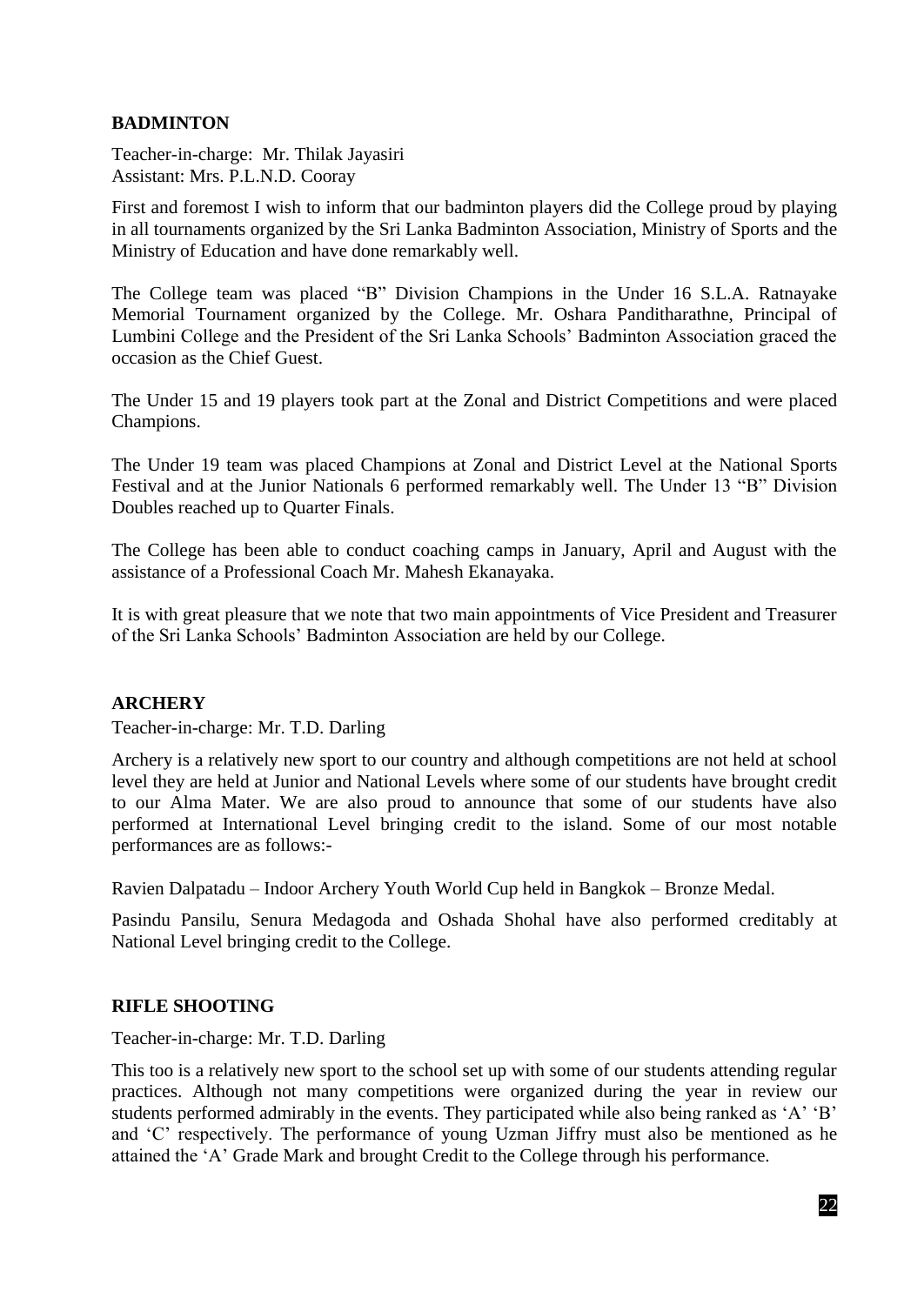## BADMINTON

Teacher-in-charge: Mr. Thilak Jayasiri
Assistant: Mrs. P.L.N.D. Cooray

First and foremost I wish to inform that our badminton players did the College proud by playing in all tournaments organized by the Sri Lanka Badminton Association, Ministry of Sports and the Ministry of Education and have done remarkably well.

The College team was placed "B" Division Champions in the Under 16 S.L.A. Ratnayake Memorial Tournament organized by the College. Mr. Oshara Panditharathne, Principal of Lumbini College and the President of the Sri Lanka Schools' Badminton Association graced the occasion as the Chief Guest.

The Under 15 and 19 players took part at the Zonal and District Competitions and were placed Champions.

The Under 19 team was placed Champions at Zonal and District Level at the National Sports Festival and at the Junior Nationals 6 performed remarkably well. The Under 13 "B" Division Doubles reached up to Quarter Finals.

The College has been able to conduct coaching camps in January, April and August with the assistance of a Professional Coach Mr. Mahesh Ekanayaka.

It is with great pleasure that we note that two main appointments of Vice President and Treasurer of the Sri Lanka Schools' Badminton Association are held by our College.

## ARCHERY

Teacher-in-charge: Mr. T.D. Darling

Archery is a relatively new sport to our country and although competitions are not held at school level they are held at Junior and National Levels where some of our students have brought credit to our Alma Mater. We are also proud to announce that some of our students have also performed at International Level bringing credit to the island. Some of our most notable performances are as follows:-

Ravien Dalpatadu – Indoor Archery Youth World Cup held in Bangkok – Bronze Medal.

Pasindu Pansilu, Senura Medagoda and Oshada Shohal have also performed creditably at National Level bringing credit to the College.

## RIFLE SHOOTING

Teacher-in-charge: Mr. T.D. Darling

This too is a relatively new sport to the school set up with some of our students attending regular practices. Although not many competitions were organized during the year in review our students performed admirably in the events. They participated while also being ranked as 'A' 'B' and 'C' respectively. The performance of young Uzman Jiffry must also be mentioned as he attained the 'A' Grade Mark and brought Credit to the College through his performance.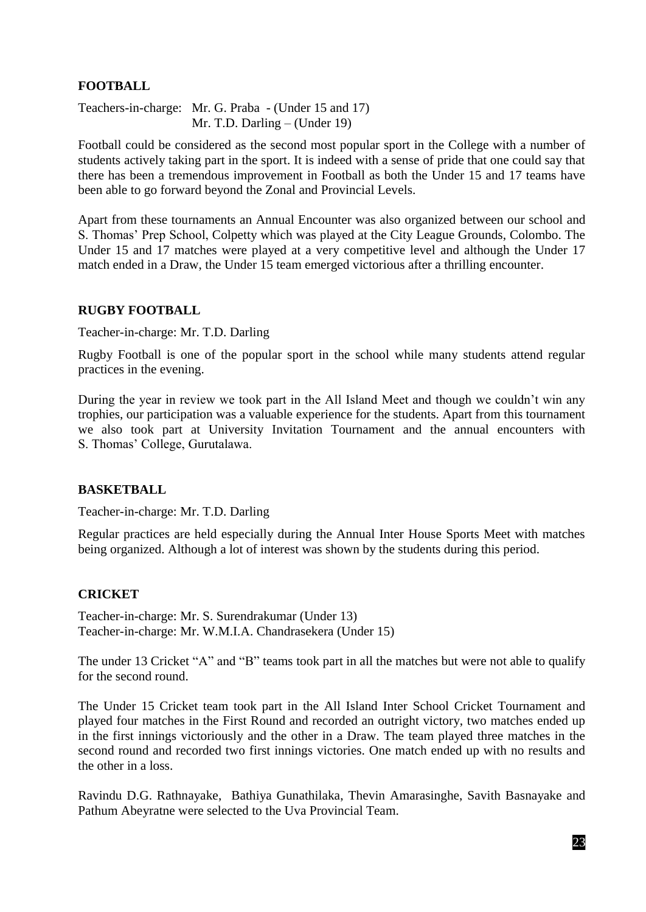## FOOTBALL

Teachers-in-charge: Mr. G. Praba - (Under 15 and 17)
Mr. T.D. Darling – (Under 19)

Football could be considered as the second most popular sport in the College with a number of students actively taking part in the sport. It is indeed with a sense of pride that one could say that there has been a tremendous improvement in Football as both the Under 15 and 17 teams have been able to go forward beyond the Zonal and Provincial Levels.

Apart from these tournaments an Annual Encounter was also organized between our school and S. Thomas' Prep School, Colpetty which was played at the City League Grounds, Colombo. The Under 15 and 17 matches were played at a very competitive level and although the Under 17 match ended in a Draw, the Under 15 team emerged victorious after a thrilling encounter.

## RUGBY FOOTBALL

Teacher-in-charge: Mr. T.D. Darling

Rugby Football is one of the popular sport in the school while many students attend regular practices in the evening.

During the year in review we took part in the All Island Meet and though we couldn't win any trophies, our participation was a valuable experience for the students. Apart from this tournament we also took part at University Invitation Tournament and the annual encounters with S. Thomas' College, Gurutalawa.

## BASKETBALL

Teacher-in-charge: Mr. T.D. Darling

Regular practices are held especially during the Annual Inter House Sports Meet with matches being organized. Although a lot of interest was shown by the students during this period.

## CRICKET

Teacher-in-charge: Mr. S. Surendrakumar (Under 13)
Teacher-in-charge: Mr. W.M.I.A. Chandrasekera (Under 15)

The under 13 Cricket "A" and "B" teams took part in all the matches but were not able to qualify for the second round.

The Under 15 Cricket team took part in the All Island Inter School Cricket Tournament and played four matches in the First Round and recorded an outright victory, two matches ended up in the first innings victoriously and the other in a Draw. The team played three matches in the second round and recorded two first innings victories. One match ended up with no results and the other in a loss.

Ravindu D.G. Rathnayake, Bathiya Gunathilaka, Thevin Amarasinghe, Savith Basnayake and Pathum Abeyratne were selected to the Uva Provincial Team.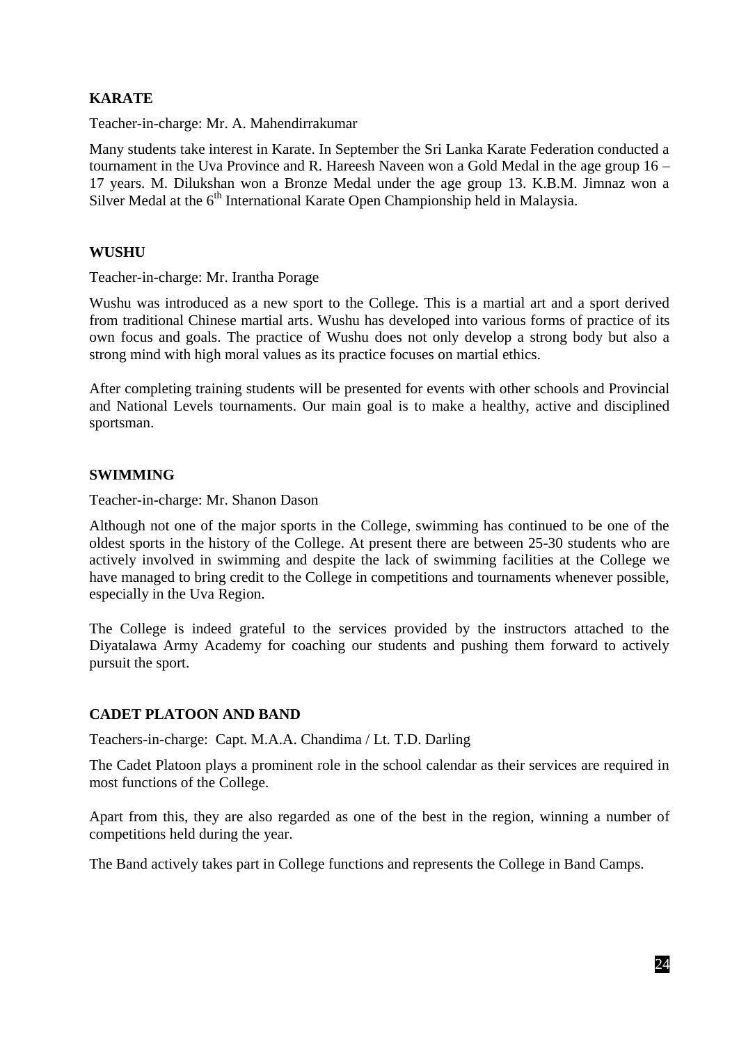## KARATE

Teacher-in-charge: Mr. A. Mahendirrakumar

Many students take interest in Karate. In September the Sri Lanka Karate Federation conducted a tournament in the Uva Province and R. Hareesh Naveen won a Gold Medal in the age group 16 – 17 years. M. Dilukshan won a Bronze Medal under the age group 13. K.B.M. Jimnaz won a Silver Medal at the 6th International Karate Open Championship held in Malaysia.

## WUSHU

Teacher-in-charge: Mr. Irantha Porage

Wushu was introduced as a new sport to the College. This is a martial art and a sport derived from traditional Chinese martial arts. Wushu has developed into various forms of practice of its own focus and goals. The practice of Wushu does not only develop a strong body but also a strong mind with high moral values as its practice focuses on martial ethics.

After completing training students will be presented for events with other schools and Provincial and National Levels tournaments. Our main goal is to make a healthy, active and disciplined sportsman.

## SWIMMING

Teacher-in-charge: Mr. Shanon Dason

Although not one of the major sports in the College, swimming has continued to be one of the oldest sports in the history of the College. At present there are between 25-30 students who are actively involved in swimming and despite the lack of swimming facilities at the College we have managed to bring credit to the College in competitions and tournaments whenever possible, especially in the Uva Region.

The College is indeed grateful to the services provided by the instructors attached to the Diyatalawa Army Academy for coaching our students and pushing them forward to actively pursuit the sport.

## CADET PLATOON AND BAND

Teachers-in-charge: Capt. M.A.A. Chandima / Lt. T.D. Darling

The Cadet Platoon plays a prominent role in the school calendar as their services are required in most functions of the College.

Apart from this, they are also regarded as one of the best in the region, winning a number of competitions held during the year.

The Band actively takes part in College functions and represents the College in Band Camps.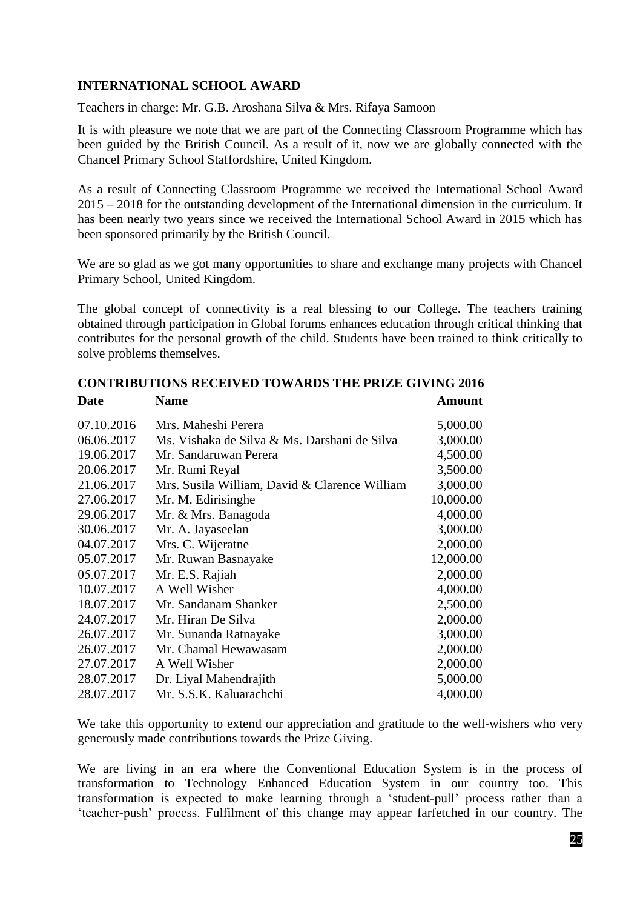## INTERNATIONAL SCHOOL AWARD

Teachers in charge: Mr. G.B. Aroshana Silva & Mrs. Rifaya Samoon

It is with pleasure we note that we are part of the Connecting Classroom Programme which has been guided by the British Council. As a result of it, now we are globally connected with the Chancel Primary School Staffordshire, United Kingdom.

As a result of Connecting Classroom Programme we received the International School Award 2015 – 2018 for the outstanding development of the International dimension in the curriculum. It has been nearly two years since we received the International School Award in 2015 which has been sponsored primarily by the British Council.

We are so glad as we got many opportunities to share and exchange many projects with Chancel Primary School, United Kingdom.

The global concept of connectivity is a real blessing to our College. The teachers training obtained through participation in Global forums enhances education through critical thinking that contributes for the personal growth of the child. Students have been trained to think critically to solve problems themselves.

## CONTRIBUTIONS RECEIVED TOWARDS THE PRIZE GIVING 2016

| Date | Name | Amount |
|---|---|---:|
| 07.10.2016 | Mrs. Maheshi Perera | 5,000.00 |
| 06.06.2017 | Ms. Vishaka de Silva & Ms. Darshani de Silva | 3,000.00 |
| 19.06.2017 | Mr. Sandaruwan Perera | 4,500.00 |
| 20.06.2017 | Mr. Rumi Reyal | 3,500.00 |
| 21.06.2017 | Mrs. Susila William, David & Clarence William | 3,000.00 |
| 27.06.2017 | Mr. M. Edirisinghe | 10,000.00 |
| 29.06.2017 | Mr. & Mrs. Banagoda | 4,000.00 |
| 30.06.2017 | Mr. A. Jayaseelan | 3,000.00 |
| 04.07.2017 | Mrs. C. Wijeratne | 2,000.00 |
| 05.07.2017 | Mr. Ruwan Basnayake | 12,000.00 |
| 05.07.2017 | Mr. E.S. Rajiah | 2,000.00 |
| 10.07.2017 | A Well Wisher | 4,000.00 |
| 18.07.2017 | Mr. Sandanam Shanker | 2,500.00 |
| 24.07.2017 | Mr. Hiran De Silva | 2,000.00 |
| 26.07.2017 | Mr. Sunanda Ratnayake | 3,000.00 |
| 26.07.2017 | Mr. Chamal Hewawasam | 2,000.00 |
| 27.07.2017 | A Well Wisher | 2,000.00 |
| 28.07.2017 | Dr. Liyal Mahendrajith | 5,000.00 |
| 28.07.2017 | Mr. S.S.K. Kaluarachchi | 4,000.00 |

We take this opportunity to extend our appreciation and gratitude to the well-wishers who very generously made contributions towards the Prize Giving.

We are living in an era where the Conventional Education System is in the process of transformation to Technology Enhanced Education System in our country too. This transformation is expected to make learning through a 'student-pull' process rather than a 'teacher-push' process. Fulfilment of this change may appear farfetched in our country. The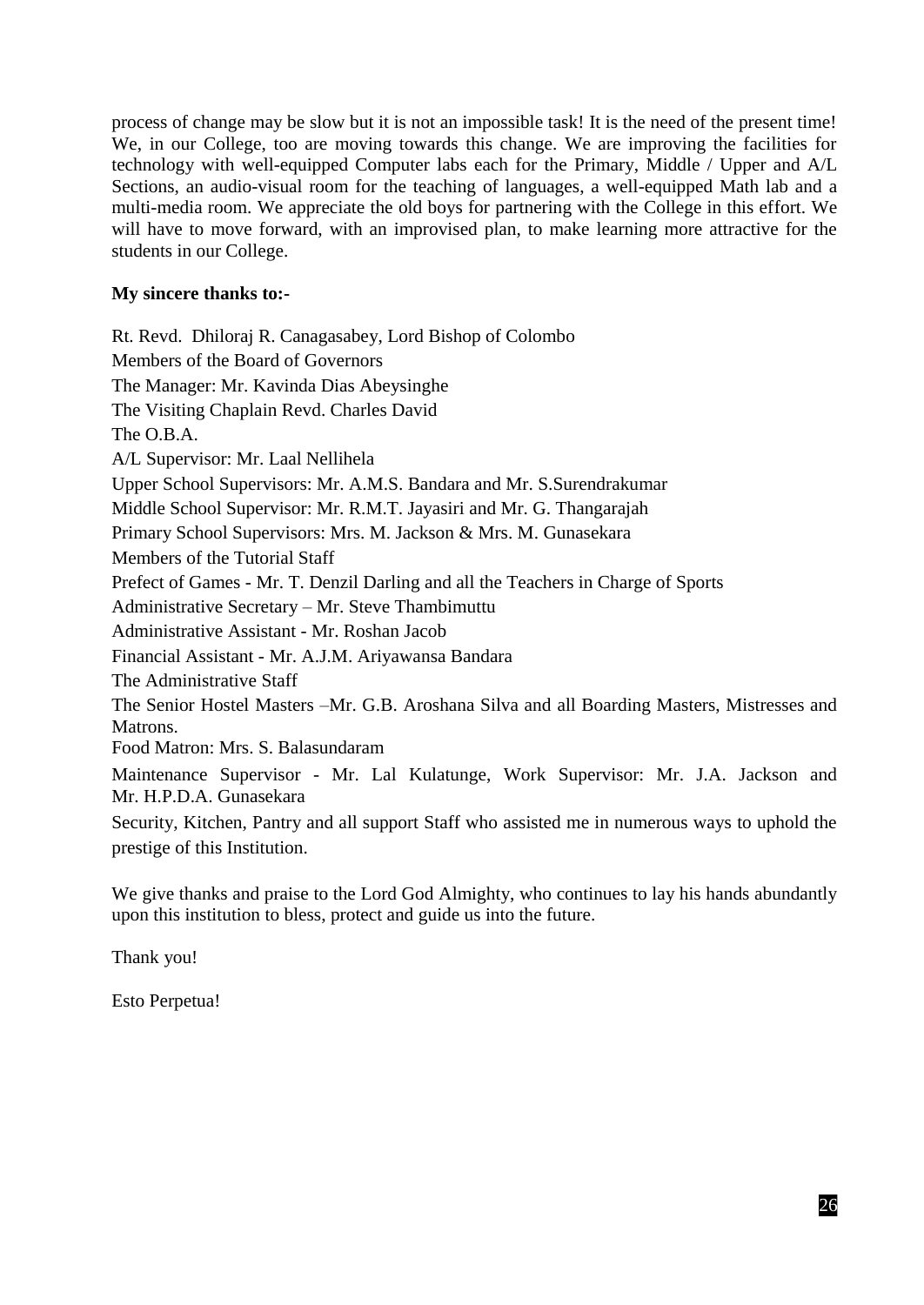process of change may be slow but it is not an impossible task! It is the need of the present time! We, in our College, too are moving towards this change. We are improving the facilities for technology with well-equipped Computer labs each for the Primary, Middle / Upper and A/L Sections, an audio-visual room for the teaching of languages, a well-equipped Math lab and a multi-media room. We appreciate the old boys for partnering with the College in this effort. We will have to move forward, with an improvised plan, to make learning more attractive for the students in our College.

**My sincere thanks to:-**

Rt. Revd. Dhiloraj R. Canagasabey, Lord Bishop of Colombo

Members of the Board of Governors

The Manager: Mr. Kavinda Dias Abeysinghe

The Visiting Chaplain Revd. Charles David

The O.B.A.

A/L Supervisor: Mr. Laal Nellihela

Upper School Supervisors: Mr. A.M.S. Bandara and Mr. S.Surendrakumar

Middle School Supervisor: Mr. R.M.T. Jayasiri and Mr. G. Thangarajah

Primary School Supervisors: Mrs. M. Jackson & Mrs. M. Gunasekara

Members of the Tutorial Staff

Prefect of Games - Mr. T. Denzil Darling and all the Teachers in Charge of Sports

Administrative Secretary – Mr. Steve Thambimuttu

Administrative Assistant - Mr. Roshan Jacob

Financial Assistant - Mr. A.J.M. Ariyawansa Bandara

The Administrative Staff

The Senior Hostel Masters –Mr. G.B. Aroshana Silva and all Boarding Masters, Mistresses and Matrons.

Food Matron: Mrs. S. Balasundaram

Maintenance Supervisor - Mr. Lal Kulatunge, Work Supervisor: Mr. J.A. Jackson and Mr. H.P.D.A. Gunasekara

Security, Kitchen, Pantry and all support Staff who assisted me in numerous ways to uphold the prestige of this Institution.

We give thanks and praise to the Lord God Almighty, who continues to lay his hands abundantly upon this institution to bless, protect and guide us into the future.

Thank you!

Esto Perpetua!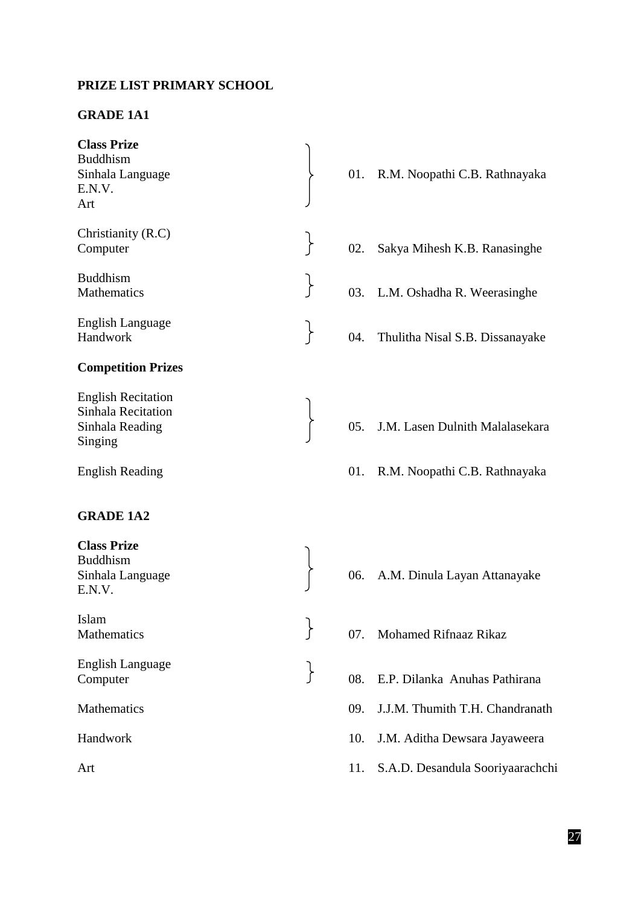**PRIZE LIST PRIMARY SCHOOL**

**GRADE 1A1**

| Prize | | No. | Name |
|---|---|---|---|
| **Class Prize**<br>Buddhism<br>Sinhala Language<br>E.N.V.<br>Art | | 01. | R.M. Noopathi C.B. Rathnayaka |
| Christianity (R.C)<br>Computer | | 02. | Sakya Mihesh K.B. Ranasinghe |
| Buddhism<br>Mathematics | | 03. | L.M. Oshadha R. Weerasinghe |
| English Language<br>Handwork | | 04. | Thulitha Nisal S.B. Dissanayake |

**Competition Prizes**

| Prize | | No. | Name |
|---|---|---|---|
| English Recitation<br>Sinhala Recitation<br>Sinhala Reading<br>Singing | | 05. | J.M. Lasen Dulnith Malalasekara |
| English Reading | | 01. | R.M. Noopathi C.B. Rathnayaka |

**GRADE 1A2**

| Prize | | No. | Name |
|---|---|---|---|
| **Class Prize**<br>Buddhism<br>Sinhala Language<br>E.N.V. | | 06. | A.M. Dinula Layan Attanayake |
| Islam<br>Mathematics | | 07. | Mohamed Rifnaaz Rikaz |
| English Language<br>Computer | | 08. | E.P. Dilanka Anuhas Pathirana |
| Mathematics | | 09. | J.J.M. Thumith T.H. Chandranath |
| Handwork | | 10. | J.M. Aditha Dewsara Jayaweera |
| Art | | 11. | S.A.D. Desandula Sooriyaarachchi |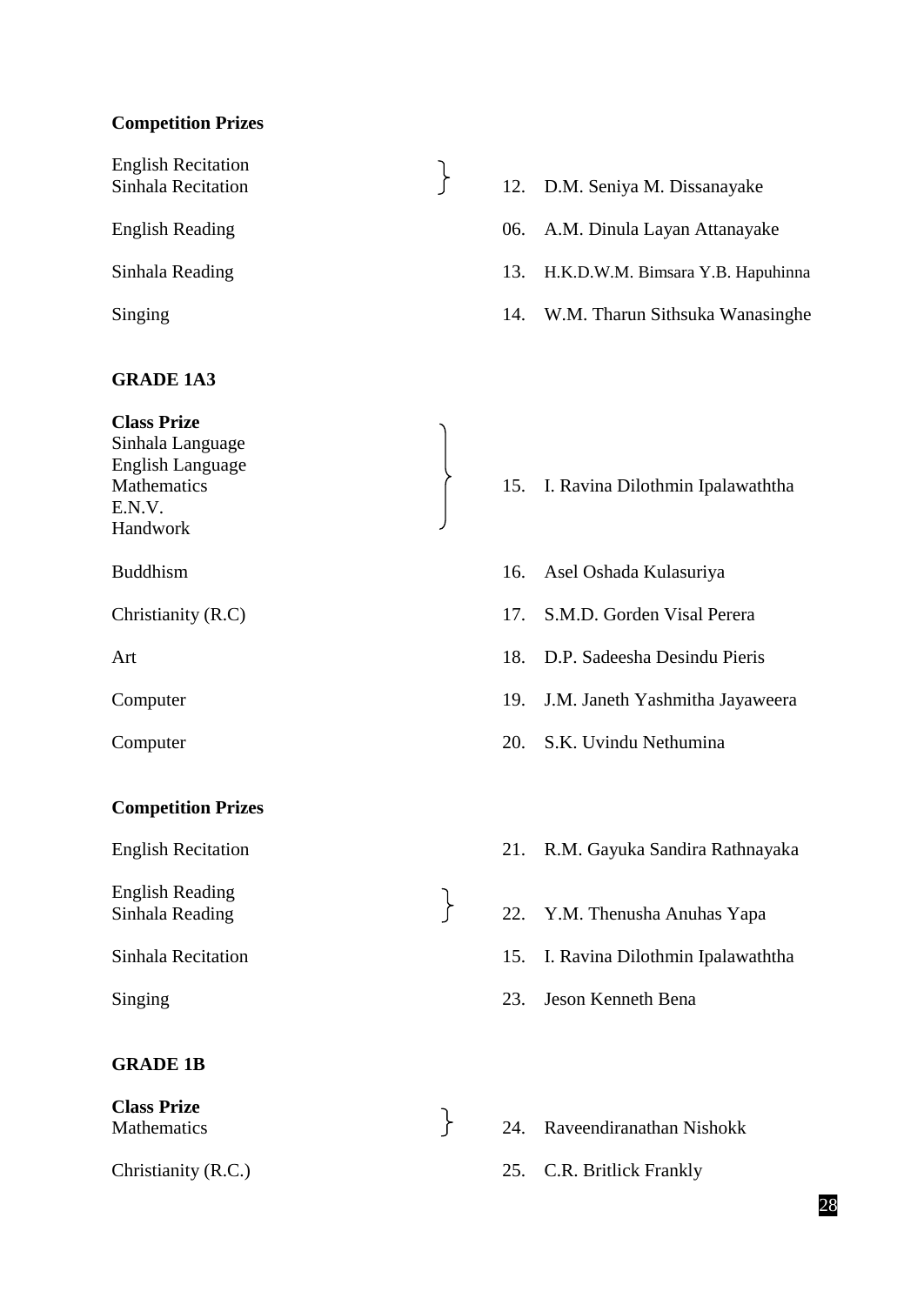**Competition Prizes**

| Prize | Winner |
|---|---|
| English Recitation<br>Sinhala Recitation | 12. D.M. Seniya M. Dissanayake |
| English Reading | 06. A.M. Dinula Layan Attanayake |
| Sinhala Reading | 13. H.K.D.W.M. Bimsara Y.B. Hapuhinna |
| Singing | 14. W.M. Tharun Sithsuka Wanasinghe |

**GRADE 1A3**

| Prize | Winner |
|---|---|
| **Class Prize**<br>Sinhala Language<br>English Language<br>Mathematics<br>E.N.V.<br>Handwork | 15. I. Ravina Dilothmin Ipalawaththa |
| Buddhism | 16. Asel Oshada Kulasuriya |
| Christianity (R.C) | 17. S.M.D. Gorden Visal Perera |
| Art | 18. D.P. Sadeesha Desindu Pieris |
| Computer | 19. J.M. Janeth Yashmitha Jayaweera |
| Computer | 20. S.K. Uvindu Nethumina |

**Competition Prizes**

| Prize | Winner |
|---|---|
| English Recitation | 21. R.M. Gayuka Sandira Rathnayaka |
| English Reading<br>Sinhala Reading | 22. Y.M. Thenusha Anuhas Yapa |
| Sinhala Recitation | 15. I. Ravina Dilothmin Ipalawaththa |
| Singing | 23. Jeson Kenneth Bena |

**GRADE 1B**

| Prize | Winner |
|---|---|
| **Class Prize**<br>Mathematics | 24. Raveendiranathan Nishokk |
| Christianity (R.C.) | 25. C.R. Britlick Frankly |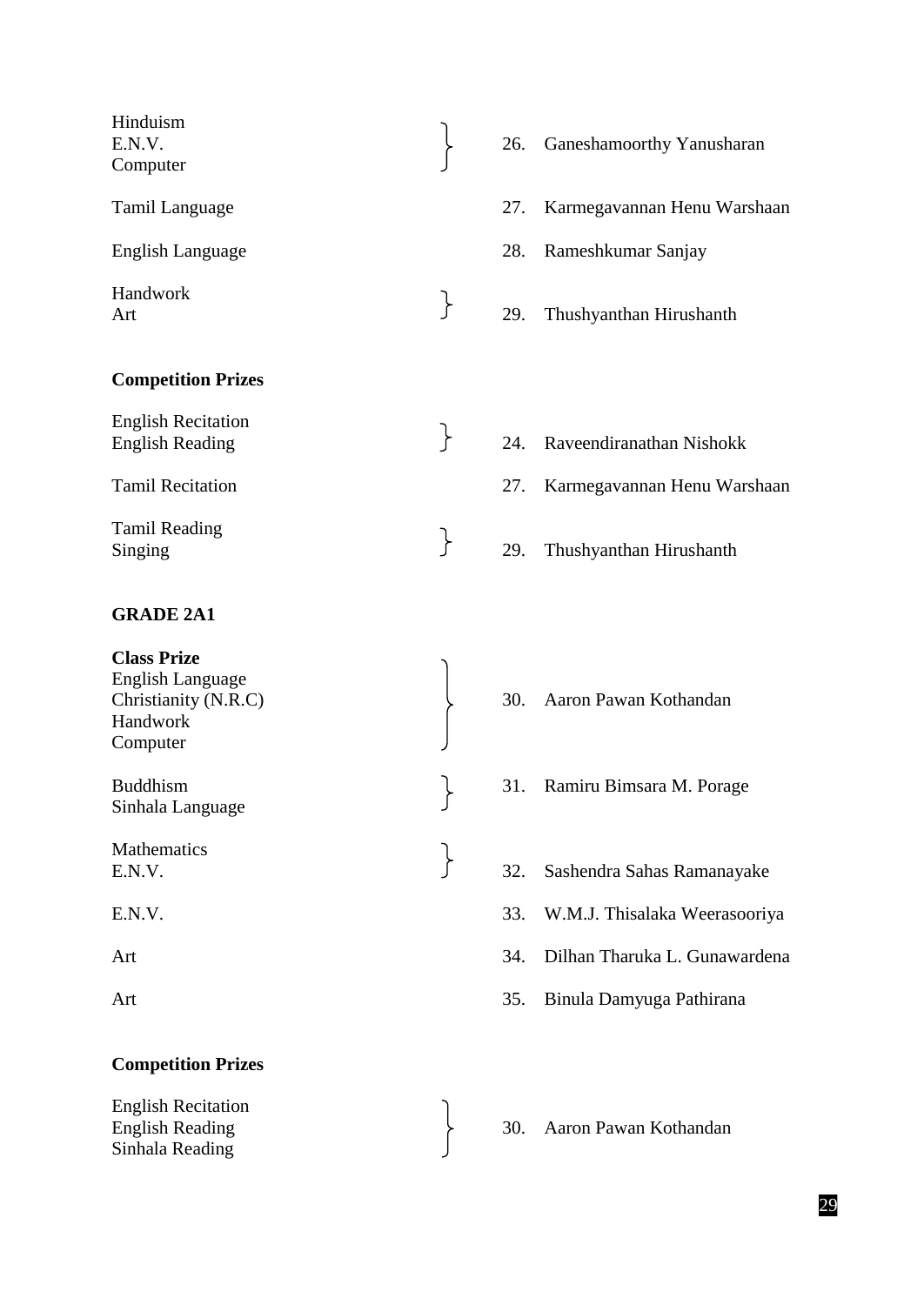| Subject | No. | Name |
|---|---|---|
| Hinduism<br>E.N.V.<br>Computer | 26. | Ganeshamoorthy Yanusharan |
| Tamil Language | 27. | Karmegavannan Henu Warshaan |
| English Language | 28. | Rameshkumar Sanjay |
| Handwork<br>Art | 29. | Thushyanthan Hirushanth |

**Competition Prizes**

| Subject | No. | Name |
|---|---|---|
| English Recitation<br>English Reading | 24. | Raveendiranathan Nishokk |
| Tamil Recitation | 27. | Karmegavannan Henu Warshaan |
| Tamil Reading<br>Singing | 29. | Thushyanthan Hirushanth |

**GRADE 2A1**

| Subject | No. | Name |
|---|---|---|
| **Class Prize**<br>English Language<br>Christianity (N.R.C)<br>Handwork<br>Computer | 30. | Aaron Pawan Kothandan |
| Buddhism<br>Sinhala Language | 31. | Ramiru Bimsara M. Porage |
| Mathematics<br>E.N.V. | 32. | Sashendra Sahas Ramanayake |
| E.N.V. | 33. | W.M.J. Thisalaka Weerasooriya |
| Art | 34. | Dilhan Tharuka L. Gunawardena |
| Art | 35. | Binula Damyuga Pathirana |

**Competition Prizes**

| Subject | No. | Name |
|---|---|---|
| English Recitation<br>English Reading<br>Sinhala Reading | 30. | Aaron Pawan Kothandan |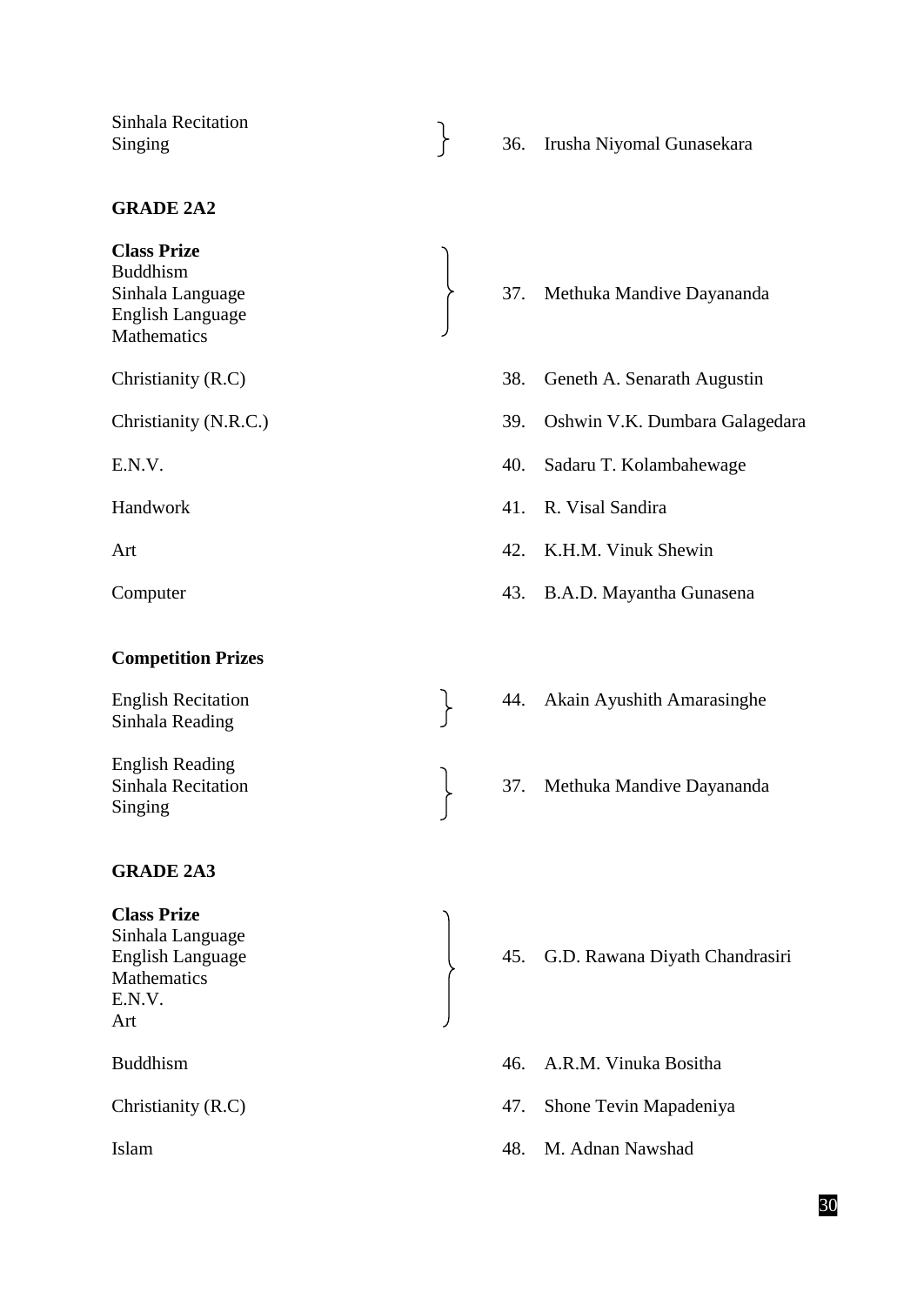| | |
|---|---|
| Sinhala Recitation<br>Singing | 36. Irusha Niyomal Gunasekara |

**GRADE 2A2**

| | |
|---|---|
| **Class Prize**<br>Buddhism<br>Sinhala Language<br>English Language<br>Mathematics | 37. Methuka Mandive Dayananda |
| Christianity (R.C) | 38. Geneth A. Senarath Augustin |
| Christianity (N.R.C.) | 39. Oshwin V.K. Dumbara Galagedara |
| E.N.V. | 40. Sadaru T. Kolambahewage |
| Handwork | 41. R. Visal Sandira |
| Art | 42. K.H.M. Vinuk Shewin |
| Computer | 43. B.A.D. Mayantha Gunasena |

**Competition Prizes**

| | |
|---|---|
| English Recitation<br>Sinhala Reading | 44. Akain Ayushith Amarasinghe |
| English Reading<br>Sinhala Recitation<br>Singing | 37. Methuka Mandive Dayananda |

**GRADE 2A3**

| | |
|---|---|
| **Class Prize**<br>Sinhala Language<br>English Language<br>Mathematics<br>E.N.V.<br>Art | 45. G.D. Rawana Diyath Chandrasiri |
| Buddhism | 46. A.R.M. Vinuka Bositha |
| Christianity (R.C) | 47. Shone Tevin Mapadeniya |
| Islam | 48. M. Adnan Nawshad |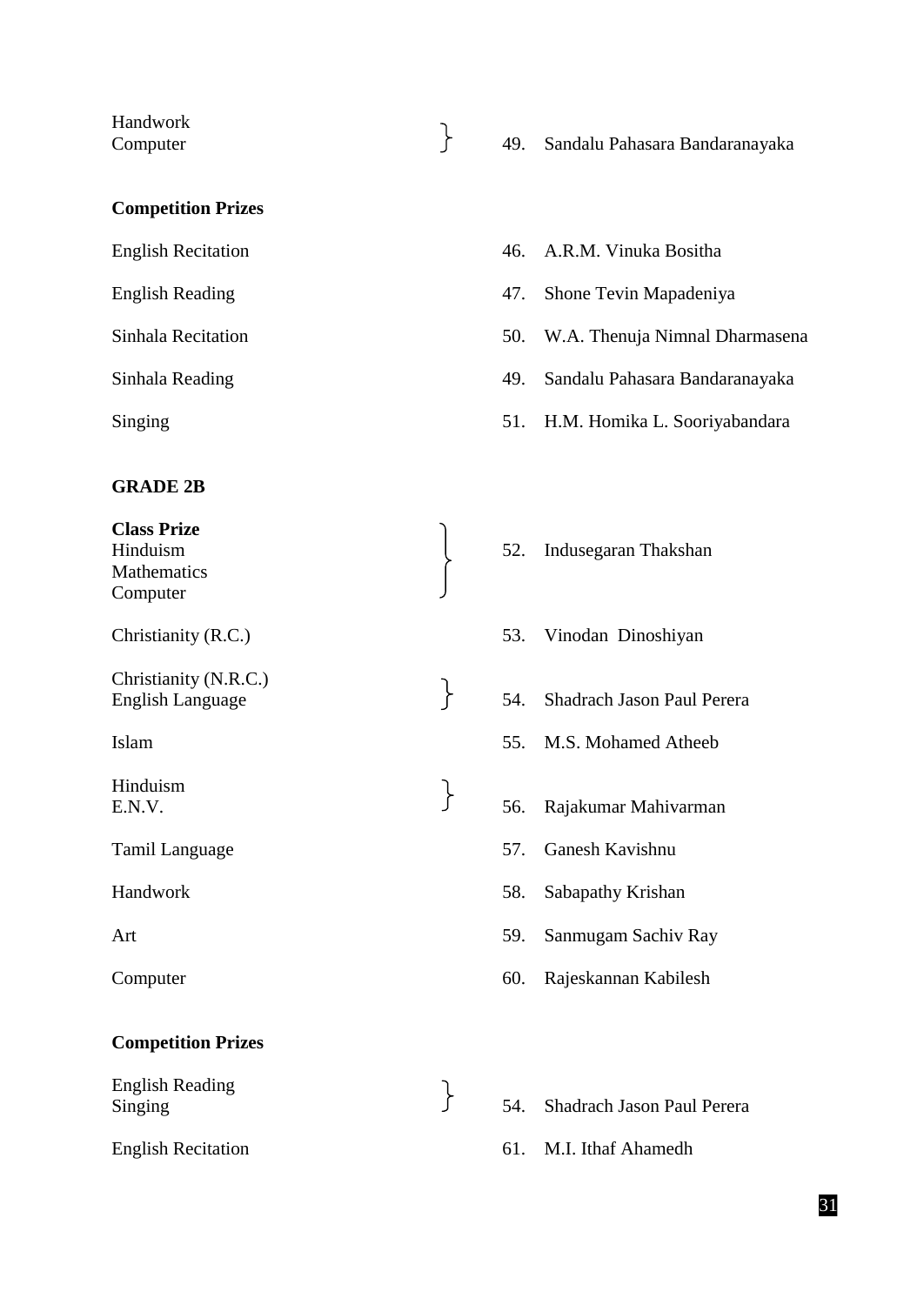| | |
|---|---|
| Handwork<br>Computer | 49. Sandalu Pahasara Bandaranayaka |

**Competition Prizes**

| | |
|---|---|
| English Recitation | 46. A.R.M. Vinuka Bositha |
| English Reading | 47. Shone Tevin Mapadeniya |
| Sinhala Recitation | 50. W.A. Thenuja Nimnal Dharmasena |
| Sinhala Reading | 49. Sandalu Pahasara Bandaranayaka |
| Singing | 51. H.M. Homika L. Sooriyabandara |

**GRADE 2B**

| | |
|---|---|
| **Class Prize**<br>Hinduism<br>Mathematics<br>Computer | 52. Indusegaran Thakshan |
| Christianity (R.C.) | 53. Vinodan Dinoshiyan |
| Christianity (N.R.C.)<br>English Language | 54. Shadrach Jason Paul Perera |
| Islam | 55. M.S. Mohamed Atheeb |
| Hinduism<br>E.N.V. | 56. Rajakumar Mahivarman |
| Tamil Language | 57. Ganesh Kavishnu |
| Handwork | 58. Sabapathy Krishan |
| Art | 59. Sanmugam Sachiv Ray |
| Computer | 60. Rajeskannan Kabilesh |

**Competition Prizes**

| | |
|---|---|
| English Reading<br>Singing | 54. Shadrach Jason Paul Perera |
| English Recitation | 61. M.I. Ithaf Ahamedh |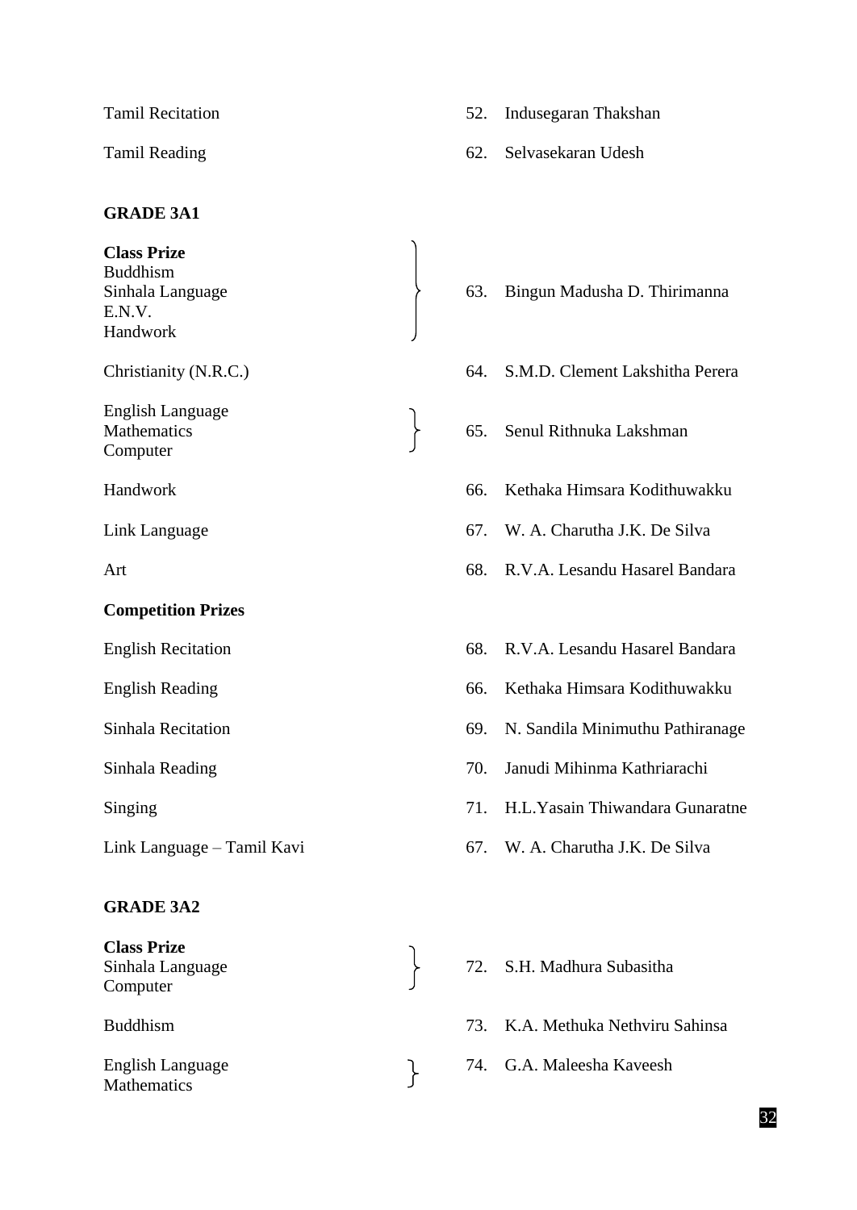| | | |
|---|---|---|
| Tamil Recitation | 52. | Indusegaran Thakshan |
| Tamil Reading | 62. | Selvasekaran Udesh |

**GRADE 3A1**

| | | |
|---|---|---|
| **Class Prize**<br>Buddhism<br>Sinhala Language<br>E.N.V.<br>Handwork | 63. | Bingun Madusha D. Thirimanna |
| Christianity (N.R.C.) | 64. | S.M.D. Clement Lakshitha Perera |
| English Language<br>Mathematics<br>Computer | 65. | Senul Rithnuka Lakshman |
| Handwork | 66. | Kethaka Himsara Kodithuwakku |
| Link Language | 67. | W. A. Charutha J.K. De Silva |
| Art | 68. | R.V.A. Lesandu Hasarel Bandara |

**Competition Prizes**

| | | |
|---|---|---|
| English Recitation | 68. | R.V.A. Lesandu Hasarel Bandara |
| English Reading | 66. | Kethaka Himsara Kodithuwakku |
| Sinhala Recitation | 69. | N. Sandila Minimuthu Pathiranage |
| Sinhala Reading | 70. | Janudi Mihinma Kathriarachi |
| Singing | 71. | H.L.Yasain Thiwandara Gunaratne |
| Link Language – Tamil Kavi | 67. | W. A. Charutha J.K. De Silva |

**GRADE 3A2**

| | | |
|---|---|---|
| **Class Prize**<br>Sinhala Language<br>Computer | 72. | S.H. Madhura Subasitha |
| Buddhism | 73. | K.A. Methuka Nethviru Sahinsa |
| English Language<br>Mathematics | 74. | G.A. Maleesha Kaveesh |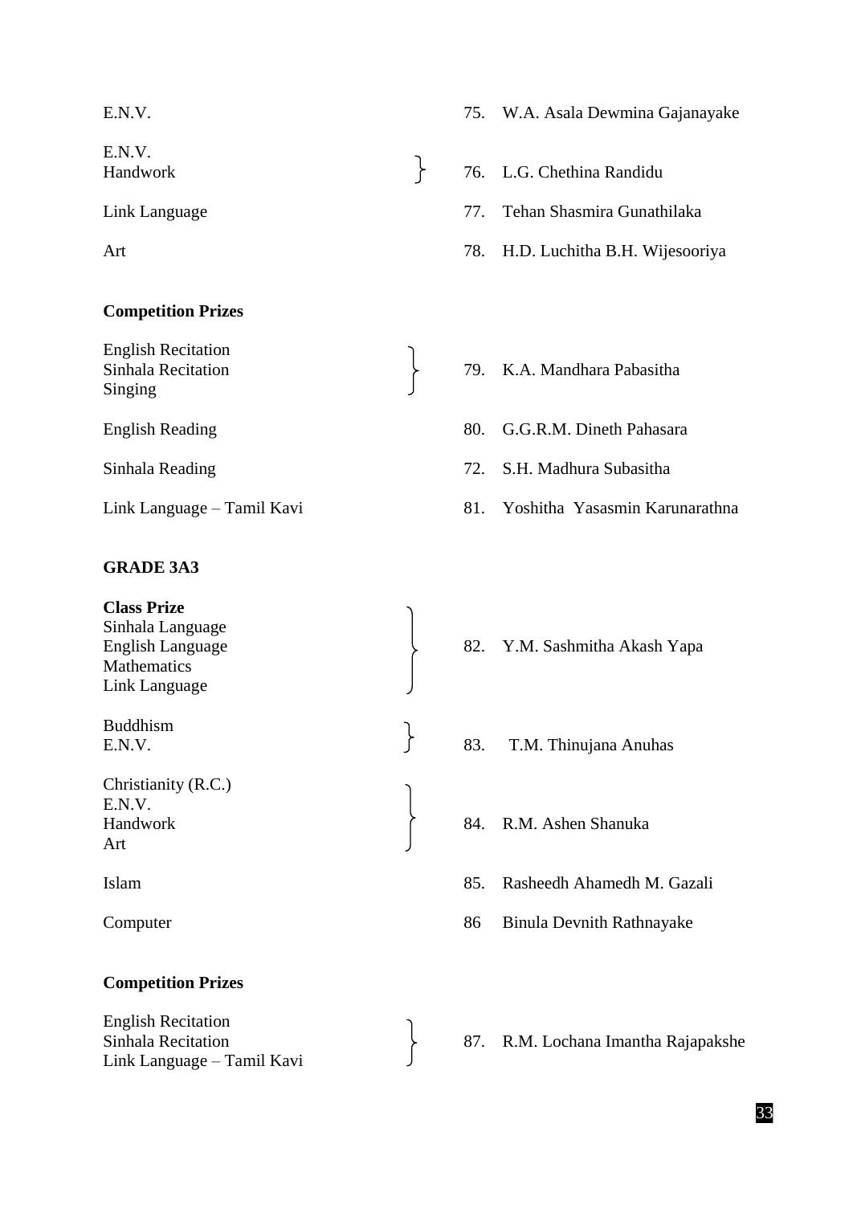| | |
|---|---|
| E.N.V. | 75. W.A. Asala Dewmina Gajanayake |
| E.N.V.<br>Handwork | 76. L.G. Chethina Randidu |
| Link Language | 77. Tehan Shasmira Gunathilaka |
| Art | 78. H.D. Luchitha B.H. Wijesooriya |

**Competition Prizes**

| | |
|---|---|
| English Recitation<br>Sinhala Recitation<br>Singing | 79. K.A. Mandhara Pabasitha |
| English Reading | 80. G.G.R.M. Dineth Pahasara |
| Sinhala Reading | 72. S.H. Madhura Subasitha |
| Link Language – Tamil Kavi | 81. Yoshitha Yasasmin Karunarathna |

**GRADE 3A3**

| | |
|---|---|
| **Class Prize**<br>Sinhala Language<br>English Language<br>Mathematics<br>Link Language | 82. Y.M. Sashmitha Akash Yapa |
| Buddhism<br>E.N.V. | 83. T.M. Thinujana Anuhas |
| Christianity (R.C.)<br>E.N.V.<br>Handwork<br>Art | 84. R.M. Ashen Shanuka |
| Islam | 85. Rasheedh Ahamedh M. Gazali |
| Computer | 86 Binula Devnith Rathnayake |

**Competition Prizes**

| | |
|---|---|
| English Recitation<br>Sinhala Recitation<br>Link Language – Tamil Kavi | 87. R.M. Lochana Imantha Rajapakshe |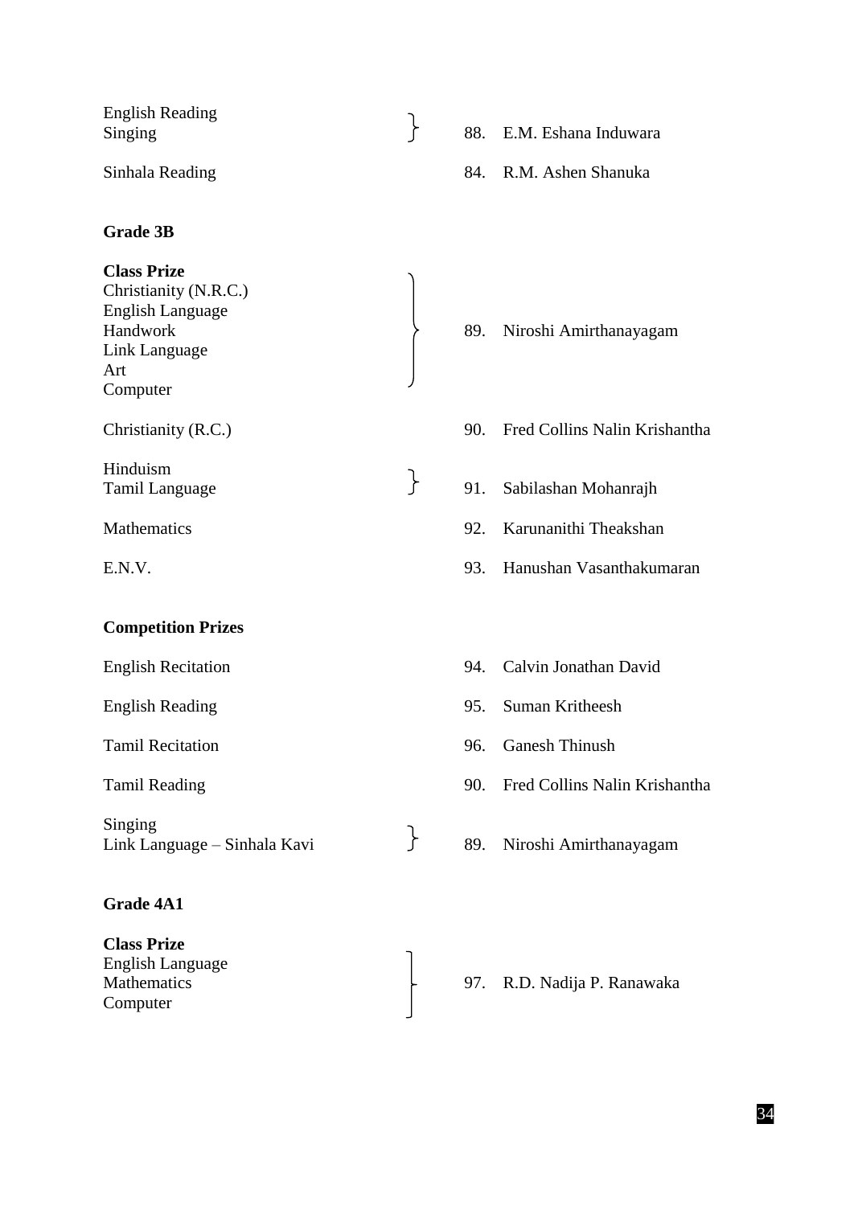| Subject | Prize Winner |
|---|---|
| English Reading<br>Singing | 88. E.M. Eshana Induwara |
| Sinhala Reading | 84. R.M. Ashen Shanuka |

**Grade 3B**

| Subject | Prize Winner |
|---|---|
| **Class Prize**<br>Christianity (N.R.C.)<br>English Language<br>Handwork<br>Link Language<br>Art<br>Computer | 89. Niroshi Amirthanayagam |
| Christianity (R.C.) | 90. Fred Collins Nalin Krishantha |
| Hinduism<br>Tamil Language | 91. Sabilashan Mohanrajh |
| Mathematics | 92. Karunanithi Theakshan |
| E.N.V. | 93. Hanushan Vasanthakumaran |

**Competition Prizes**

| Competition | Prize Winner |
|---|---|
| English Recitation | 94. Calvin Jonathan David |
| English Reading | 95. Suman Kritheesh |
| Tamil Recitation | 96. Ganesh Thinush |
| Tamil Reading | 90. Fred Collins Nalin Krishantha |
| Singing<br>Link Language – Sinhala Kavi | 89. Niroshi Amirthanayagam |

**Grade 4A1**

| Subject | Prize Winner |
|---|---|
| **Class Prize**<br>English Language<br>Mathematics<br>Computer | 97. R.D. Nadija P. Ranawaka |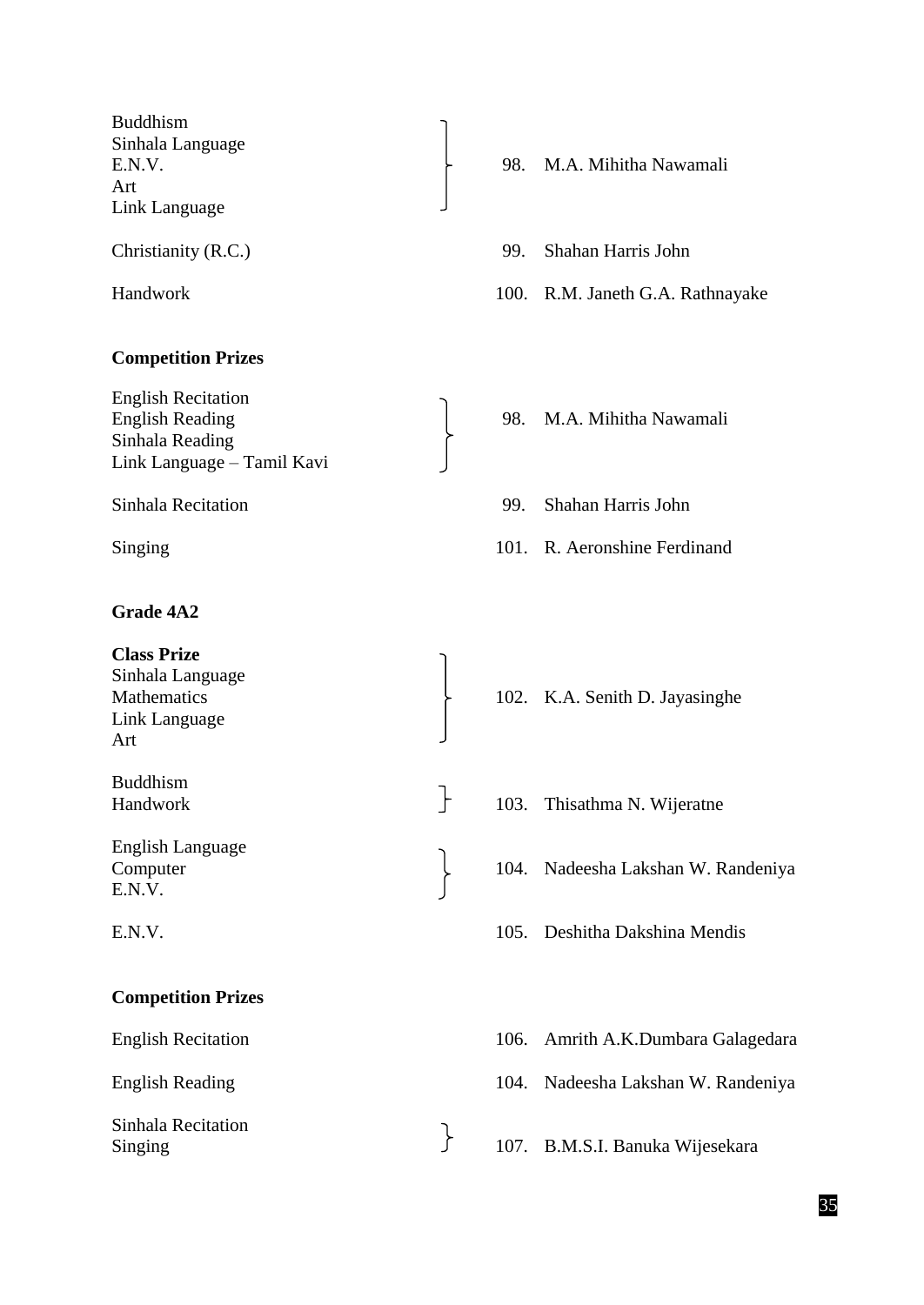| Subject | No. | Name |
|---|---|---|
| Buddhism<br>Sinhala Language<br>E.N.V.<br>Art<br>Link Language | 98. | M.A. Mihitha Nawamali |
| Christianity (R.C.) | 99. | Shahan Harris John |
| Handwork | 100. | R.M. Janeth G.A. Rathnayake |

**Competition Prizes**

| Competition | No. | Name |
|---|---|---|
| English Recitation<br>English Reading<br>Sinhala Reading<br>Link Language – Tamil Kavi | 98. | M.A. Mihitha Nawamali |
| Sinhala Recitation | 99. | Shahan Harris John |
| Singing | 101. | R. Aeronshine Ferdinand |

**Grade 4A2**

**Class Prize**

| Subject | No. | Name |
|---|---|---|
| Sinhala Language<br>Mathematics<br>Link Language<br>Art | 102. | K.A. Senith D. Jayasinghe |
| Buddhism<br>Handwork | 103. | Thisathma N. Wijeratne |
| English Language<br>Computer<br>E.N.V. | 104. | Nadeesha Lakshan W. Randeniya |
| E.N.V. | 105. | Deshitha Dakshina Mendis |

**Competition Prizes**

| Competition | No. | Name |
|---|---|---|
| English Recitation | 106. | Amrith A.K.Dumbara Galagedara |
| English Reading | 104. | Nadeesha Lakshan W. Randeniya |
| Sinhala Recitation<br>Singing | 107. | B.M.S.I. Banuka Wijesekara |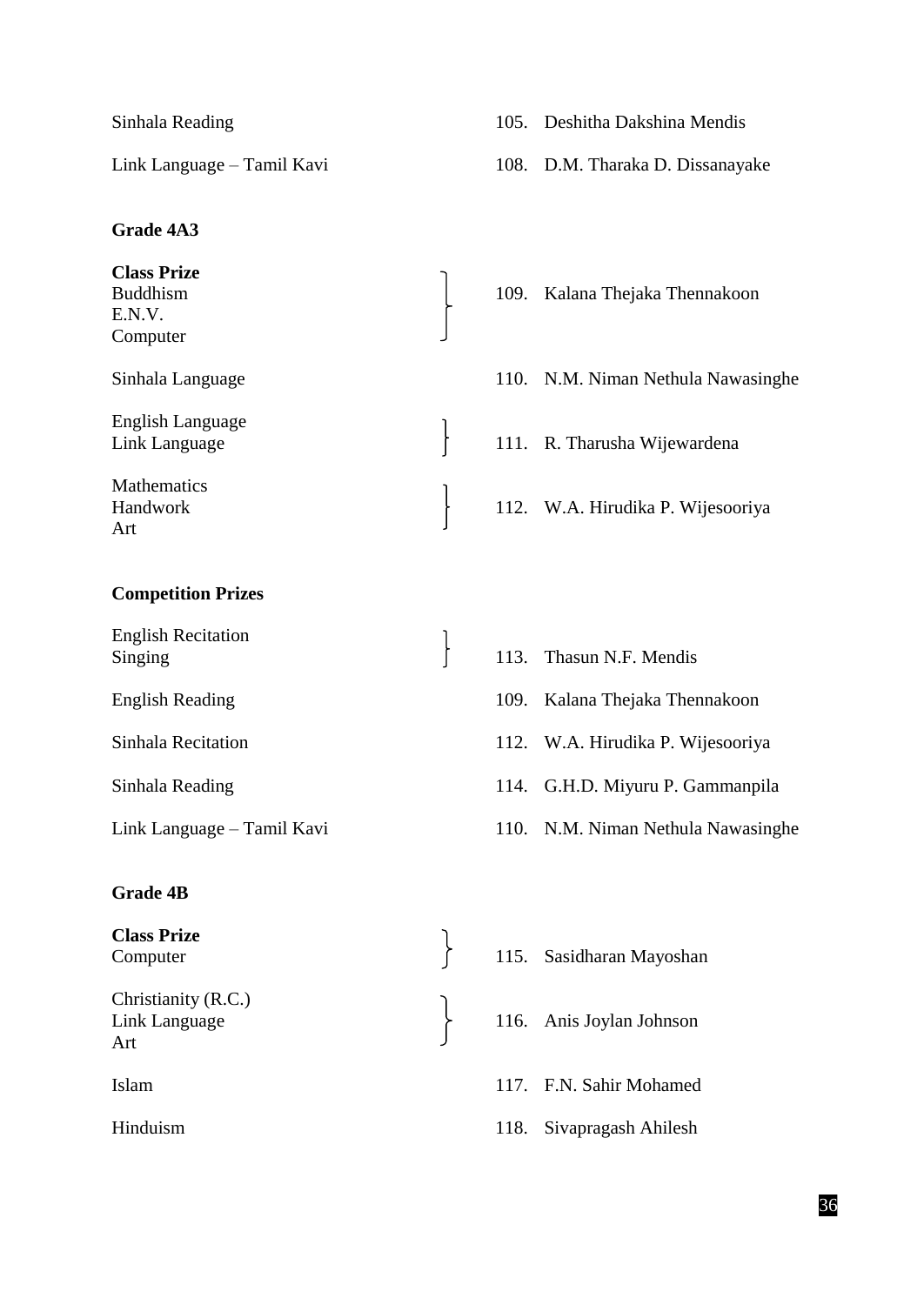| | |
|---|---|
| Sinhala Reading | 105. Deshitha Dakshina Mendis |
| Link Language – Tamil Kavi | 108. D.M. Tharaka D. Dissanayake |

**Grade 4A3**

| | |
|---|---|
| **Class Prize**<br>Buddhism<br>E.N.V.<br>Computer | 109. Kalana Thejaka Thennakoon |
| Sinhala Language | 110. N.M. Niman Nethula Nawasinghe |
| English Language<br>Link Language | 111. R. Tharusha Wijewardena |
| Mathematics<br>Handwork<br>Art | 112. W.A. Hirudika P. Wijesooriya |

**Competition Prizes**

| | |
|---|---|
| English Recitation<br>Singing | 113. Thasun N.F. Mendis |
| English Reading | 109. Kalana Thejaka Thennakoon |
| Sinhala Recitation | 112. W.A. Hirudika P. Wijesooriya |
| Sinhala Reading | 114. G.H.D. Miyuru P. Gammanpila |
| Link Language – Tamil Kavi | 110. N.M. Niman Nethula Nawasinghe |

**Grade 4B**

| | |
|---|---|
| **Class Prize**<br>Computer | 115. Sasidharan Mayoshan |
| Christianity (R.C.)<br>Link Language<br>Art | 116. Anis Joylan Johnson |
| Islam | 117. F.N. Sahir Mohamed |
| Hinduism | 118. Sivapragash Ahilesh |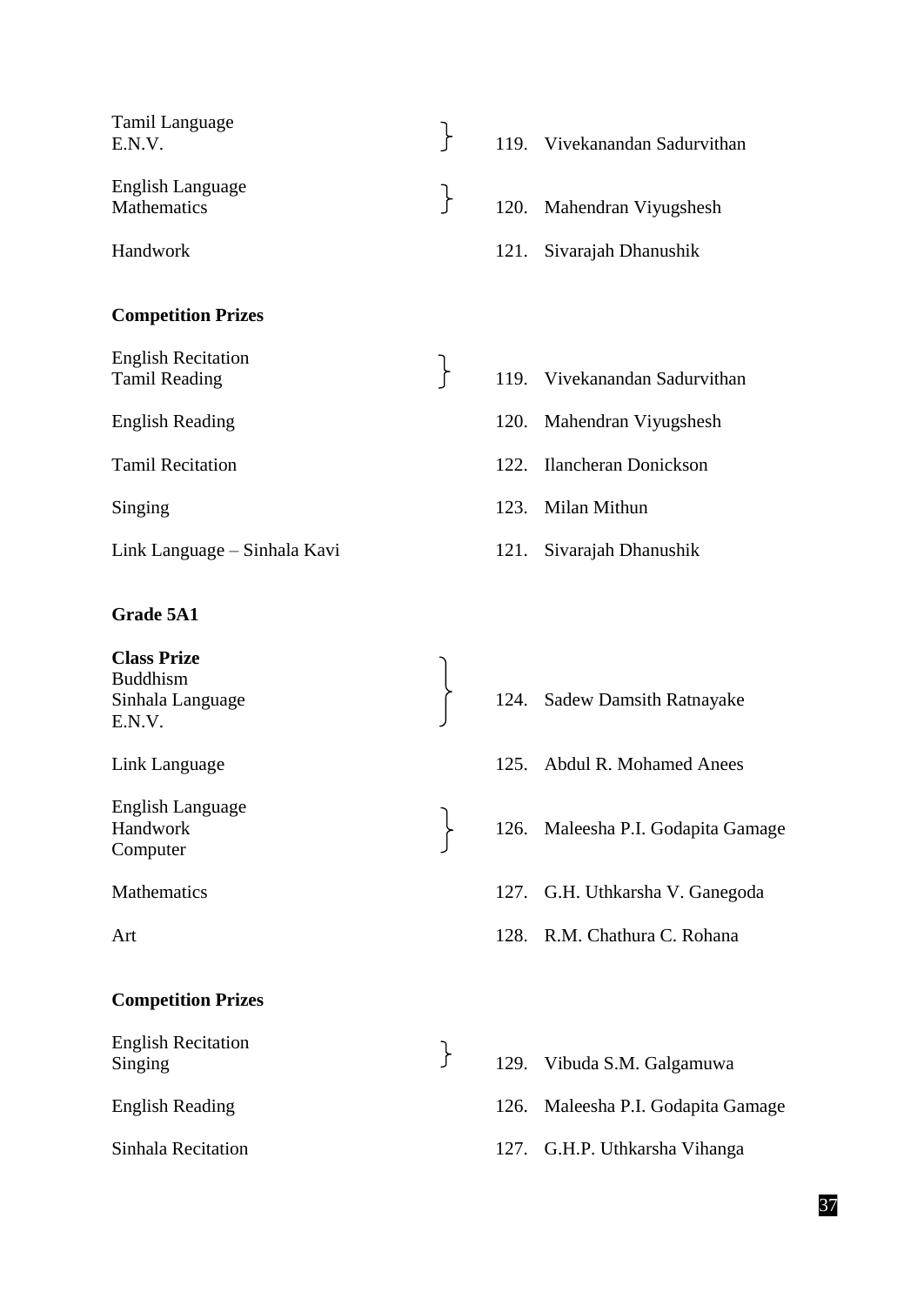| Subject | No. | Name |
|---|---|---|
| Tamil Language<br>E.N.V. | 119. | Vivekanandan Sadurvithan |
| English Language<br>Mathematics | 120. | Mahendran Viyugshesh |
| Handwork | 121. | Sivarajah Dhanushik |

**Competition Prizes**

| Subject | No. | Name |
|---|---|---|
| English Recitation<br>Tamil Reading | 119. | Vivekanandan Sadurvithan |
| English Reading | 120. | Mahendran Viyugshesh |
| Tamil Recitation | 122. | Ilancheran Donickson |
| Singing | 123. | Milan Mithun |
| Link Language – Sinhala Kavi | 121. | Sivarajah Dhanushik |

**Grade 5A1**

| Subject | No. | Name |
|---|---|---|
| **Class Prize**<br>Buddhism<br>Sinhala Language<br>E.N.V. | 124. | Sadew Damsith Ratnayake |
| Link Language | 125. | Abdul R. Mohamed Anees |
| English Language<br>Handwork<br>Computer | 126. | Maleesha P.I. Godapita Gamage |
| Mathematics | 127. | G.H. Uthkarsha V. Ganegoda |
| Art | 128. | R.M. Chathura C. Rohana |

**Competition Prizes**

| Subject | No. | Name |
|---|---|---|
| English Recitation<br>Singing | 129. | Vibuda S.M. Galgamuwa |
| English Reading | 126. | Maleesha P.I. Godapita Gamage |
| Sinhala Recitation | 127. | G.H.P. Uthkarsha Vihanga |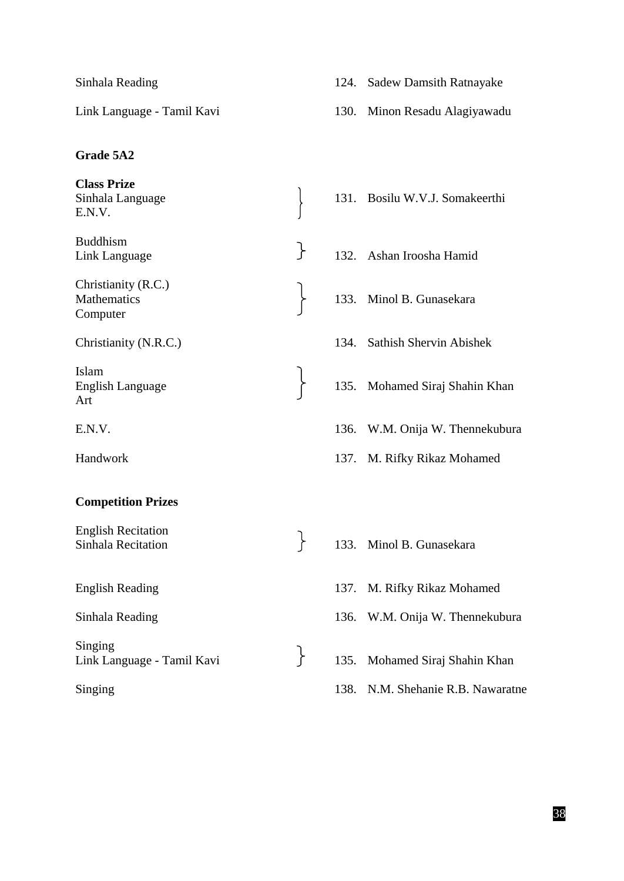| | |
|---|---|
| Sinhala Reading | 124. Sadew Damsith Ratnayake |
| Link Language - Tamil Kavi | 130. Minon Resadu Alagiyawadu |

**Grade 5A2**

**Class Prize**

| | |
|---|---|
| Sinhala Language<br>E.N.V. | 131. Bosilu W.V.J. Somakeerthi |
| Buddhism<br>Link Language | 132. Ashan Iroosha Hamid |
| Christianity (R.C.)<br>Mathematics<br>Computer | 133. Minol B. Gunasekara |
| Christianity (N.R.C.) | 134. Sathish Shervin Abishek |
| Islam<br>English Language<br>Art | 135. Mohamed Siraj Shahin Khan |
| E.N.V. | 136. W.M. Onija W. Thennekubura |
| Handwork | 137. M. Rifky Rikaz Mohamed |

**Competition Prizes**

| | |
|---|---|
| English Recitation<br>Sinhala Recitation | 133. Minol B. Gunasekara |
| English Reading | 137. M. Rifky Rikaz Mohamed |
| Sinhala Reading | 136. W.M. Onija W. Thennekubura |
| Singing<br>Link Language - Tamil Kavi | 135. Mohamed Siraj Shahin Khan |
| Singing | 138. N.M. Shehanie R.B. Nawaratne |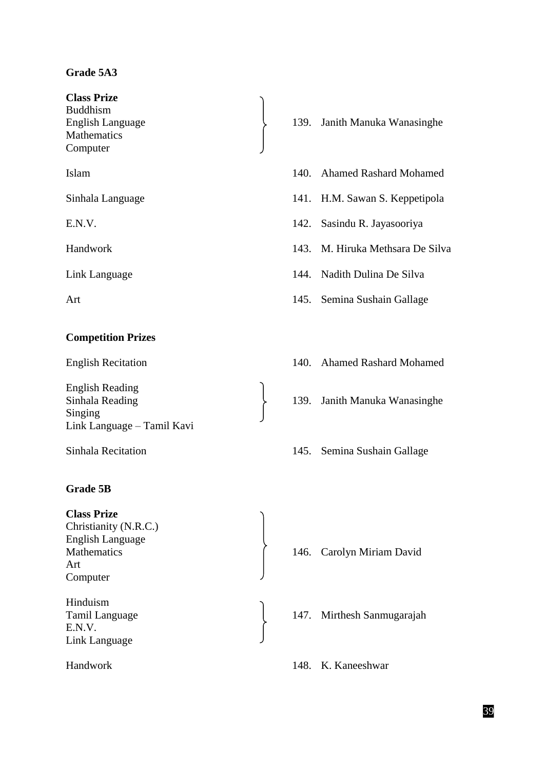**Grade 5A3**

**Class Prize**

| Subject | No. | Name |
|---|---|---|
| Buddhism<br>English Language<br>Mathematics<br>Computer | 139. | Janith Manuka Wanasinghe |
| Islam | 140. | Ahamed Rashard Mohamed |
| Sinhala Language | 141. | H.M. Sawan S. Keppetipola |
| E.N.V. | 142. | Sasindu R. Jayasooriya |
| Handwork | 143. | M. Hiruka Methsara De Silva |
| Link Language | 144. | Nadith Dulina De Silva |
| Art | 145. | Semina Sushain Gallage |

**Competition Prizes**

| Competition | No. | Name |
|---|---|---|
| English Recitation | 140. | Ahamed Rashard Mohamed |
| English Reading<br>Sinhala Reading<br>Singing<br>Link Language – Tamil Kavi | 139. | Janith Manuka Wanasinghe |
| Sinhala Recitation | 145. | Semina Sushain Gallage |

**Grade 5B**

**Class Prize**

| Subject | No. | Name |
|---|---|---|
| Christianity (N.R.C.)<br>English Language<br>Mathematics<br>Art<br>Computer | 146. | Carolyn Miriam David |
| Hinduism<br>Tamil Language<br>E.N.V.<br>Link Language | 147. | Mirthesh Sanmugarajah |
| Handwork | 148. | K. Kaneeshwar |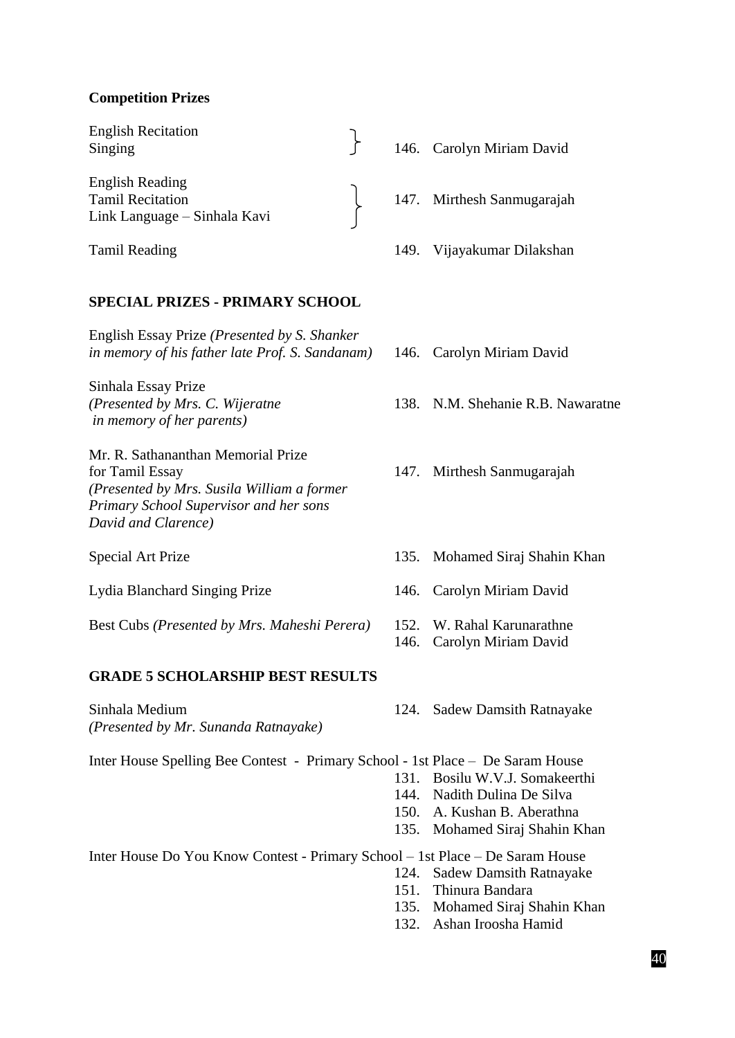**Competition Prizes**

| | |
|---|---|
| English Recitation<br>Singing | 146. Carolyn Miriam David |
| English Reading<br>Tamil Recitation<br>Link Language – Sinhala Kavi | 147. Mirthesh Sanmugarajah |
| Tamil Reading | 149. Vijayakumar Dilakshan |

**SPECIAL PRIZES - PRIMARY SCHOOL**

| | |
|---|---|
| English Essay Prize *(Presented by S. Shanker in memory of his father late Prof. S. Sandanam)* | 146. Carolyn Miriam David |
| Sinhala Essay Prize *(Presented by Mrs. C. Wijeratne in memory of her parents)* | 138. N.M. Shehanie R.B. Nawaratne |
| Mr. R. Sathananthan Memorial Prize for Tamil Essay *(Presented by Mrs. Susila William a former Primary School Supervisor and her sons David and Clarence)* | 147. Mirthesh Sanmugarajah |
| Special Art Prize | 135. Mohamed Siraj Shahin Khan |
| Lydia Blanchard Singing Prize | 146. Carolyn Miriam David |
| Best Cubs *(Presented by Mrs. Maheshi Perera)* | 152. W. Rahal Karunarathne<br>146. Carolyn Miriam David |

**GRADE 5 SCHOLARSHIP BEST RESULTS**

| | |
|---|---|
| Sinhala Medium *(Presented by Mr. Sunanda Ratnayake)* | 124. Sadew Damsith Ratnayake |

Inter House Spelling Bee Contest - Primary School - 1st Place – De Saram House

131. Bosilu W.V.J. Somakeerthi
144. Nadith Dulina De Silva
150. A. Kushan B. Aberathna
135. Mohamed Siraj Shahin Khan

Inter House Do You Know Contest - Primary School – 1st Place – De Saram House

124. Sadew Damsith Ratnayake
151. Thinura Bandara
135. Mohamed Siraj Shahin Khan
132. Ashan Iroosha Hamid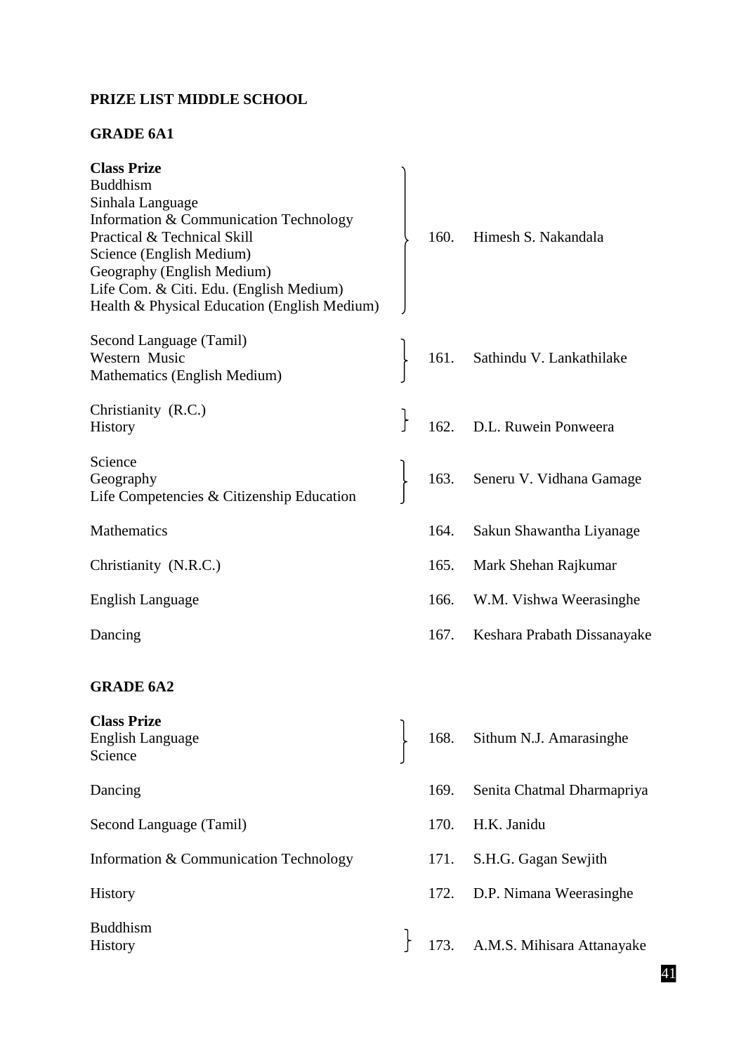**PRIZE LIST MIDDLE SCHOOL**

**GRADE 6A1**

| Subject | No. | Name |
|---|---|---|
| **Class Prize**<br>Buddhism<br>Sinhala Language<br>Information & Communication Technology<br>Practical & Technical Skill<br>Science (English Medium)<br>Geography (English Medium)<br>Life Com. & Citi. Edu. (English Medium)<br>Health & Physical Education (English Medium) | 160. | Himesh S. Nakandala |
| Second Language (Tamil)<br>Western Music<br>Mathematics (English Medium) | 161. | Sathindu V. Lankathilake |
| Christianity (R.C.)<br>History | 162. | D.L. Ruwein Ponweera |
| Science<br>Geography<br>Life Competencies & Citizenship Education | 163. | Seneru V. Vidhana Gamage |
| Mathematics | 164. | Sakun Shawantha Liyanage |
| Christianity (N.R.C.) | 165. | Mark Shehan Rajkumar |
| English Language | 166. | W.M. Vishwa Weerasinghe |
| Dancing | 167. | Keshara Prabath Dissanayake |

**GRADE 6A2**

| Subject | No. | Name |
|---|---|---|
| **Class Prize**<br>English Language<br>Science | 168. | Sithum N.J. Amarasinghe |
| Dancing | 169. | Senita Chatmal Dharmapriya |
| Second Language (Tamil) | 170. | H.K. Janidu |
| Information & Communication Technology | 171. | S.H.G. Gagan Sewjith |
| History | 172. | D.P. Nimana Weerasinghe |
| Buddhism<br>History | 173. | A.M.S. Mihisara Attanayake |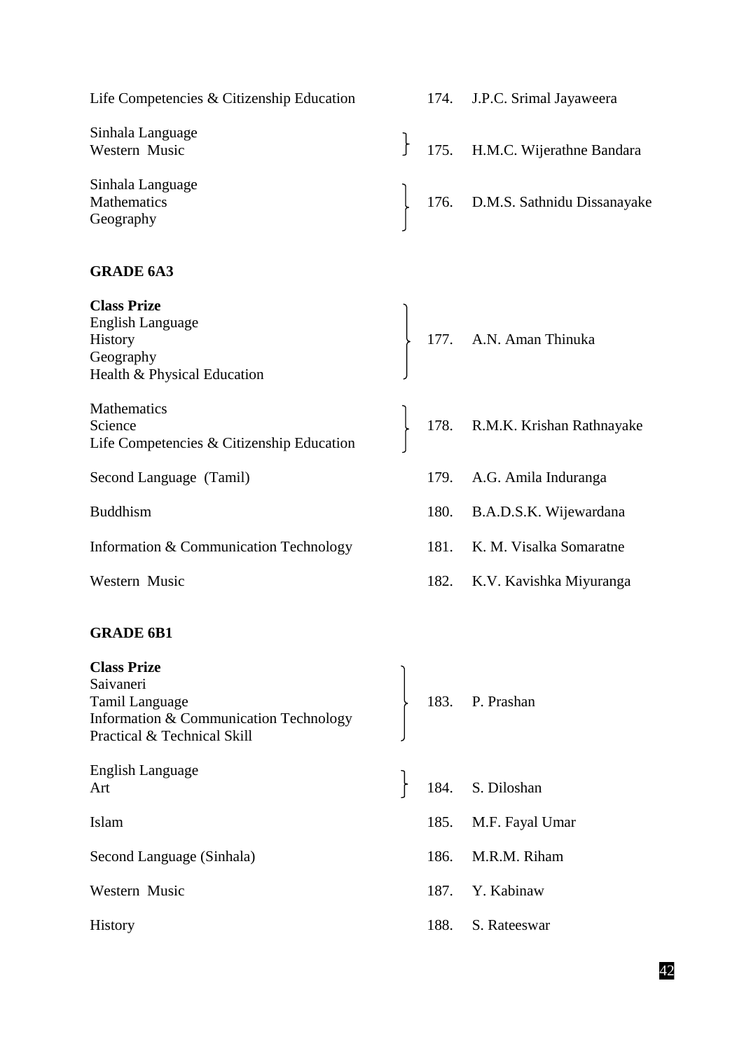| Subject | No. | Name |
|---|---|---|
| Life Competencies & Citizenship Education | 174. | J.P.C. Srimal Jayaweera |
| Sinhala Language<br>Western Music | 175. | H.M.C. Wijerathne Bandara |
| Sinhala Language<br>Mathematics<br>Geography | 176. | D.M.S. Sathnidu Dissanayake |

**GRADE 6A3**

| Subject | No. | Name |
|---|---|---|
| **Class Prize**<br>English Language<br>History<br>Geography<br>Health & Physical Education | 177. | A.N. Aman Thinuka |
| Mathematics<br>Science<br>Life Competencies & Citizenship Education | 178. | R.M.K. Krishan Rathnayake |
| Second Language (Tamil) | 179. | A.G. Amila Induranga |
| Buddhism | 180. | B.A.D.S.K. Wijewardana |
| Information & Communication Technology | 181. | K. M. Visalka Somaratne |
| Western Music | 182. | K.V. Kavishka Miyuranga |

**GRADE 6B1**

| Subject | No. | Name |
|---|---|---|
| **Class Prize**<br>Saivaneri<br>Tamil Language<br>Information & Communication Technology<br>Practical & Technical Skill | 183. | P. Prashan |
| English Language<br>Art | 184. | S. Diloshan |
| Islam | 185. | M.F. Fayal Umar |
| Second Language (Sinhala) | 186. | M.R.M. Riham |
| Western Music | 187. | Y. Kabinaw |
| History | 188. | S. Rateeswar |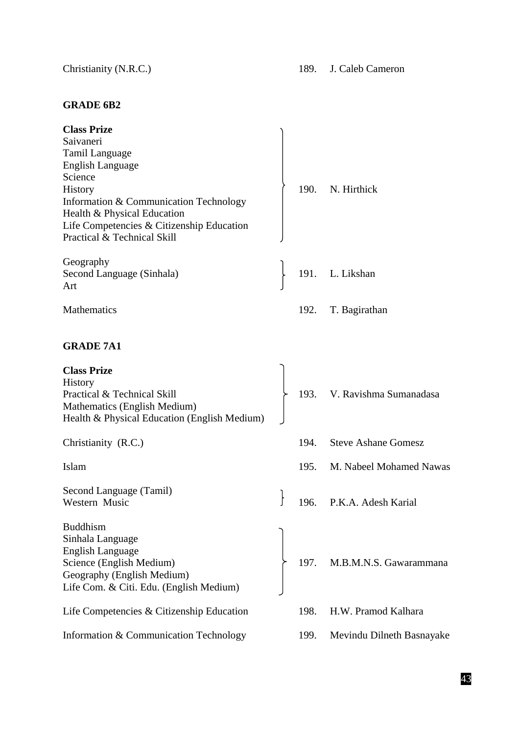Christianity (N.R.C.) — 189. J. Caleb Cameron

**GRADE 6B2**

| Subject | No. | Name |
|---|---|---|
| **Class Prize**<br>Saivaneri<br>Tamil Language<br>English Language<br>Science<br>History<br>Information & Communication Technology<br>Health & Physical Education<br>Life Competencies & Citizenship Education<br>Practical & Technical Skill | 190. | N. Hirthick |
| Geography<br>Second Language (Sinhala)<br>Art | 191. | L. Likshan |
| Mathematics | 192. | T. Bagirathan |

**GRADE 7A1**

| Subject | No. | Name |
|---|---|---|
| **Class Prize**<br>History<br>Practical & Technical Skill<br>Mathematics (English Medium)<br>Health & Physical Education (English Medium) | 193. | V. Ravishma Sumanadasa |
| Christianity (R.C.) | 194. | Steve Ashane Gomesz |
| Islam | 195. | M. Nabeel Mohamed Nawas |
| Second Language (Tamil)<br>Western Music | 196. | P.K.A. Adesh Karial |
| Buddhism<br>Sinhala Language<br>English Language<br>Science (English Medium)<br>Geography (English Medium)<br>Life Com. & Citi. Edu. (English Medium) | 197. | M.B.M.N.S. Gawarammana |
| Life Competencies & Citizenship Education | 198. | H.W. Pramod Kalhara |
| Information & Communication Technology | 199. | Mevindu Dilneth Basnayake |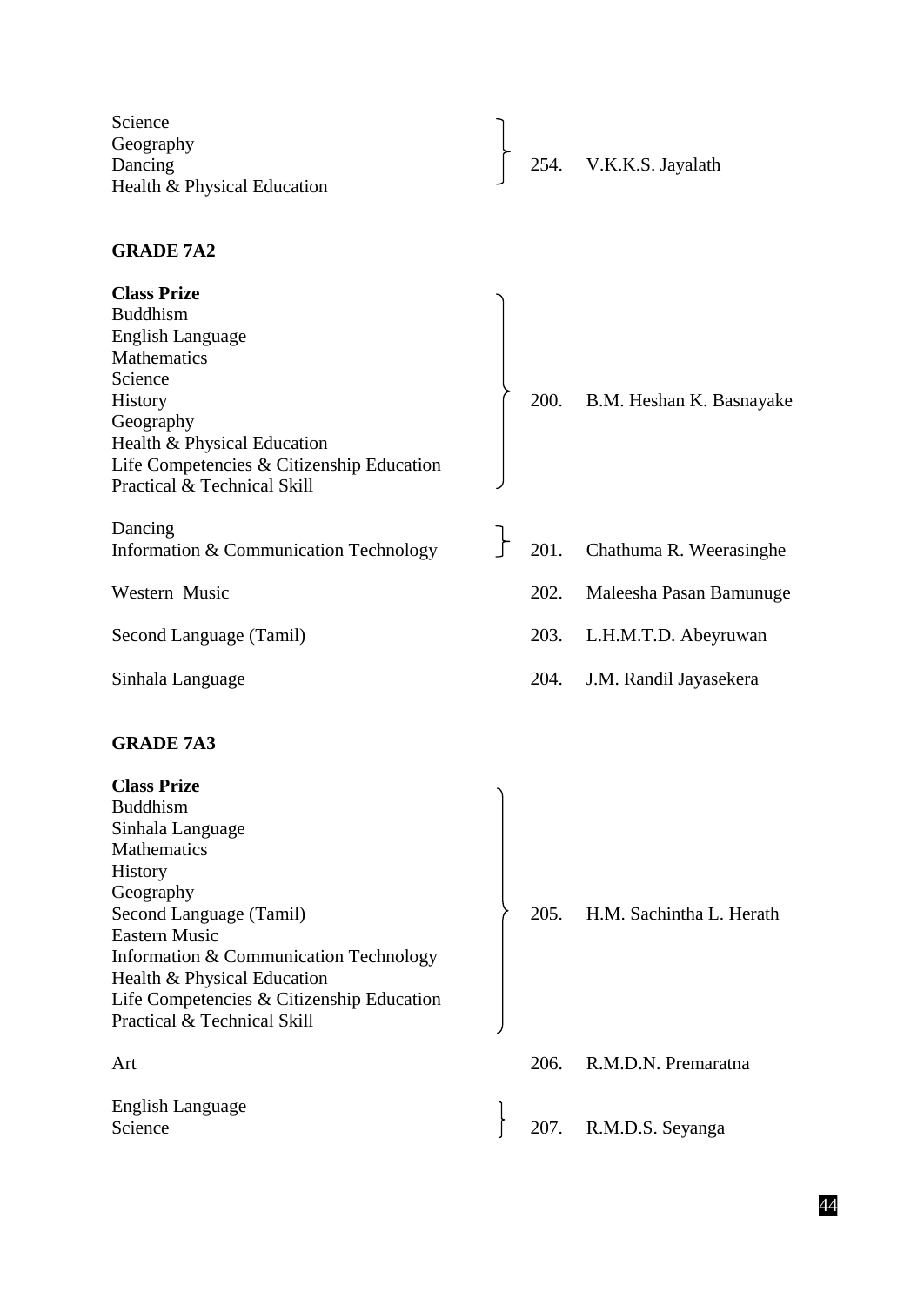Science
Geography
Dancing
Health & Physical Education } 254. V.K.K.S. Jayalath

## GRADE 7A2

**Class Prize**
Buddhism
English Language
Mathematics
Science
History
Geography
Health & Physical Education
Life Competencies & Citizenship Education
Practical & Technical Skill } 200. B.M. Heshan K. Basnayake

Dancing
Information & Communication Technology } 201. Chathuma R. Weerasinghe

Western Music 202. Maleesha Pasan Bamunuge

Second Language (Tamil) 203. L.H.M.T.D. Abeyruwan

Sinhala Language 204. J.M. Randil Jayasekera

## GRADE 7A3

**Class Prize**
Buddhism
Sinhala Language
Mathematics
History
Geography
Second Language (Tamil)
Eastern Music
Information & Communication Technology
Health & Physical Education
Life Competencies & Citizenship Education
Practical & Technical Skill } 205. H.M. Sachintha L. Herath

Art 206. R.M.D.N. Premaratna

English Language
Science } 207. R.M.D.S. Seyanga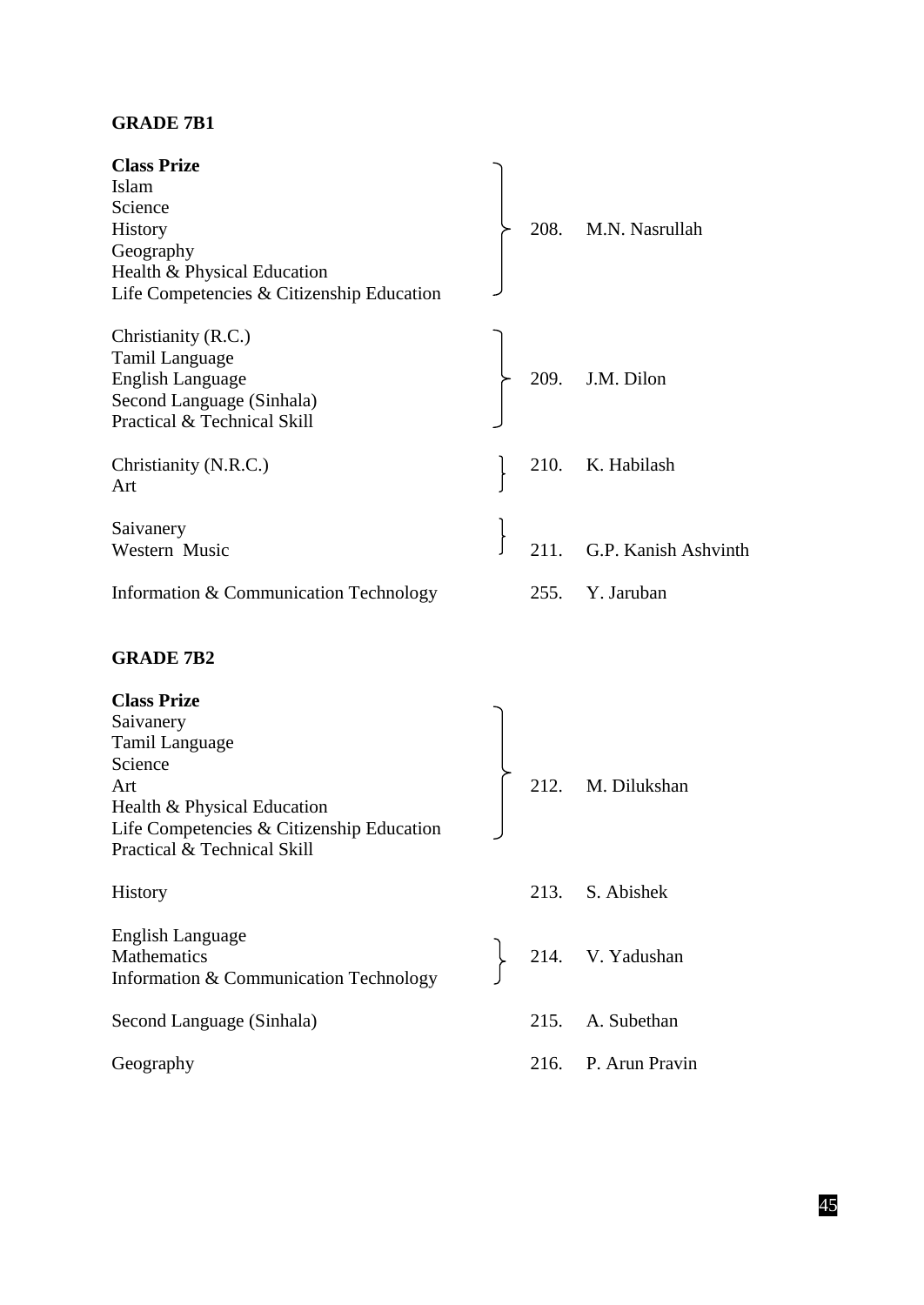## GRADE 7B1

| Subject | No. | Name |
|---|---|---|
| **Class Prize**<br>Islam<br>Science<br>History<br>Geography<br>Health & Physical Education<br>Life Competencies & Citizenship Education | 208. | M.N. Nasrullah |
| Christianity (R.C.)<br>Tamil Language<br>English Language<br>Second Language (Sinhala)<br>Practical & Technical Skill | 209. | J.M. Dilon |
| Christianity (N.R.C.)<br>Art | 210. | K. Habilash |
| Saivanery<br>Western Music | 211. | G.P. Kanish Ashvinth |
| Information & Communication Technology | 255. | Y. Jaruban |

## GRADE 7B2

| Subject | No. | Name |
|---|---|---|
| **Class Prize**<br>Saivanery<br>Tamil Language<br>Science<br>Art<br>Health & Physical Education<br>Life Competencies & Citizenship Education<br>Practical & Technical Skill | 212. | M. Dilukshan |
| History | 213. | S. Abishek |
| English Language<br>Mathematics<br>Information & Communication Technology | 214. | V. Yadushan |
| Second Language (Sinhala) | 215. | A. Subethan |
| Geography | 216. | P. Arun Pravin |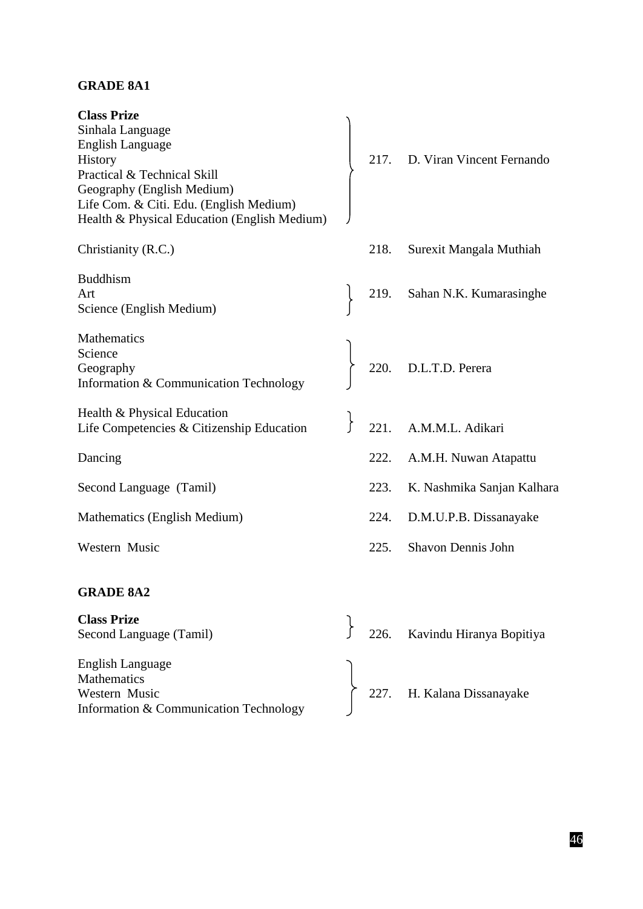## GRADE 8A1

| Subject | No. | Name |
|---|---|---|
| **Class Prize**<br>Sinhala Language<br>English Language<br>History<br>Practical & Technical Skill<br>Geography (English Medium)<br>Life Com. & Citi. Edu. (English Medium)<br>Health & Physical Education (English Medium) | 217. | D. Viran Vincent Fernando |
| Christianity (R.C.) | 218. | Surexit Mangala Muthiah |
| Buddhism<br>Art<br>Science (English Medium) | 219. | Sahan N.K. Kumarasinghe |
| Mathematics<br>Science<br>Geography<br>Information & Communication Technology | 220. | D.L.T.D. Perera |
| Health & Physical Education<br>Life Competencies & Citizenship Education | 221. | A.M.M.L. Adikari |
| Dancing | 222. | A.M.H. Nuwan Atapattu |
| Second Language (Tamil) | 223. | K. Nashmika Sanjan Kalhara |
| Mathematics (English Medium) | 224. | D.M.U.P.B. Dissanayake |
| Western Music | 225. | Shavon Dennis John |

## GRADE 8A2

| Subject | No. | Name |
|---|---|---|
| **Class Prize**<br>Second Language (Tamil) | 226. | Kavindu Hiranya Bopitiya |
| English Language<br>Mathematics<br>Western Music<br>Information & Communication Technology | 227. | H. Kalana Dissanayake |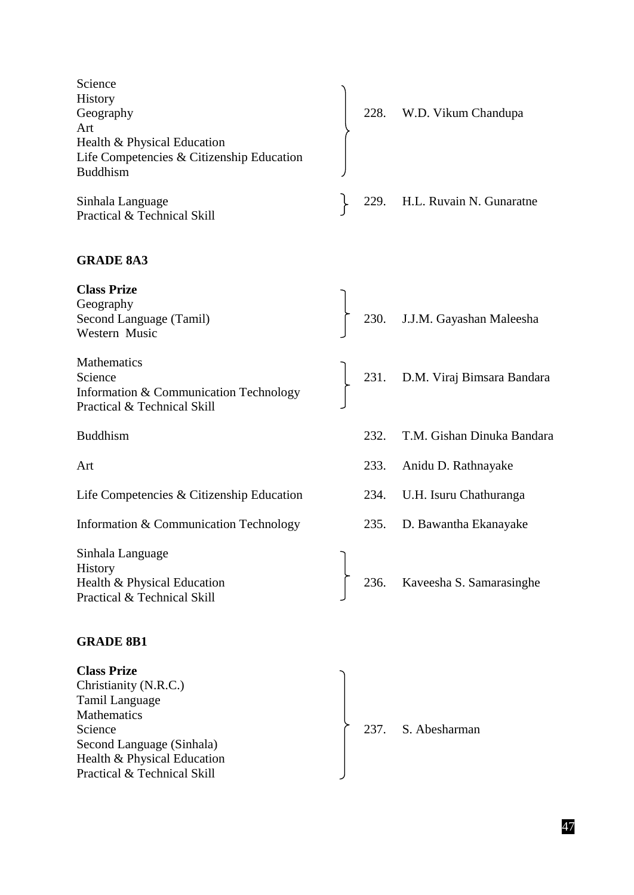| Subjects | No. | Name |
|---|---|---|
| Science<br>History<br>Geography<br>Art<br>Health & Physical Education<br>Life Competencies & Citizenship Education<br>Buddhism | 228. | W.D. Vikum Chandupa |
| Sinhala Language<br>Practical & Technical Skill | 229. | H.L. Ruvain N. Gunaratne |

**GRADE 8A3**

| Subjects | No. | Name |
|---|---|---|
| **Class Prize**<br>Geography<br>Second Language (Tamil)<br>Western Music | 230. | J.J.M. Gayashan Maleesha |
| Mathematics<br>Science<br>Information & Communication Technology<br>Practical & Technical Skill | 231. | D.M. Viraj Bimsara Bandara |
| Buddhism | 232. | T.M. Gishan Dinuka Bandara |
| Art | 233. | Anidu D. Rathnayake |
| Life Competencies & Citizenship Education | 234. | U.H. Isuru Chathuranga |
| Information & Communication Technology | 235. | D. Bawantha Ekanayake |
| Sinhala Language<br>History<br>Health & Physical Education<br>Practical & Technical Skill | 236. | Kaveesha S. Samarasinghe |

**GRADE 8B1**

| Subjects | No. | Name |
|---|---|---|
| **Class Prize**<br>Christianity (N.R.C.)<br>Tamil Language<br>Mathematics<br>Science<br>Second Language (Sinhala)<br>Health & Physical Education<br>Practical & Technical Skill | 237. | S. Abesharman |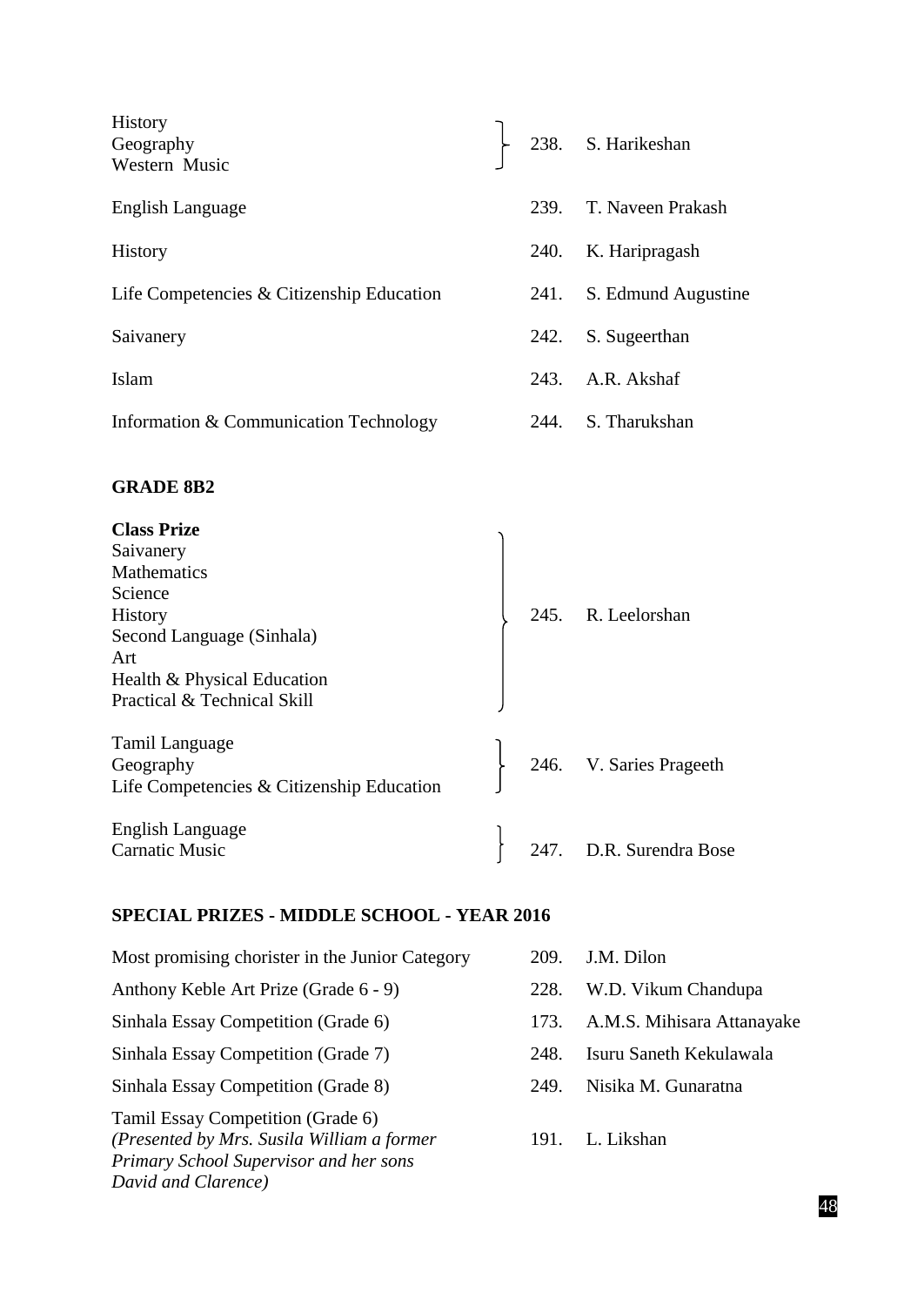| Subject | No. | Name |
|---|---|---|
| History<br>Geography<br>Western Music | 238. | S. Harikeshan |
| English Language | 239. | T. Naveen Prakash |
| History | 240. | K. Haripragash |
| Life Competencies & Citizenship Education | 241. | S. Edmund Augustine |
| Saivanery | 242. | S. Sugeerthan |
| Islam | 243. | A.R. Akshaf |
| Information & Communication Technology | 244. | S. Tharukshan |

## GRADE 8B2

| Subject | No. | Name |
|---|---|---|
| **Class Prize**<br>Saivanery<br>Mathematics<br>Science<br>History<br>Second Language (Sinhala)<br>Art<br>Health & Physical Education<br>Practical & Technical Skill | 245. | R. Leelorshan |
| Tamil Language<br>Geography<br>Life Competencies & Citizenship Education | 246. | V. Saries Prageeth |
| English Language<br>Carnatic Music | 247. | D.R. Surendra Bose |

## SPECIAL PRIZES - MIDDLE SCHOOL - YEAR 2016

| Prize | No. | Name |
|---|---|---|
| Most promising chorister in the Junior Category | 209. | J.M. Dilon |
| Anthony Keble Art Prize (Grade 6 - 9) | 228. | W.D. Vikum Chandupa |
| Sinhala Essay Competition (Grade 6) | 173. | A.M.S. Mihisara Attanayake |
| Sinhala Essay Competition (Grade 7) | 248. | Isuru Saneth Kekulawala |
| Sinhala Essay Competition (Grade 8) | 249. | Nisika M. Gunaratna |
| Tamil Essay Competition (Grade 6)<br>*(Presented by Mrs. Susila William a former Primary School Supervisor and her sons David and Clarence)* | 191. | L. Likshan |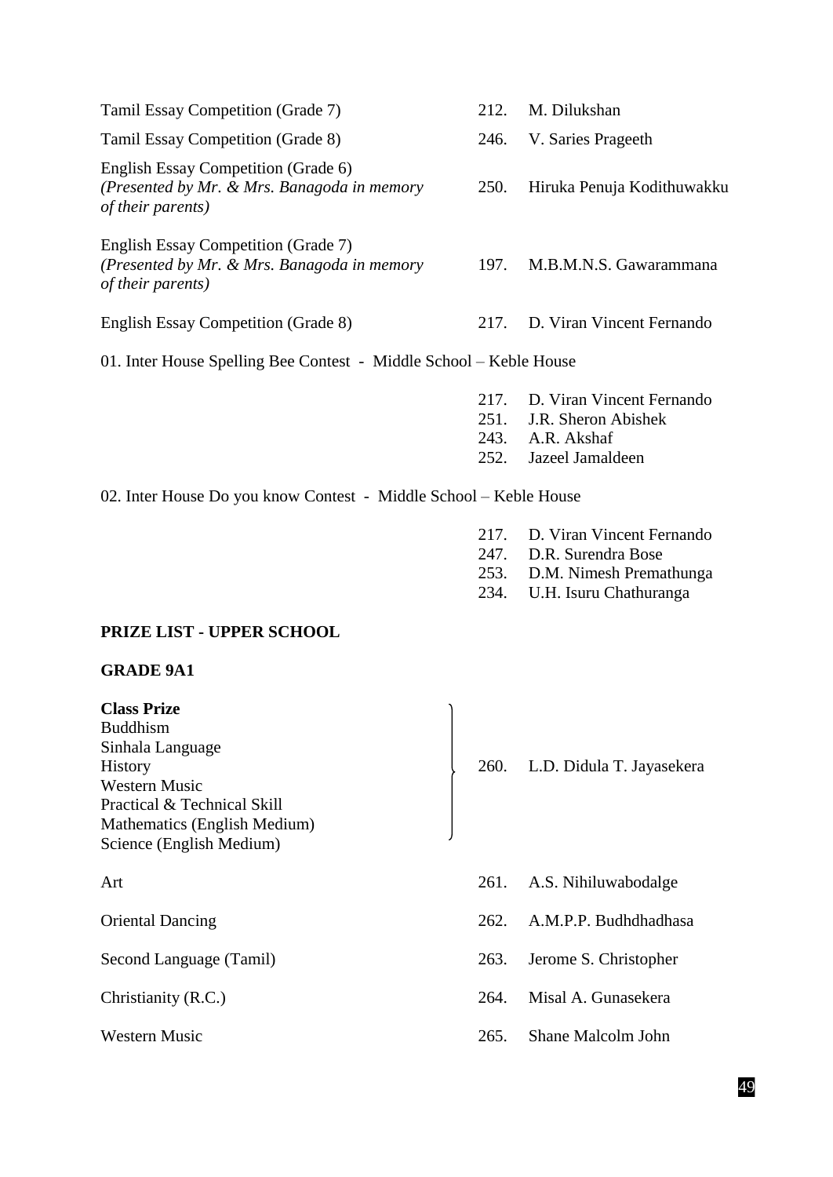| | | |
|---|---|---|
| Tamil Essay Competition (Grade 7) | 212. | M. Dilukshan |
| Tamil Essay Competition (Grade 8) | 246. | V. Saries Prageeth |
| English Essay Competition (Grade 6) *(Presented by Mr. & Mrs. Banagoda in memory of their parents)* | 250. | Hiruka Penuja Kodithuwakku |
| English Essay Competition (Grade 7) *(Presented by Mr. & Mrs. Banagoda in memory of their parents)* | 197. | M.B.M.N.S. Gawarammana |
| English Essay Competition (Grade 8) | 217. | D. Viran Vincent Fernando |

01. Inter House Spelling Bee Contest - Middle School – Keble House

217. D. Viran Vincent Fernando
251. J.R. Sheron Abishek
243. A.R. Akshaf
252. Jazeel Jamaldeen

02. Inter House Do you know Contest - Middle School – Keble House

217. D. Viran Vincent Fernando
247. D.R. Surendra Bose
253. D.M. Nimesh Premathunga
234. U.H. Isuru Chathuranga

**PRIZE LIST - UPPER SCHOOL**

**GRADE 9A1**

| | | |
|---|---|---|
| **Class Prize**<br>Buddhism<br>Sinhala Language<br>History<br>Western Music<br>Practical & Technical Skill<br>Mathematics (English Medium)<br>Science (English Medium) | 260. | L.D. Didula T. Jayasekera |
| Art | 261. | A.S. Nihiluwabodalge |
| Oriental Dancing | 262. | A.M.P.P. Budhdhadhasa |
| Second Language (Tamil) | 263. | Jerome S. Christopher |
| Christianity (R.C.) | 264. | Misal A. Gunasekera |
| Western Music | 265. | Shane Malcolm John |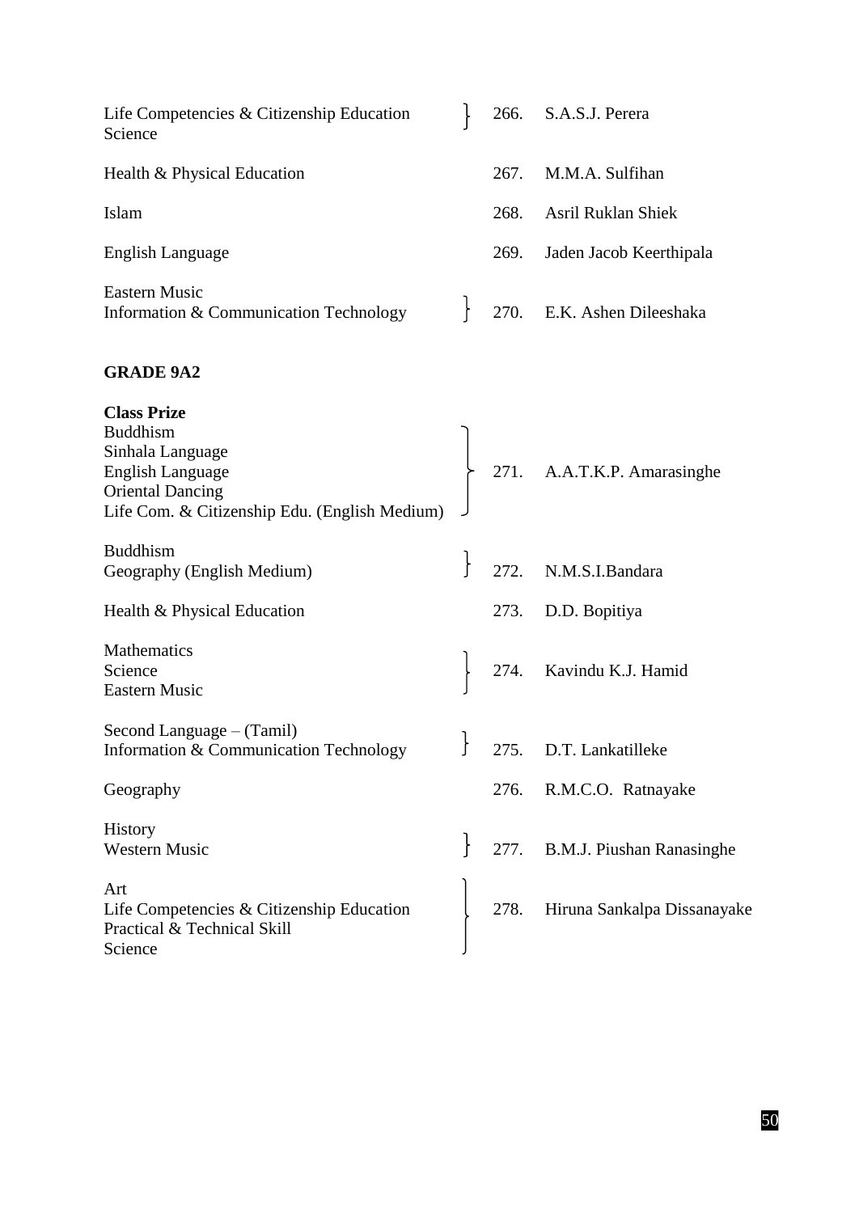| Subject(s) | No. | Name |
| --- | --- | --- |
| Life Competencies & Citizenship Education<br>Science | 266. | S.A.S.J. Perera |
| Health & Physical Education | 267. | M.M.A. Sulfihan |
| Islam | 268. | Asril Ruklan Shiek |
| English Language | 269. | Jaden Jacob Keerthipala |
| Eastern Music<br>Information & Communication Technology | 270. | E.K. Ashen Dileeshaka |

**GRADE 9A2**

| Subject(s) | No. | Name |
| --- | --- | --- |
| **Class Prize**<br>Buddhism<br>Sinhala Language<br>English Language<br>Oriental Dancing<br>Life Com. & Citizenship Edu. (English Medium) | 271. | A.A.T.K.P. Amarasinghe |
| Buddhism<br>Geography (English Medium) | 272. | N.M.S.I.Bandara |
| Health & Physical Education | 273. | D.D. Bopitiya |
| Mathematics<br>Science<br>Eastern Music | 274. | Kavindu K.J. Hamid |
| Second Language – (Tamil)<br>Information & Communication Technology | 275. | D.T. Lankatilleke |
| Geography | 276. | R.M.C.O. Ratnayake |
| History<br>Western Music | 277. | B.M.J. Piushan Ranasinghe |
| Art<br>Life Competencies & Citizenship Education<br>Practical & Technical Skill<br>Science | 278. | Hiruna Sankalpa Dissanayake |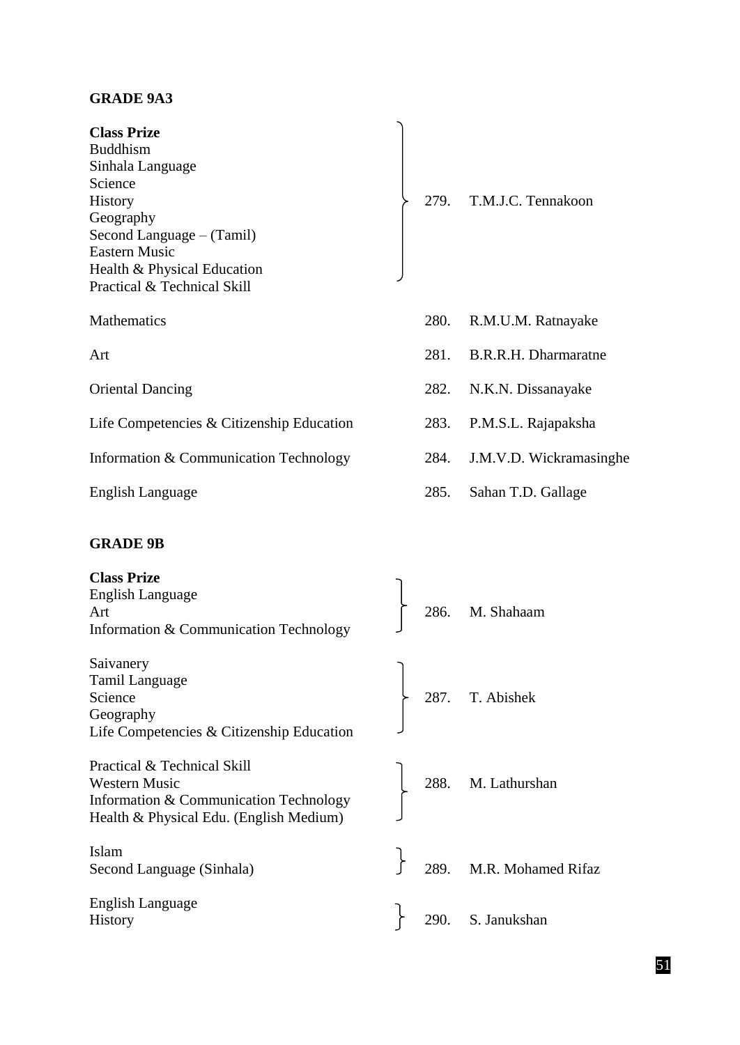**GRADE 9A3**

| Subject | No. | Name |
|---|---|---|
| **Class Prize**<br>Buddhism<br>Sinhala Language<br>Science<br>History<br>Geography<br>Second Language – (Tamil)<br>Eastern Music<br>Health & Physical Education<br>Practical & Technical Skill | 279. | T.M.J.C. Tennakoon |
| Mathematics | 280. | R.M.U.M. Ratnayake |
| Art | 281. | B.R.R.H. Dharmaratne |
| Oriental Dancing | 282. | N.K.N. Dissanayake |
| Life Competencies & Citizenship Education | 283. | P.M.S.L. Rajapaksha |
| Information & Communication Technology | 284. | J.M.V.D. Wickramasinghe |
| English Language | 285. | Sahan T.D. Gallage |

**GRADE 9B**

| Subject | No. | Name |
|---|---|---|
| **Class Prize**<br>English Language<br>Art<br>Information & Communication Technology | 286. | M. Shahaam |
| Saivanery<br>Tamil Language<br>Science<br>Geography<br>Life Competencies & Citizenship Education | 287. | T. Abishek |
| Practical & Technical Skill<br>Western Music<br>Information & Communication Technology<br>Health & Physical Edu. (English Medium) | 288. | M. Lathurshan |
| Islam<br>Second Language (Sinhala) | 289. | M.R. Mohamed Rifaz |
| English Language<br>History | 290. | S. Janukshan |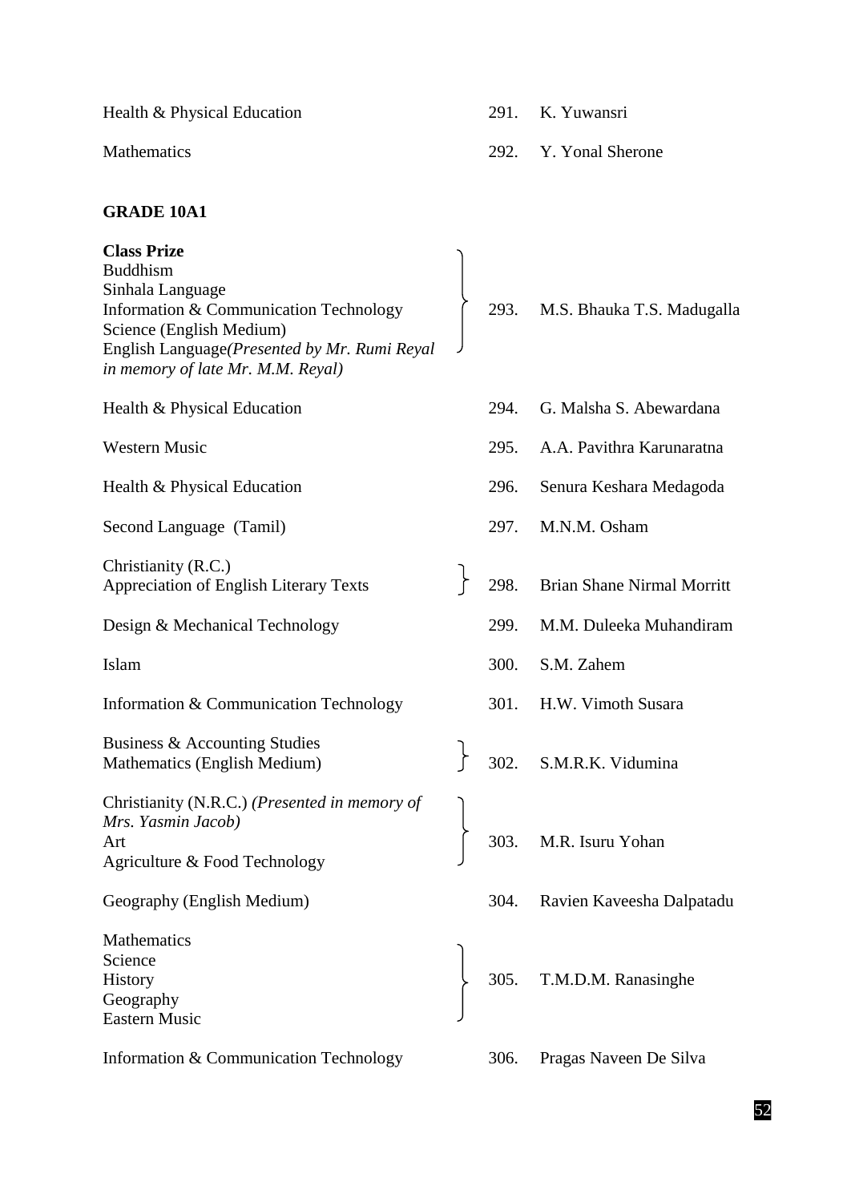| Subject | No. | Name |
|---|---|---|
| Health & Physical Education | 291. | K. Yuwansri |
| Mathematics | 292. | Y. Yonal Sherone |

## GRADE 10A1

| Subject | No. | Name |
|---|---|---|
| **Class Prize**<br>Buddhism<br>Sinhala Language<br>Information & Communication Technology<br>Science (English Medium)<br>English Language *(Presented by Mr. Rumi Reyal in memory of late Mr. M.M. Reyal)* | 293. | M.S. Bhauka T.S. Madugalla |
| Health & Physical Education | 294. | G. Malsha S. Abewardana |
| Western Music | 295. | A.A. Pavithra Karunaratna |
| Health & Physical Education | 296. | Senura Keshara Medagoda |
| Second Language (Tamil) | 297. | M.N.M. Osham |
| Christianity (R.C.)<br>Appreciation of English Literary Texts | 298. | Brian Shane Nirmal Morritt |
| Design & Mechanical Technology | 299. | M.M. Duleeka Muhandiram |
| Islam | 300. | S.M. Zahem |
| Information & Communication Technology | 301. | H.W. Vimoth Susara |
| Business & Accounting Studies<br>Mathematics (English Medium) | 302. | S.M.R.K. Vidumina |
| Christianity (N.R.C.) *(Presented in memory of Mrs. Yasmin Jacob)*<br>Art<br>Agriculture & Food Technology | 303. | M.R. Isuru Yohan |
| Geography (English Medium) | 304. | Ravien Kaveesha Dalpatadu |
| Mathematics<br>Science<br>History<br>Geography<br>Eastern Music | 305. | T.M.D.M. Ranasinghe |
| Information & Communication Technology | 306. | Pragas Naveen De Silva |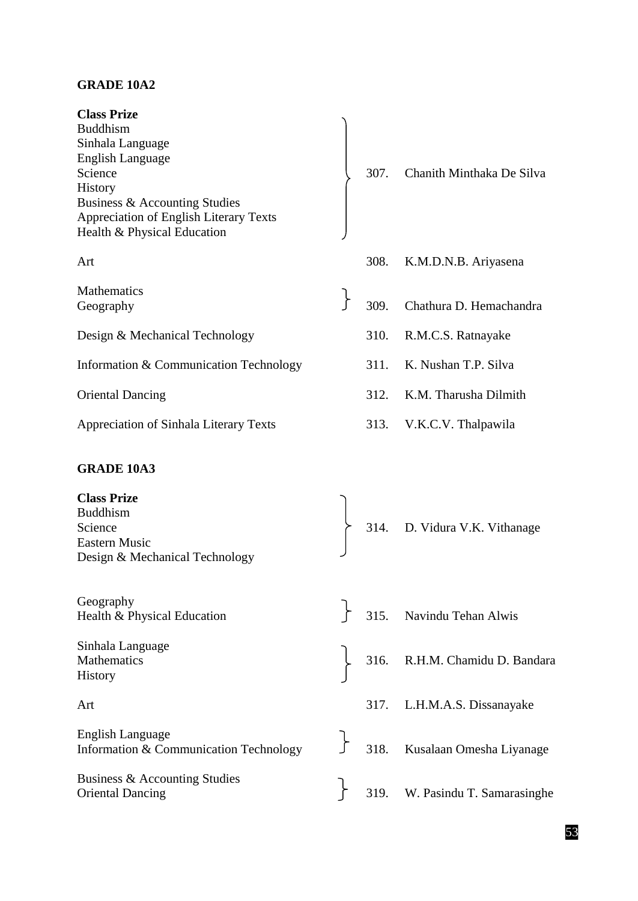## GRADE 10A2

| Subject | No. | Name |
|---|---|---|
| **Class Prize**<br>Buddhism<br>Sinhala Language<br>English Language<br>Science<br>History<br>Business & Accounting Studies<br>Appreciation of English Literary Texts<br>Health & Physical Education | 307. | Chanith Minthaka De Silva |
| Art | 308. | K.M.D.N.B. Ariyasena |
| Mathematics<br>Geography | 309. | Chathura D. Hemachandra |
| Design & Mechanical Technology | 310. | R.M.C.S. Ratnayake |
| Information & Communication Technology | 311. | K. Nushan T.P. Silva |
| Oriental Dancing | 312. | K.M. Tharusha Dilmith |
| Appreciation of Sinhala Literary Texts | 313. | V.K.C.V. Thalpawila |

## GRADE 10A3

| Subject | No. | Name |
|---|---|---|
| **Class Prize**<br>Buddhism<br>Science<br>Eastern Music<br>Design & Mechanical Technology | 314. | D. Vidura V.K. Vithanage |
| Geography<br>Health & Physical Education | 315. | Navindu Tehan Alwis |
| Sinhala Language<br>Mathematics<br>History | 316. | R.H.M. Chamidu D. Bandara |
| Art | 317. | L.H.M.A.S. Dissanayake |
| English Language<br>Information & Communication Technology | 318. | Kusalaan Omesha Liyanage |
| Business & Accounting Studies<br>Oriental Dancing | 319. | W. Pasindu T. Samarasinghe |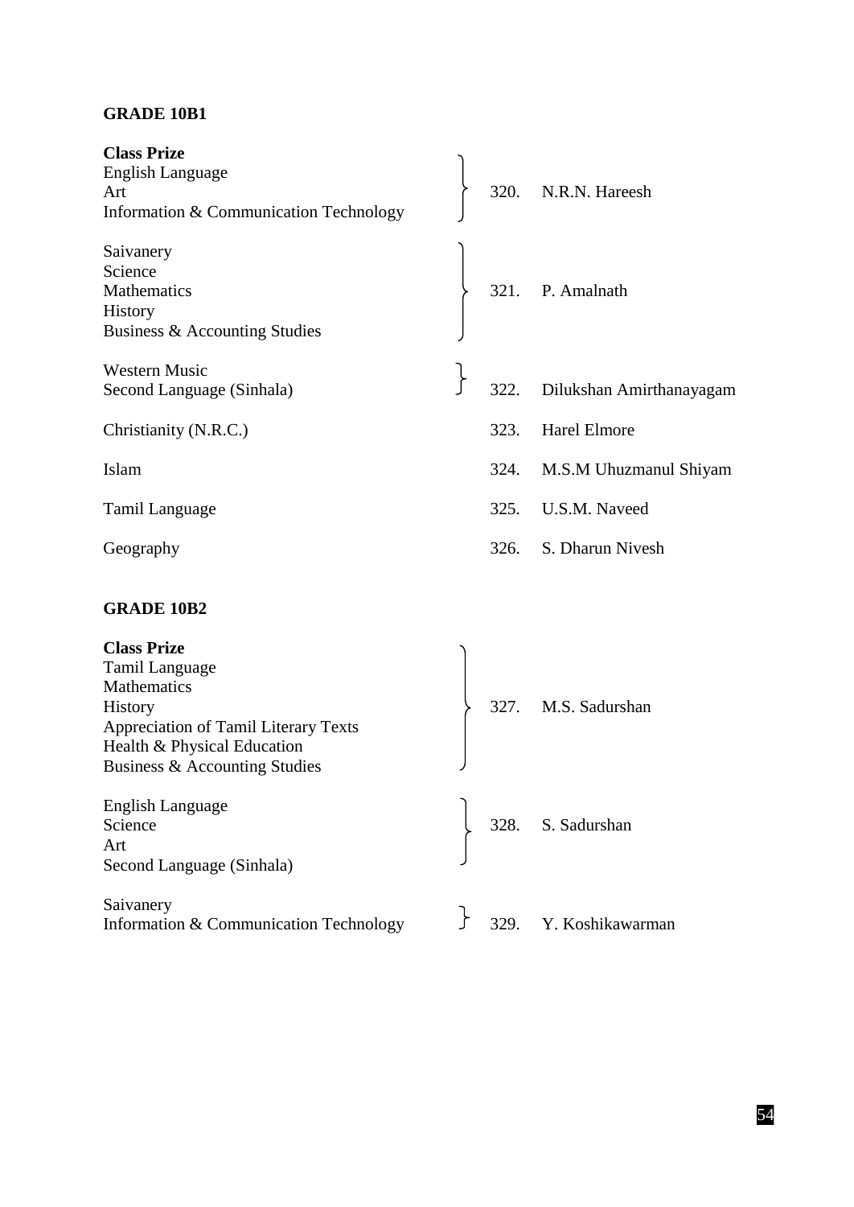## GRADE 10B1

| Subject | No. | Name |
|---|---|---|
| **Class Prize**<br>English Language<br>Art<br>Information & Communication Technology | 320. | N.R.N. Hareesh |
| Saivanery<br>Science<br>Mathematics<br>History<br>Business & Accounting Studies | 321. | P. Amalnath |
| Western Music<br>Second Language (Sinhala) | 322. | Dilukshan Amirthanayagam |
| Christianity (N.R.C.) | 323. | Harel Elmore |
| Islam | 324. | M.S.M Uhuzmanul Shiyam |
| Tamil Language | 325. | U.S.M. Naveed |
| Geography | 326. | S. Dharun Nivesh |

## GRADE 10B2

| Subject | No. | Name |
|---|---|---|
| **Class Prize**<br>Tamil Language<br>Mathematics<br>History<br>Appreciation of Tamil Literary Texts<br>Health & Physical Education<br>Business & Accounting Studies | 327. | M.S. Sadurshan |
| English Language<br>Science<br>Art<br>Second Language (Sinhala) | 328. | S. Sadurshan |
| Saivanery<br>Information & Communication Technology | 329. | Y. Koshikawarman |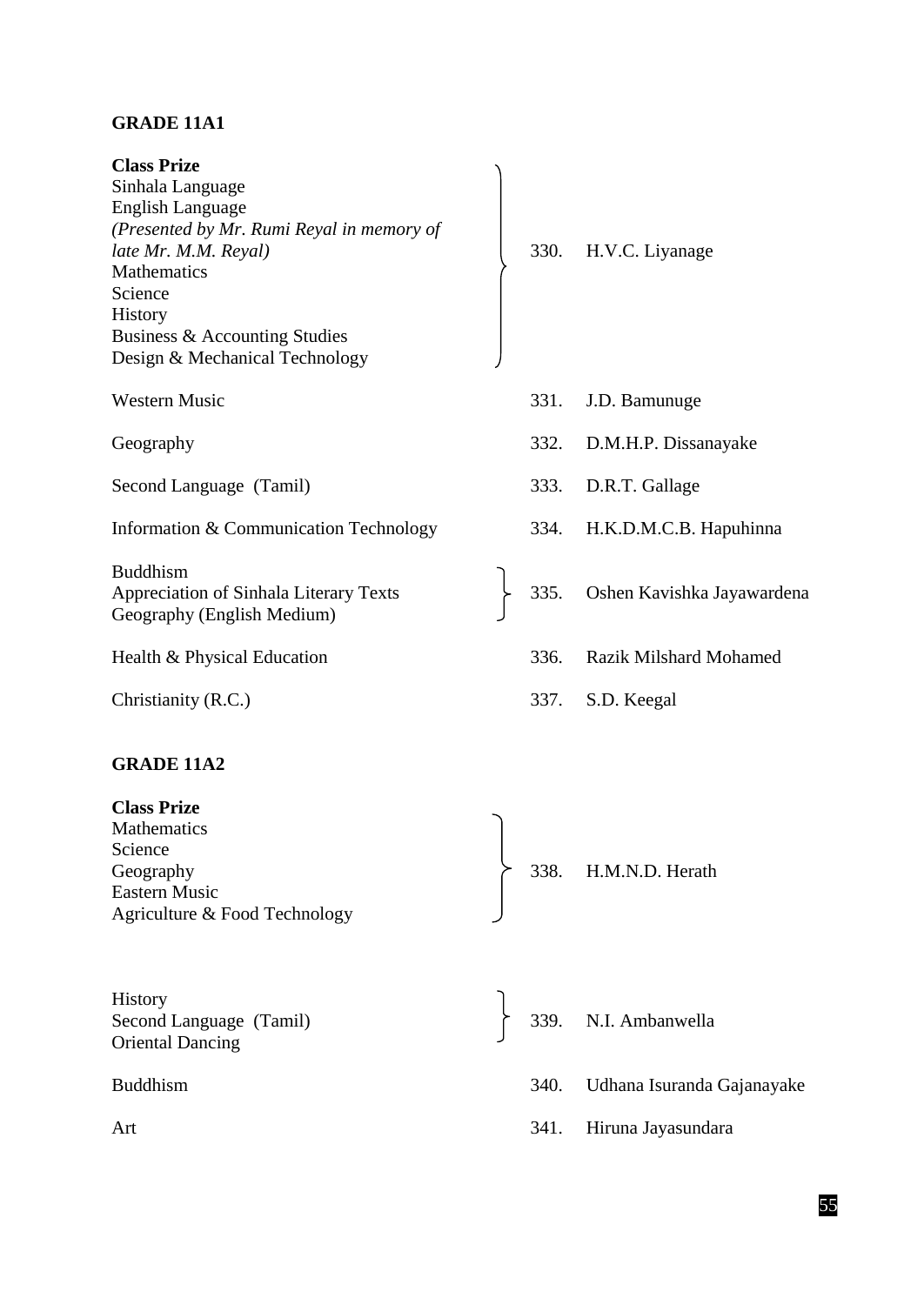**GRADE 11A1**

| Prize | No. | Name |
|---|---|---|
| **Class Prize**<br>Sinhala Language<br>English Language<br>*(Presented by Mr. Rumi Reyal in memory of late Mr. M.M. Reyal)*<br>Mathematics<br>Science<br>History<br>Business & Accounting Studies<br>Design & Mechanical Technology | 330. | H.V.C. Liyanage |
| Western Music | 331. | J.D. Bamunuge |
| Geography | 332. | D.M.H.P. Dissanayake |
| Second Language (Tamil) | 333. | D.R.T. Gallage |
| Information & Communication Technology | 334. | H.K.D.M.C.B. Hapuhinna |
| Buddhism<br>Appreciation of Sinhala Literary Texts<br>Geography (English Medium) | 335. | Oshen Kavishka Jayawardena |
| Health & Physical Education | 336. | Razik Milshard Mohamed |
| Christianity (R.C.) | 337. | S.D. Keegal |

**GRADE 11A2**

| Prize | No. | Name |
|---|---|---|
| **Class Prize**<br>Mathematics<br>Science<br>Geography<br>Eastern Music<br>Agriculture & Food Technology | 338. | H.M.N.D. Herath |
| History<br>Second Language (Tamil)<br>Oriental Dancing | 339. | N.I. Ambanwella |
| Buddhism | 340. | Udhana Isuranda Gajanayake |
| Art | 341. | Hiruna Jayasundara |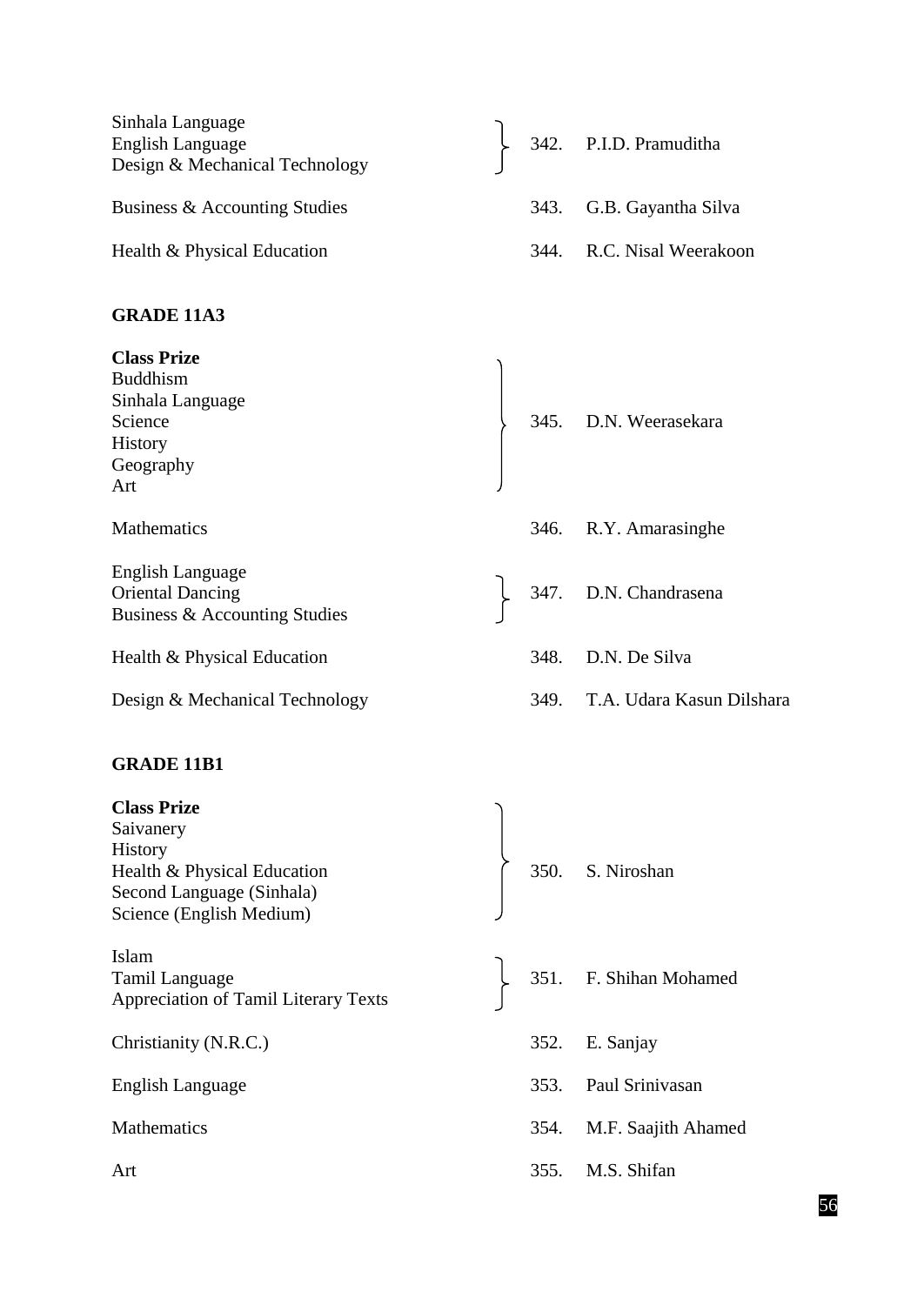| Subject | No. | Name |
|---|---|---|
| Sinhala Language<br>English Language<br>Design & Mechanical Technology | 342. | P.I.D. Pramuditha |
| Business & Accounting Studies | 343. | G.B. Gayantha Silva |
| Health & Physical Education | 344. | R.C. Nisal Weerakoon |

**GRADE 11A3**

| Subject | No. | Name |
|---|---|---|
| **Class Prize**<br>Buddhism<br>Sinhala Language<br>Science<br>History<br>Geography<br>Art | 345. | D.N. Weerasekara |
| Mathematics | 346. | R.Y. Amarasinghe |
| English Language<br>Oriental Dancing<br>Business & Accounting Studies | 347. | D.N. Chandrasena |
| Health & Physical Education | 348. | D.N. De Silva |
| Design & Mechanical Technology | 349. | T.A. Udara Kasun Dilshara |

**GRADE 11B1**

| Subject | No. | Name |
|---|---|---|
| **Class Prize**<br>Saivanery<br>History<br>Health & Physical Education<br>Second Language (Sinhala)<br>Science (English Medium) | 350. | S. Niroshan |
| Islam<br>Tamil Language<br>Appreciation of Tamil Literary Texts | 351. | F. Shihan Mohamed |
| Christianity (N.R.C.) | 352. | E. Sanjay |
| English Language | 353. | Paul Srinivasan |
| Mathematics | 354. | M.F. Saajith Ahamed |
| Art | 355. | M.S. Shifan |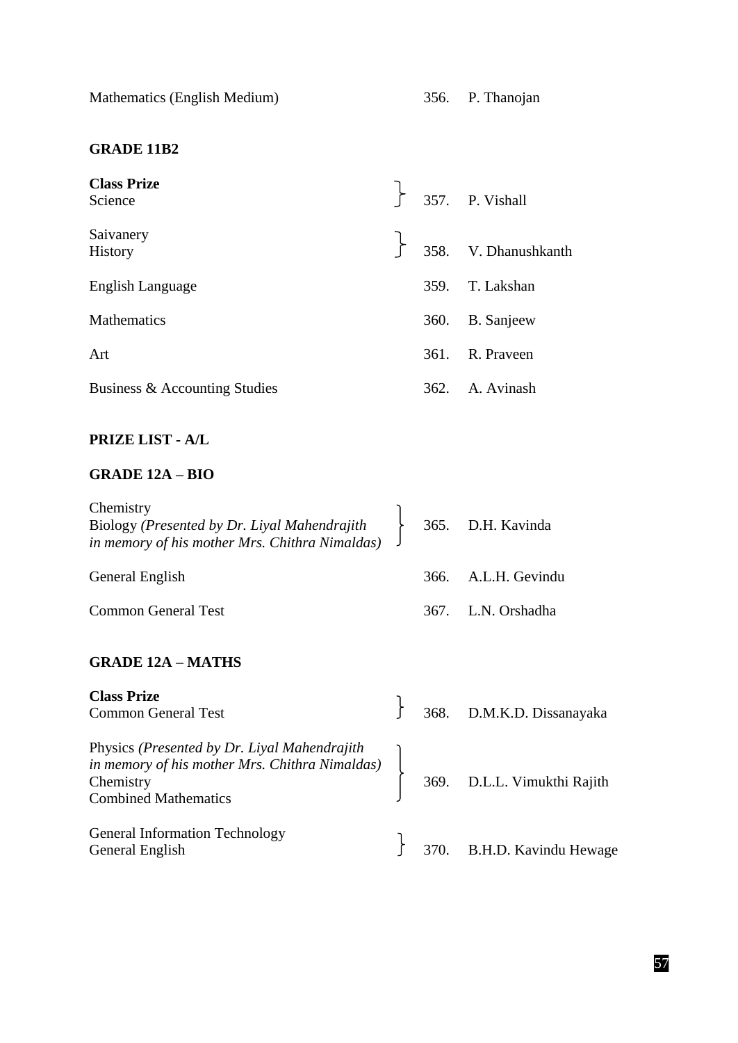| | | |
|---|---|---|
| Mathematics (English Medium) | 356. | P. Thanojan |

**GRADE 11B2**

| | | |
|---|---|---|
| **Class Prize**<br>Science | 357. | P. Vishall |
| Saivanery<br>History | 358. | V. Dhanushkanth |
| English Language | 359. | T. Lakshan |
| Mathematics | 360. | B. Sanjeew |
| Art | 361. | R. Praveen |
| Business & Accounting Studies | 362. | A. Avinash |

**PRIZE LIST - A/L**

**GRADE 12A – BIO**

| | | |
|---|---|---|
| Chemistry<br>Biology *(Presented by Dr. Liyal Mahendrajith in memory of his mother Mrs. Chithra Nimaldas)* | 365. | D.H. Kavinda |
| General English | 366. | A.L.H. Gevindu |
| Common General Test | 367. | L.N. Orshadha |

**GRADE 12A – MATHS**

| | | |
|---|---|---|
| **Class Prize**<br>Common General Test | 368. | D.M.K.D. Dissanayaka |
| Physics *(Presented by Dr. Liyal Mahendrajith in memory of his mother Mrs. Chithra Nimaldas)*<br>Chemistry<br>Combined Mathematics | 369. | D.L.L. Vimukthi Rajith |
| General Information Technology<br>General English | 370. | B.H.D. Kavindu Hewage |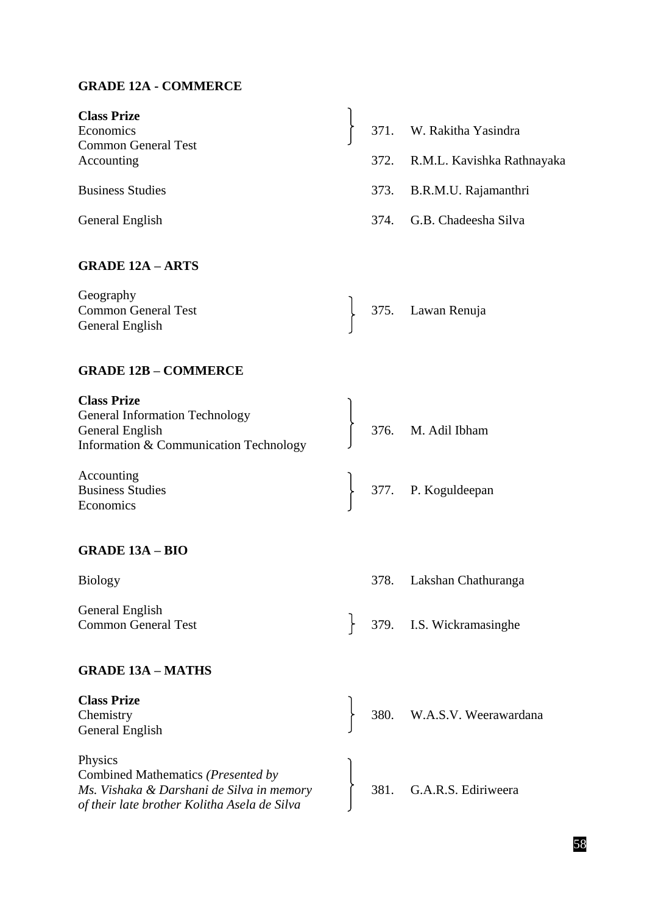**GRADE 12A - COMMERCE**

| | | |
|---|---|---|
| **Class Prize**<br>Economics<br>Common General Test | 371. | W. Rakitha Yasindra |
| Accounting | 372. | R.M.L. Kavishka Rathnayaka |
| Business Studies | 373. | B.R.M.U. Rajamanthri |
| General English | 374. | G.B. Chadeesha Silva |

**GRADE 12A – ARTS**

| | | |
|---|---|---|
| Geography<br>Common General Test<br>General English | 375. | Lawan Renuja |

**GRADE 12B – COMMERCE**

| | | |
|---|---|---|
| **Class Prize**<br>General Information Technology<br>General English<br>Information & Communication Technology | 376. | M. Adil Ibham |
| Accounting<br>Business Studies<br>Economics | 377. | P. Koguldeepan |

**GRADE 13A – BIO**

| | | |
|---|---|---|
| Biology | 378. | Lakshan Chathuranga |
| General English<br>Common General Test | 379. | I.S. Wickramasinghe |

**GRADE 13A – MATHS**

| | | |
|---|---|---|
| **Class Prize**<br>Chemistry<br>General English | 380. | W.A.S.V. Weerawardana |
| Physics<br>Combined Mathematics *(Presented by Ms. Vishaka & Darshani de Silva in memory of their late brother Kolitha Asela de Silva* | 381. | G.A.R.S. Ediriweera |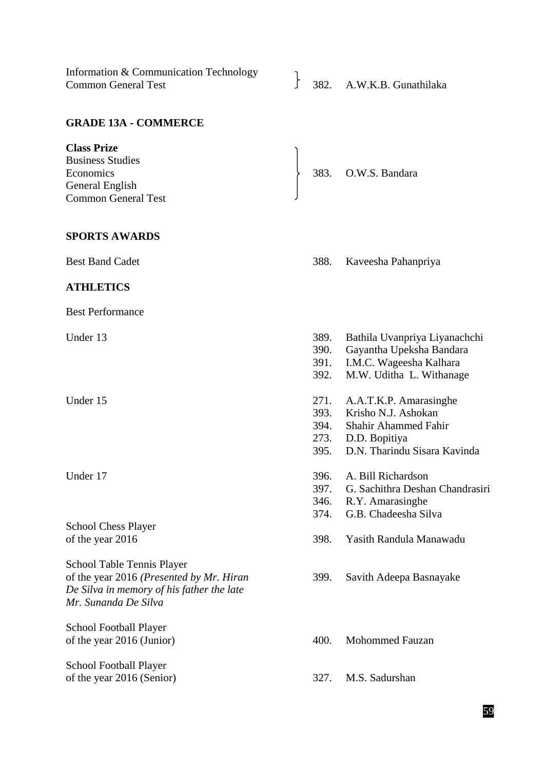| | | |
|---|---|---|
| Information & Communication Technology<br>Common General Test | 382. | A.W.K.B. Gunathilaka |

**GRADE 13A - COMMERCE**

| | | |
|---|---|---|
| **Class Prize**<br>Business Studies<br>Economics<br>General English<br>Common General Test | 383. | O.W.S. Bandara |

**SPORTS AWARDS**

| | | |
|---|---|---|
| Best Band Cadet | 388. | Kaveesha Pahanpriya |

**ATHLETICS**

Best Performance

| | | |
|---|---|---|
| Under 13 | 389. | Bathila Uvanpriya Liyanachchi |
| | 390. | Gayantha Upeksha Bandara |
| | 391. | I.M.C. Wageesha Kalhara |
| | 392. | M.W. Uditha L. Withanage |
| Under 15 | 271. | A.A.T.K.P. Amarasinghe |
| | 393. | Krisho N.J. Ashokan |
| | 394. | Shahir Ahammed Fahir |
| | 273. | D.D. Bopitiya |
| | 395. | D.N. Tharindu Sisara Kavinda |
| Under 17 | 396. | A. Bill Richardson |
| | 397. | G. Sachithra Deshan Chandrasiri |
| | 346. | R.Y. Amarasinghe |
| | 374. | G.B. Chadeesha Silva |
| School Chess Player<br>of the year 2016 | 398. | Yasith Randula Manawadu |
| School Table Tennis Player<br>of the year 2016 *(Presented by Mr. Hiran De Silva in memory of his father the late Mr. Sunanda De Silva* | 399. | Savith Adeepa Basnayake |
| School Football Player<br>of the year 2016 (Junior) | 400. | Mohommed Fauzan |
| School Football Player<br>of the year 2016 (Senior) | 327. | M.S. Sadurshan |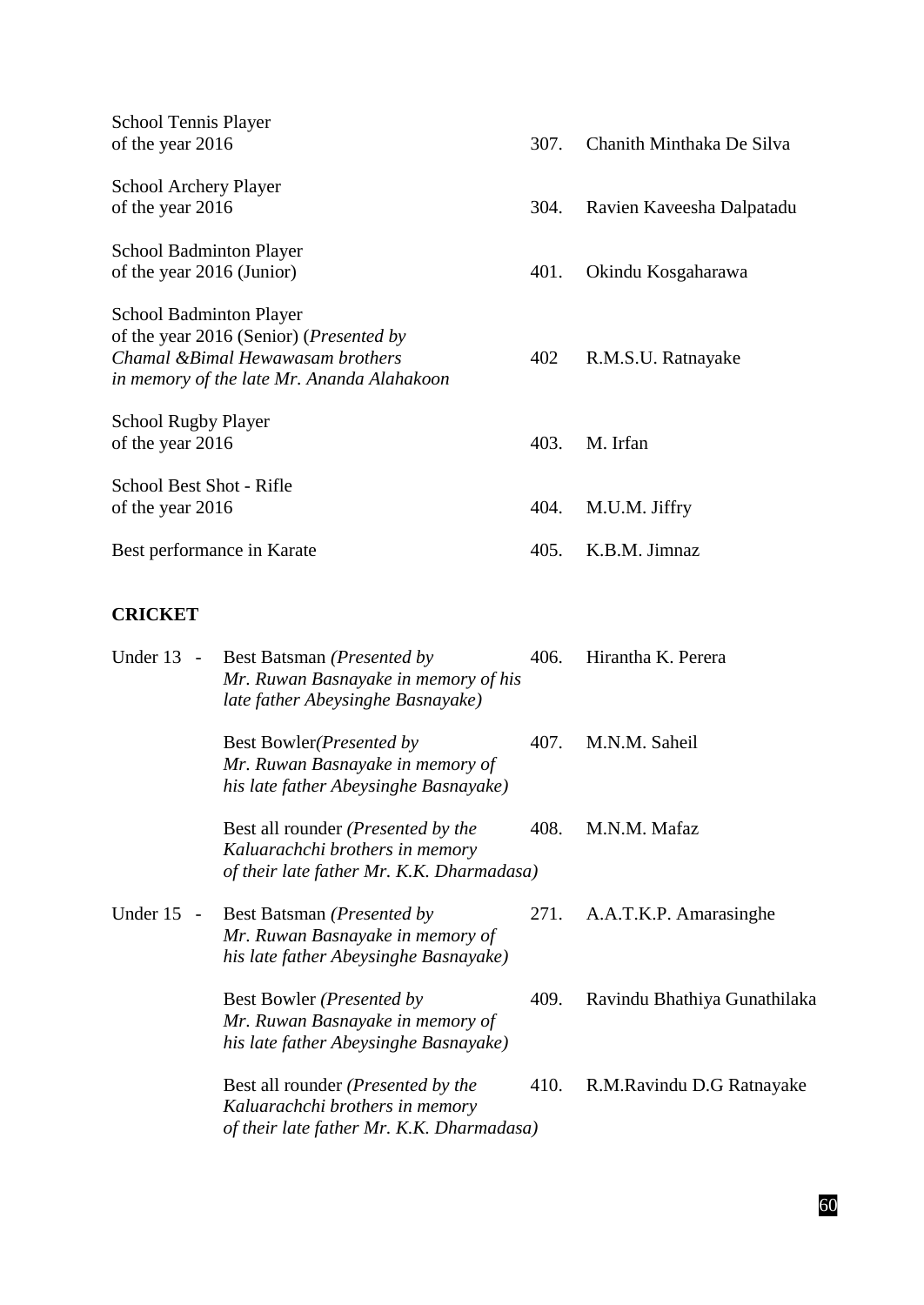| | | |
|---|---|---|
| School Tennis Player of the year 2016 | 307. | Chanith Minthaka De Silva |
| School Archery Player of the year 2016 | 304. | Ravien Kaveesha Dalpatadu |
| School Badminton Player of the year 2016 (Junior) | 401. | Okindu Kosgaharawa |
| School Badminton Player of the year 2016 (Senior) (*Presented by Chamal &Bimal Hewawasam brothers in memory of the late Mr. Ananda Alahakoon* | 402 | R.M.S.U. Ratnayake |
| School Rugby Player of the year 2016 | 403. | M. Irfan |
| School Best Shot - Rifle of the year 2016 | 404. | M.U.M. Jiffry |
| Best performance in Karate | 405. | K.B.M. Jimnaz |

**CRICKET**

| | | | |
|---|---|---|---|
| Under 13 - | Best Batsman *(Presented by Mr. Ruwan Basnayake in memory of his late father Abeysinghe Basnayake)* | 406. | Hirantha K. Perera |
| | Best Bowler*(Presented by Mr. Ruwan Basnayake in memory of his late father Abeysinghe Basnayake)* | 407. | M.N.M. Saheil |
| | Best all rounder *(Presented by the Kaluarachchi brothers in memory of their late father Mr. K.K. Dharmadasa)* | 408. | M.N.M. Mafaz |
| Under 15 - | Best Batsman *(Presented by Mr. Ruwan Basnayake in memory of his late father Abeysinghe Basnayake)* | 271. | A.A.T.K.P. Amarasinghe |
| | Best Bowler *(Presented by Mr. Ruwan Basnayake in memory of his late father Abeysinghe Basnayake)* | 409. | Ravindu Bhathiya Gunathilaka |
| | Best all rounder *(Presented by the Kaluarachchi brothers in memory of their late father Mr. K.K. Dharmadasa)* | 410. | R.M.Ravindu D.G Ratnayake |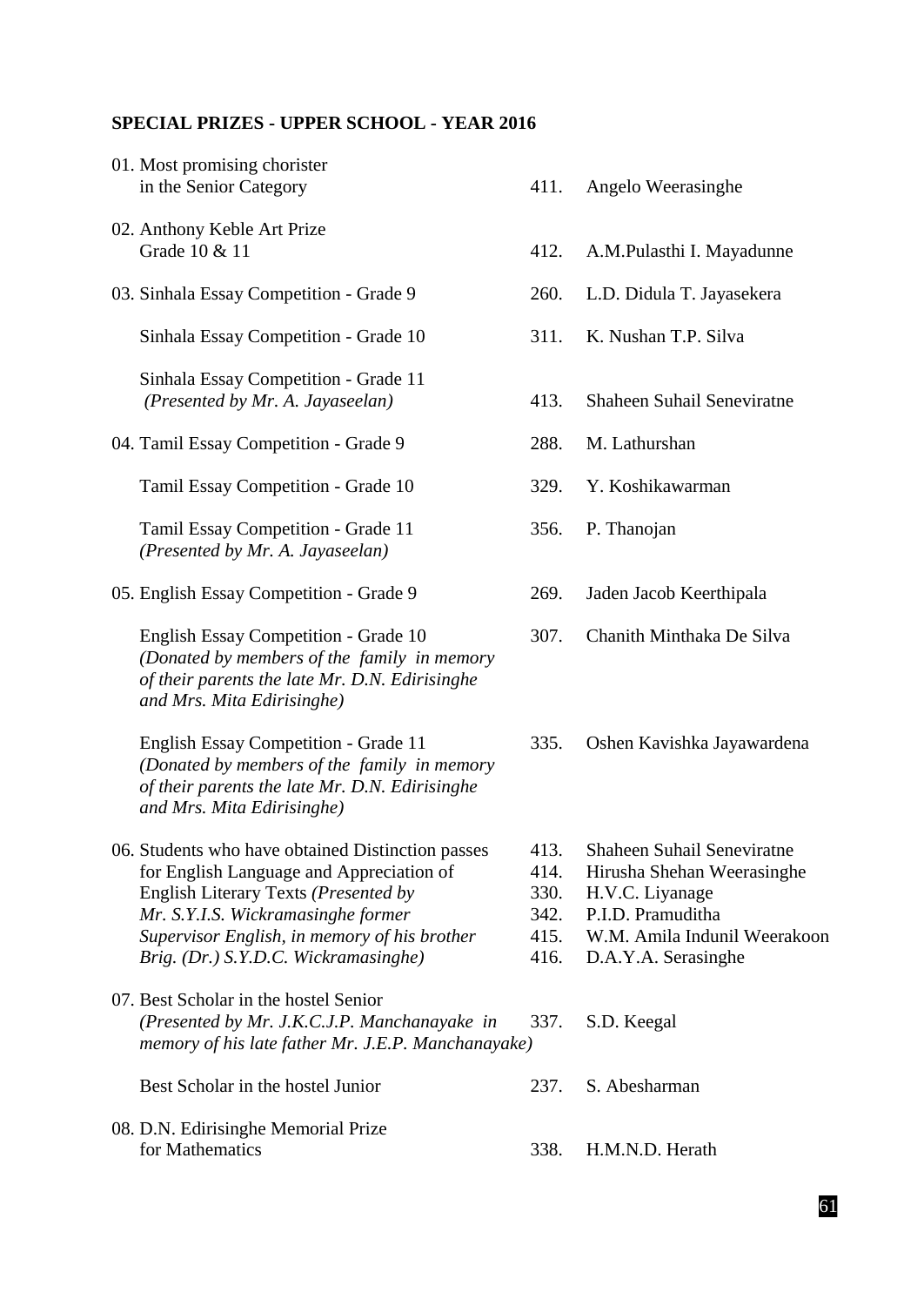**SPECIAL PRIZES - UPPER SCHOOL - YEAR 2016**

| Prize | No. | Name |
|---|---|---|
| 01. Most promising chorister in the Senior Category | 411. | Angelo Weerasinghe |
| 02. Anthony Keble Art Prize Grade 10 & 11 | 412. | A.M.Pulasthi I. Mayadunne |
| 03. Sinhala Essay Competition - Grade 9 | 260. | L.D. Didula T. Jayasekera |
| Sinhala Essay Competition - Grade 10 | 311. | K. Nushan T.P. Silva |
| Sinhala Essay Competition - Grade 11 *(Presented by Mr. A. Jayaseelan)* | 413. | Shaheen Suhail Seneviratne |
| 04. Tamil Essay Competition - Grade 9 | 288. | M. Lathurshan |
| Tamil Essay Competition - Grade 10 | 329. | Y. Koshikawarman |
| Tamil Essay Competition - Grade 11 *(Presented by Mr. A. Jayaseelan)* | 356. | P. Thanojan |
| 05. English Essay Competition - Grade 9 | 269. | Jaden Jacob Keerthipala |
| English Essay Competition - Grade 10 *(Donated by members of the family in memory of their parents the late Mr. D.N. Edirisinghe and Mrs. Mita Edirisinghe)* | 307. | Chanith Minthaka De Silva |
| English Essay Competition - Grade 11 *(Donated by members of the family in memory of their parents the late Mr. D.N. Edirisinghe and Mrs. Mita Edirisinghe)* | 335. | Oshen Kavishka Jayawardena |
| 06. Students who have obtained Distinction passes for English Language and Appreciation of English Literary Texts *(Presented by Mr. S.Y.I.S. Wickramasinghe former Supervisor English, in memory of his brother Brig. (Dr.) S.Y.D.C. Wickramasinghe)* | 413. | Shaheen Suhail Seneviratne |
| | 414. | Hirusha Shehan Weerasinghe |
| | 330. | H.V.C. Liyanage |
| | 342. | P.I.D. Pramuditha |
| | 415. | W.M. Amila Indunil Weerakoon |
| | 416. | D.A.Y.A. Serasinghe |
| 07. Best Scholar in the hostel Senior *(Presented by Mr. J.K.C.J.P. Manchanayake in memory of his late father Mr. J.E.P. Manchanayake)* | 337. | S.D. Keegal |
| Best Scholar in the hostel Junior | 237. | S. Abesharman |
| 08. D.N. Edirisinghe Memorial Prize for Mathematics | 338. | H.M.N.D. Herath |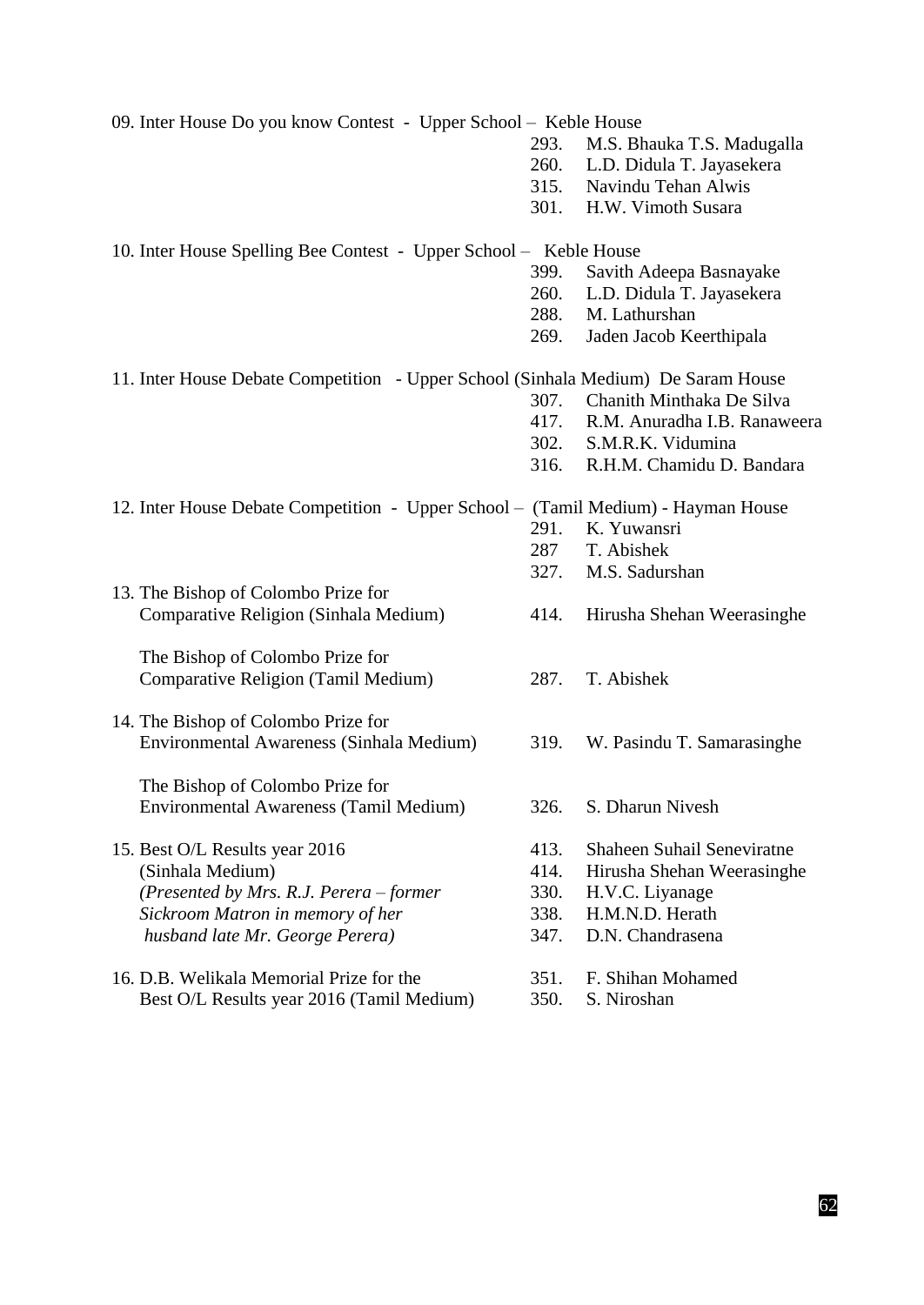09. Inter House Do you know Contest - Upper School – Keble House

293. M.S. Bhauka T.S. Madugalla
260. L.D. Didula T. Jayasekera
315. Navindu Tehan Alwis
301. H.W. Vimoth Susara

10. Inter House Spelling Bee Contest - Upper School – Keble House

399. Savith Adeepa Basnayake
260. L.D. Didula T. Jayasekera
288. M. Lathurshan
269. Jaden Jacob Keerthipala

11. Inter House Debate Competition - Upper School (Sinhala Medium) De Saram House

307. Chanith Minthaka De Silva
417. R.M. Anuradha I.B. Ranaweera
302. S.M.R.K. Vidumina
316. R.H.M. Chamidu D. Bandara

12. Inter House Debate Competition - Upper School – (Tamil Medium) - Hayman House

291. K. Yuwansri
287 T. Abishek
327. M.S. Sadurshan

13. The Bishop of Colombo Prize for Comparative Religion (Sinhala Medium)

414. Hirusha Shehan Weerasinghe

The Bishop of Colombo Prize for Comparative Religion (Tamil Medium)

287. T. Abishek

14. The Bishop of Colombo Prize for Environmental Awareness (Sinhala Medium)

319. W. Pasindu T. Samarasinghe

The Bishop of Colombo Prize for Environmental Awareness (Tamil Medium)

326. S. Dharun Nivesh

15. Best O/L Results year 2016 (Sinhala Medium)
*(Presented by Mrs. R.J. Perera – former Sickroom Matron in memory of her husband late Mr. George Perera)*

413. Shaheen Suhail Seneviratne
414. Hirusha Shehan Weerasinghe
330. H.V.C. Liyanage
338. H.M.N.D. Herath
347. D.N. Chandrasena

16. D.B. Welikala Memorial Prize for the Best O/L Results year 2016 (Tamil Medium)

351. F. Shihan Mohamed
350. S. Niroshan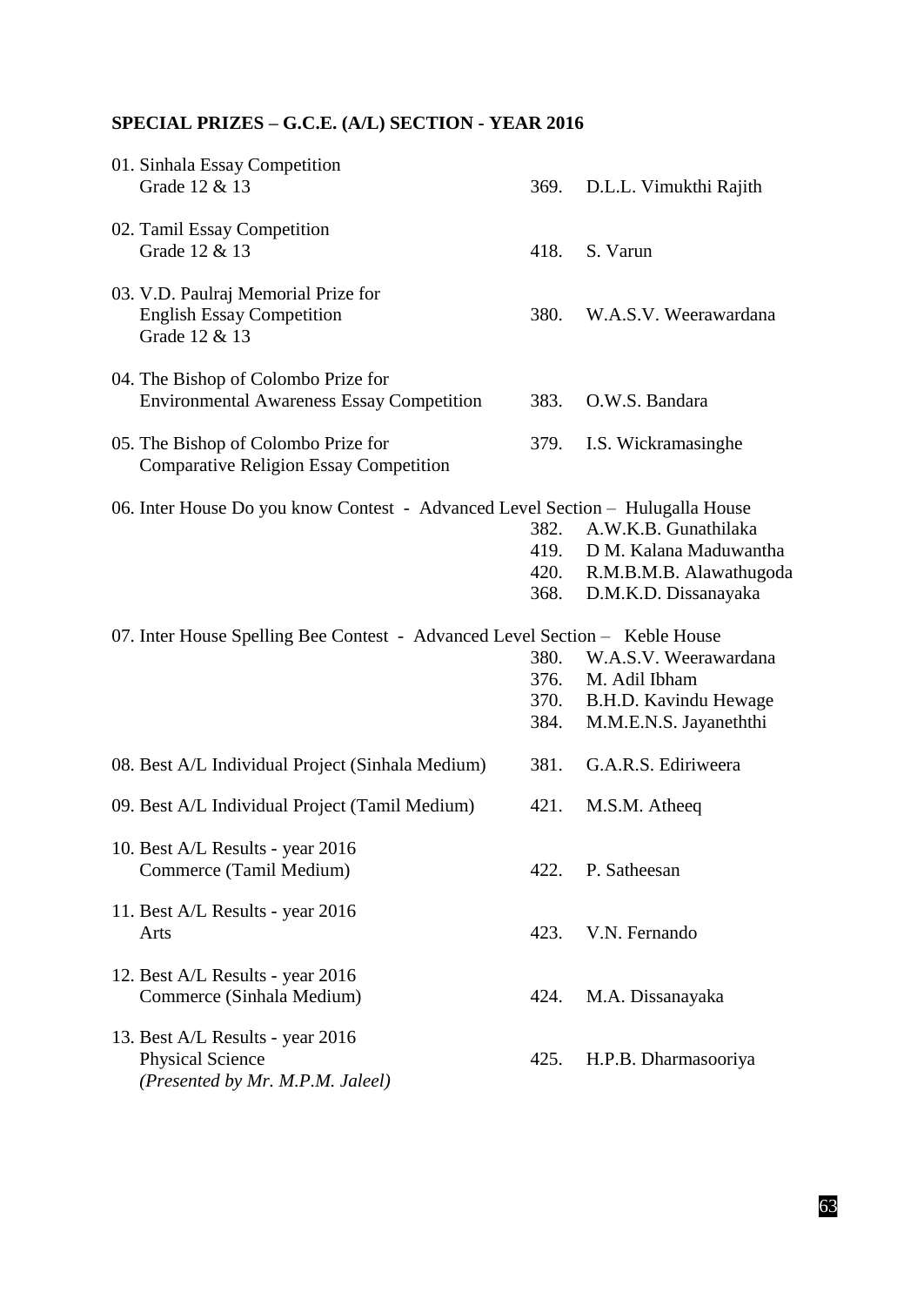**SPECIAL PRIZES – G.C.E. (A/L) SECTION - YEAR 2016**

| Prize | No. | Name |
|---|---|---|
| 01. Sinhala Essay Competition<br>Grade 12 & 13 | 369. | D.L.L. Vimukthi Rajith |
| 02. Tamil Essay Competition<br>Grade 12 & 13 | 418. | S. Varun |
| 03. V.D. Paulraj Memorial Prize for<br>English Essay Competition<br>Grade 12 & 13 | 380. | W.A.S.V. Weerawardana |
| 04. The Bishop of Colombo Prize for<br>Environmental Awareness Essay Competition | 383. | O.W.S. Bandara |
| 05. The Bishop of Colombo Prize for<br>Comparative Religion Essay Competition | 379. | I.S. Wickramasinghe |
| 06. Inter House Do you know Contest - Advanced Level Section – Hulugalla House | 382. | A.W.K.B. Gunathilaka |
| | 419. | D M. Kalana Maduwantha |
| | 420. | R.M.B.M.B. Alawathugoda |
| | 368. | D.M.K.D. Dissanayaka |
| 07. Inter House Spelling Bee Contest - Advanced Level Section – Keble House | 380. | W.A.S.V. Weerawardana |
| | 376. | M. Adil Ibham |
| | 370. | B.H.D. Kavindu Hewage |
| | 384. | M.M.E.N.S. Jayaneththi |
| 08. Best A/L Individual Project (Sinhala Medium) | 381. | G.A.R.S. Ediriweera |
| 09. Best A/L Individual Project (Tamil Medium) | 421. | M.S.M. Atheeq |
| 10. Best A/L Results - year 2016<br>Commerce (Tamil Medium) | 422. | P. Satheesan |
| 11. Best A/L Results - year 2016<br>Arts | 423. | V.N. Fernando |
| 12. Best A/L Results - year 2016<br>Commerce (Sinhala Medium) | 424. | M.A. Dissanayaka |
| 13. Best A/L Results - year 2016<br>Physical Science<br>*(Presented by Mr. M.P.M. Jaleel)* | 425. | H.P.B. Dharmasooriya |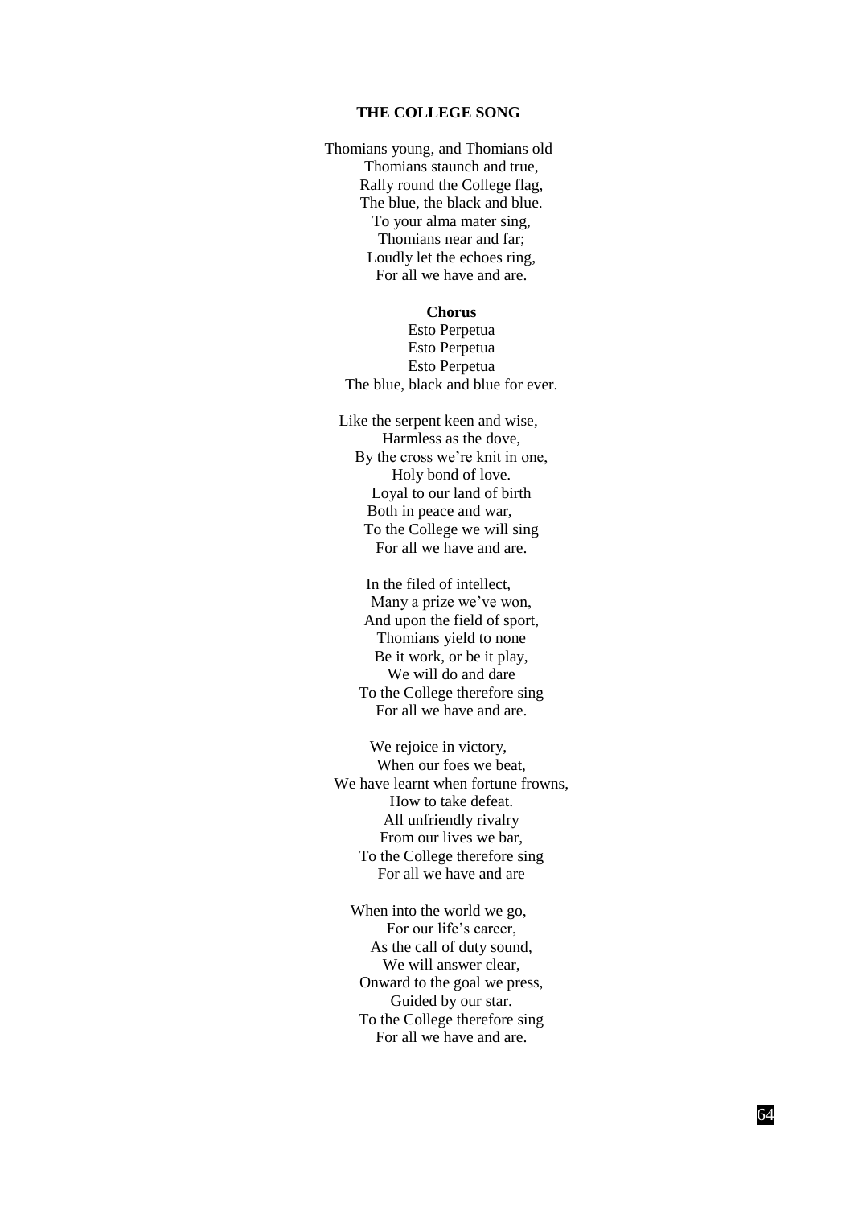## THE COLLEGE SONG

Thomians young, and Thomians old  
Thomians staunch and true,  
Rally round the College flag,  
The blue, the black and blue.  
To your alma mater sing,  
Thomians near and far;  
Loudly let the echoes ring,  
For all we have and are.

**Chorus**

Esto Perpetua  
Esto Perpetua  
Esto Perpetua  
The blue, black and blue for ever.

Like the serpent keen and wise,  
Harmless as the dove,  
By the cross we're knit in one,  
Holy bond of love.  
Loyal to our land of birth  
Both in peace and war,  
To the College we will sing  
For all we have and are.

In the filed of intellect,  
Many a prize we've won,  
And upon the field of sport,  
Thomians yield to none  
Be it work, or be it play,  
We will do and dare  
To the College therefore sing  
For all we have and are.

We rejoice in victory,  
When our foes we beat,  
We have learnt when fortune frowns,  
How to take defeat.  
All unfriendly rivalry  
From our lives we bar,  
To the College therefore sing  
For all we have and are

When into the world we go,  
For our life's career,  
As the call of duty sound,  
We will answer clear,  
Onward to the goal we press,  
Guided by our star.  
To the College therefore sing  
For all we have and are.